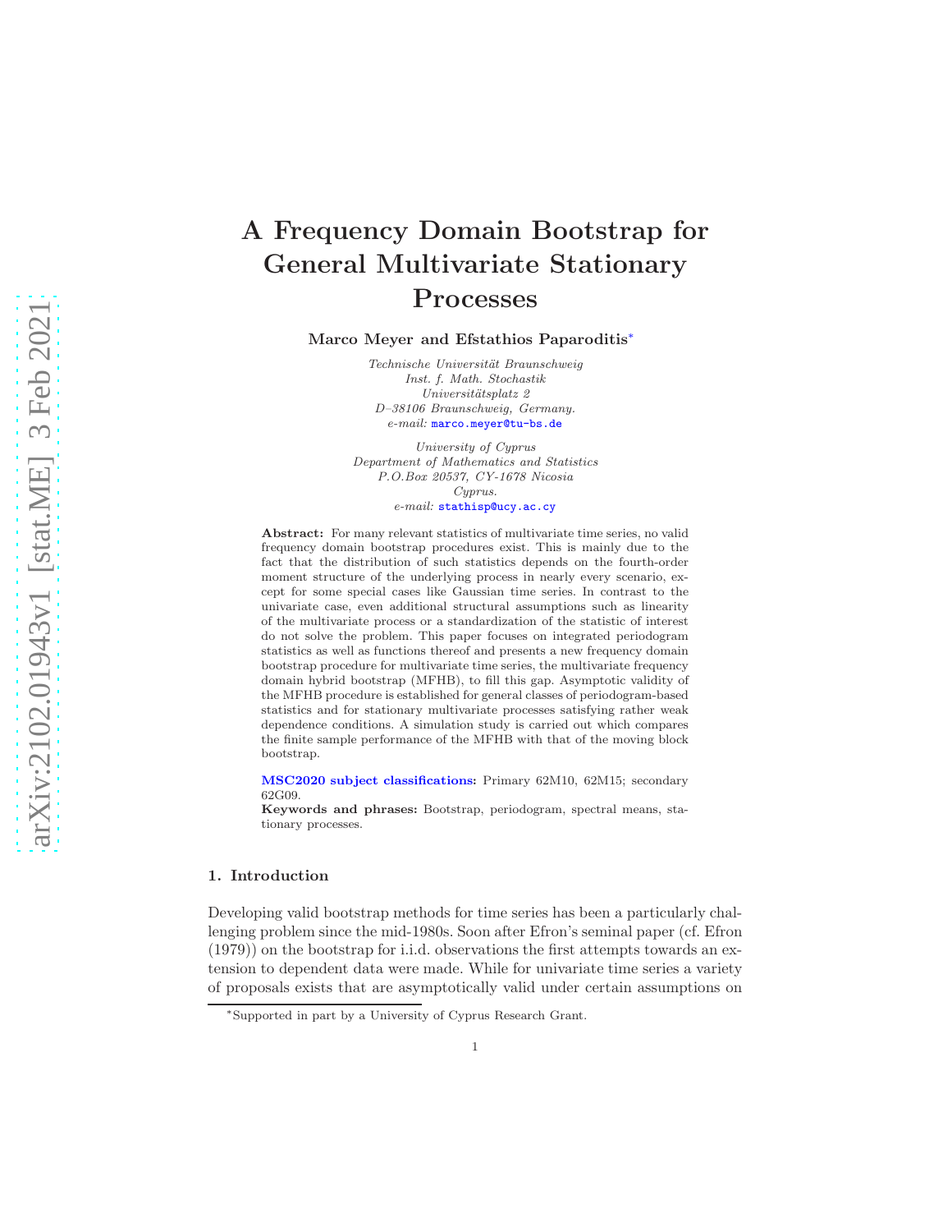# A Frequency Domain Bootstrap for General Multivariate Stationary Processes

**Marco Meyer and Efstathios Paparoditis***

*Technische Universität Braunschweig*
*Inst. f. Math. Stochastik*
*Universitätsplatz 2*
*D–38106 Braunschweig, Germany.*
*e-mail:* marco.meyer@tu-bs.de

*University of Cyprus*
*Department of Mathematics and Statistics*
*P.O.Box 20537, CY-1678 Nicosia*
*Cyprus.*
*e-mail:* stathisp@ucy.ac.cy

**Abstract:** For many relevant statistics of multivariate time series, no valid frequency domain bootstrap procedures exist. This is mainly due to the fact that the distribution of such statistics depends on the fourth-order moment structure of the underlying process in nearly every scenario, except for some special cases like Gaussian time series. In contrast to the univariate case, even additional structural assumptions such as linearity of the multivariate process or a standardization of the statistic of interest do not solve the problem. This paper focuses on integrated periodogram statistics as well as functions thereof and presents a new frequency domain bootstrap procedure for multivariate time series, the multivariate frequency domain hybrid bootstrap (MFHB), to fill this gap. Asymptotic validity of the MFHB procedure is established for general classes of periodogram-based statistics and for stationary multivariate processes satisfying rather weak dependence conditions. A simulation study is carried out which compares the finite sample performance of the MFHB with that of the moving block bootstrap.

**MSC2020 subject classifications:** Primary 62M10, 62M15; secondary 62G09.

**Keywords and phrases:** Bootstrap, periodogram, spectral means, stationary processes.

## 1. Introduction

Developing valid bootstrap methods for time series has been a particularly challenging problem since the mid-1980s. Soon after Efron's seminal paper (cf. Efron (1979)) on the bootstrap for i.i.d. observations the first attempts towards an extension to dependent data were made. While for univariate time series a variety of proposals exists that are asymptotically valid under certain assumptions on

*Supported in part by a University of Cyprus Research Grant.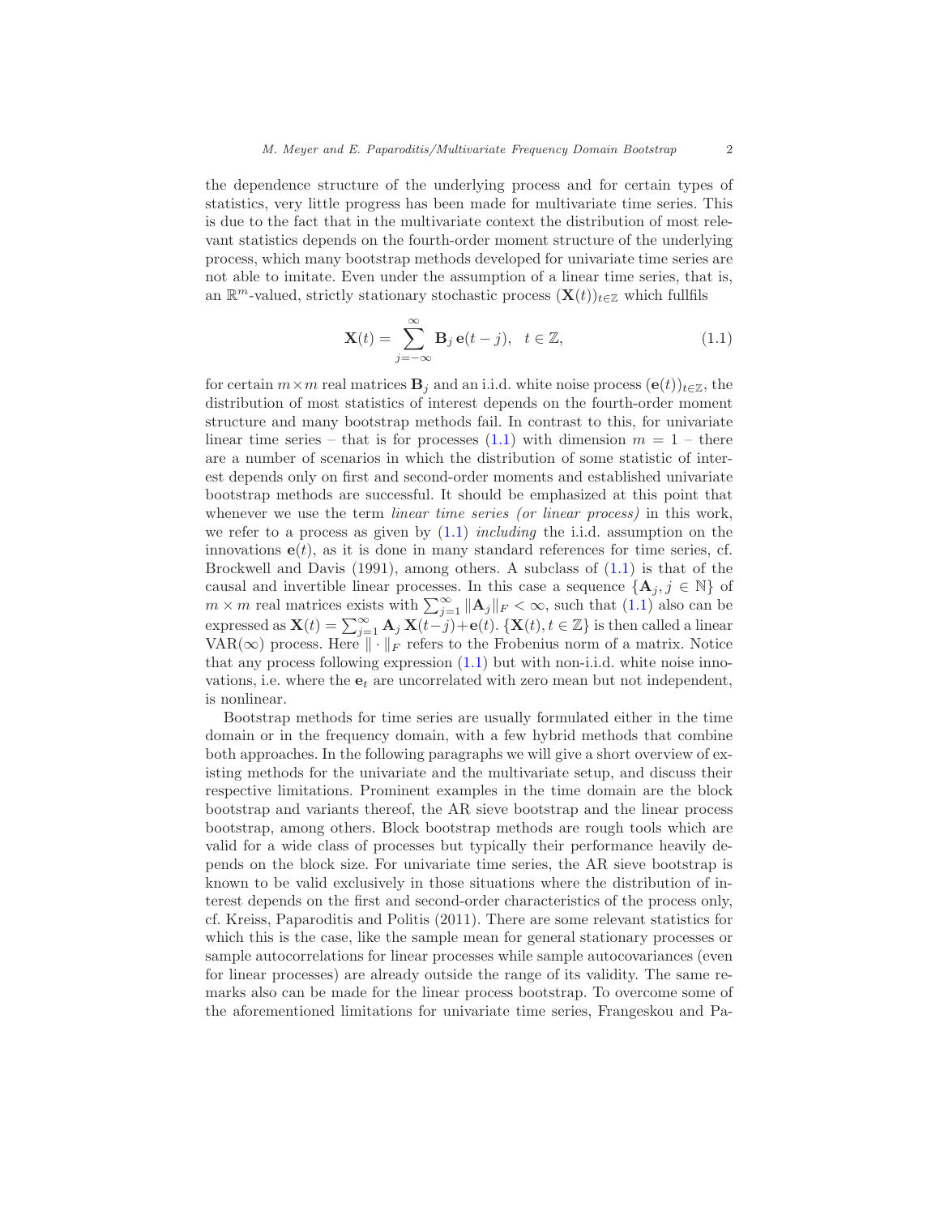the dependence structure of the underlying process and for certain types of statistics, very little progress has been made for multivariate time series. This is due to the fact that in the multivariate context the distribution of most relevant statistics depends on the fourth-order moment structure of the underlying process, which many bootstrap methods developed for univariate time series are not able to imitate. Even under the assumption of a linear time series, that is, an $\mathbb{R}^m$-valued, strictly stationary stochastic process $(\mathbf{X}(t))_{t\in\mathbb{Z}}$ which fullfils

$$\mathbf{X}(t) = \sum_{j=-\infty}^{\infty} \mathbf{B}_j \, \mathbf{e}(t-j), \quad t \in \mathbb{Z}, \tag{1.1}$$

for certain $m \times m$ real matrices $\mathbf{B}_j$ and an i.i.d. white noise process $(\mathbf{e}(t))_{t\in\mathbb{Z}}$, the distribution of most statistics of interest depends on the fourth-order moment structure and many bootstrap methods fail. In contrast to this, for univariate linear time series – that is for processes (1.1) with dimension $m = 1$ – there are a number of scenarios in which the distribution of some statistic of interest depends only on first and second-order moments and established univariate bootstrap methods are successful. It should be emphasized at this point that whenever we use the term *linear time series (or linear process)* in this work, we refer to a process as given by (1.1) *including* the i.i.d. assumption on the innovations $\mathbf{e}(t)$, as it is done in many standard references for time series, cf. Brockwell and Davis (1991), among others. A subclass of (1.1) is that of the causal and invertible linear processes. In this case a sequence $\{\mathbf{A}_j, j \in \mathbb{N}\}$ of $m \times m$ real matrices exists with $\sum_{j=1}^{\infty} \|\mathbf{A}_j\|_F < \infty$, such that (1.1) also can be expressed as $\mathbf{X}(t) = \sum_{j=1}^{\infty} \mathbf{A}_j \, \mathbf{X}(t-j) + \mathbf{e}(t)$. $\{\mathbf{X}(t), t \in \mathbb{Z}\}$ is then called a linear VAR($\infty$) process. Here $\|\cdot\|_F$ refers to the Frobenius norm of a matrix. Notice that any process following expression (1.1) but with non-i.i.d. white noise innovations, i.e. where the $\mathbf{e}_t$ are uncorrelated with zero mean but not independent, is nonlinear.

Bootstrap methods for time series are usually formulated either in the time domain or in the frequency domain, with a few hybrid methods that combine both approaches. In the following paragraphs we will give a short overview of existing methods for the univariate and the multivariate setup, and discuss their respective limitations. Prominent examples in the time domain are the block bootstrap and variants thereof, the AR sieve bootstrap and the linear process bootstrap, among others. Block bootstrap methods are rough tools which are valid for a wide class of processes but typically their performance heavily depends on the block size. For univariate time series, the AR sieve bootstrap is known to be valid exclusively in those situations where the distribution of interest depends on the first and second-order characteristics of the process only, cf. Kreiss, Paparoditis and Politis (2011). There are some relevant statistics for which this is the case, like the sample mean for general stationary processes or sample autocorrelations for linear processes while sample autocovariances (even for linear processes) are already outside the range of its validity. The same remarks also can be made for the linear process bootstrap. To overcome some of the aforementioned limitations for univariate time series, Frangeskou and Pa-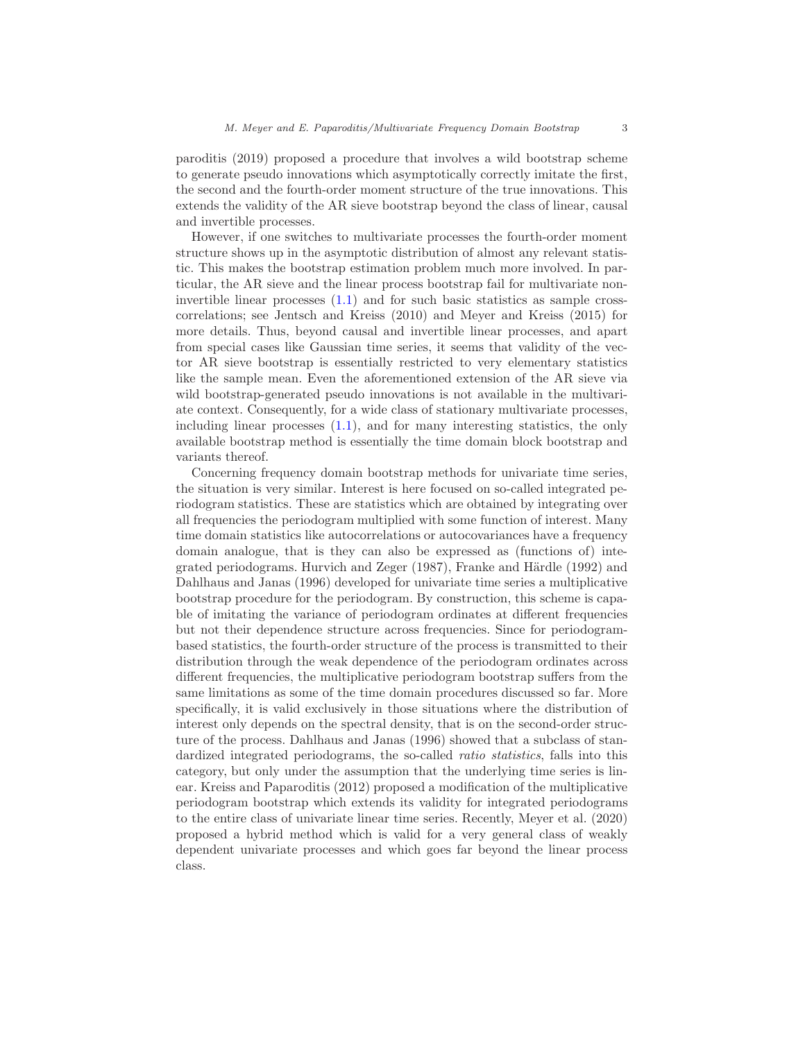paroditis (2019) proposed a procedure that involves a wild bootstrap scheme to generate pseudo innovations which asymptotically correctly imitate the first, the second and the fourth-order moment structure of the true innovations. This extends the validity of the AR sieve bootstrap beyond the class of linear, causal and invertible processes.

However, if one switches to multivariate processes the fourth-order moment structure shows up in the asymptotic distribution of almost any relevant statistic. This makes the bootstrap estimation problem much more involved. In particular, the AR sieve and the linear process bootstrap fail for multivariate non-invertible linear processes (1.1) and for such basic statistics as sample cross-correlations; see Jentsch and Kreiss (2010) and Meyer and Kreiss (2015) for more details. Thus, beyond causal and invertible linear processes, and apart from special cases like Gaussian time series, it seems that validity of the vector AR sieve bootstrap is essentially restricted to very elementary statistics like the sample mean. Even the aforementioned extension of the AR sieve via wild bootstrap-generated pseudo innovations is not available in the multivariate context. Consequently, for a wide class of stationary multivariate processes, including linear processes (1.1), and for many interesting statistics, the only available bootstrap method is essentially the time domain block bootstrap and variants thereof.

Concerning frequency domain bootstrap methods for univariate time series, the situation is very similar. Interest is here focused on so-called integrated periodogram statistics. These are statistics which are obtained by integrating over all frequencies the periodogram multiplied with some function of interest. Many time domain statistics like autocorrelations or autocovariances have a frequency domain analogue, that is they can also be expressed as (functions of) integrated periodograms. Hurvich and Zeger (1987), Franke and Härdle (1992) and Dahlhaus and Janas (1996) developed for univariate time series a multiplicative bootstrap procedure for the periodogram. By construction, this scheme is capable of imitating the variance of periodogram ordinates at different frequencies but not their dependence structure across frequencies. Since for periodogram-based statistics, the fourth-order structure of the process is transmitted to their distribution through the weak dependence of the periodogram ordinates across different frequencies, the multiplicative periodogram bootstrap suffers from the same limitations as some of the time domain procedures discussed so far. More specifically, it is valid exclusively in those situations where the distribution of interest only depends on the spectral density, that is on the second-order structure of the process. Dahlhaus and Janas (1996) showed that a subclass of standardized integrated periodograms, the so-called *ratio statistics*, falls into this category, but only under the assumption that the underlying time series is linear. Kreiss and Paparoditis (2012) proposed a modification of the multiplicative periodogram bootstrap which extends its validity for integrated periodograms to the entire class of univariate linear time series. Recently, Meyer et al. (2020) proposed a hybrid method which is valid for a very general class of weakly dependent univariate processes and which goes far beyond the linear process class.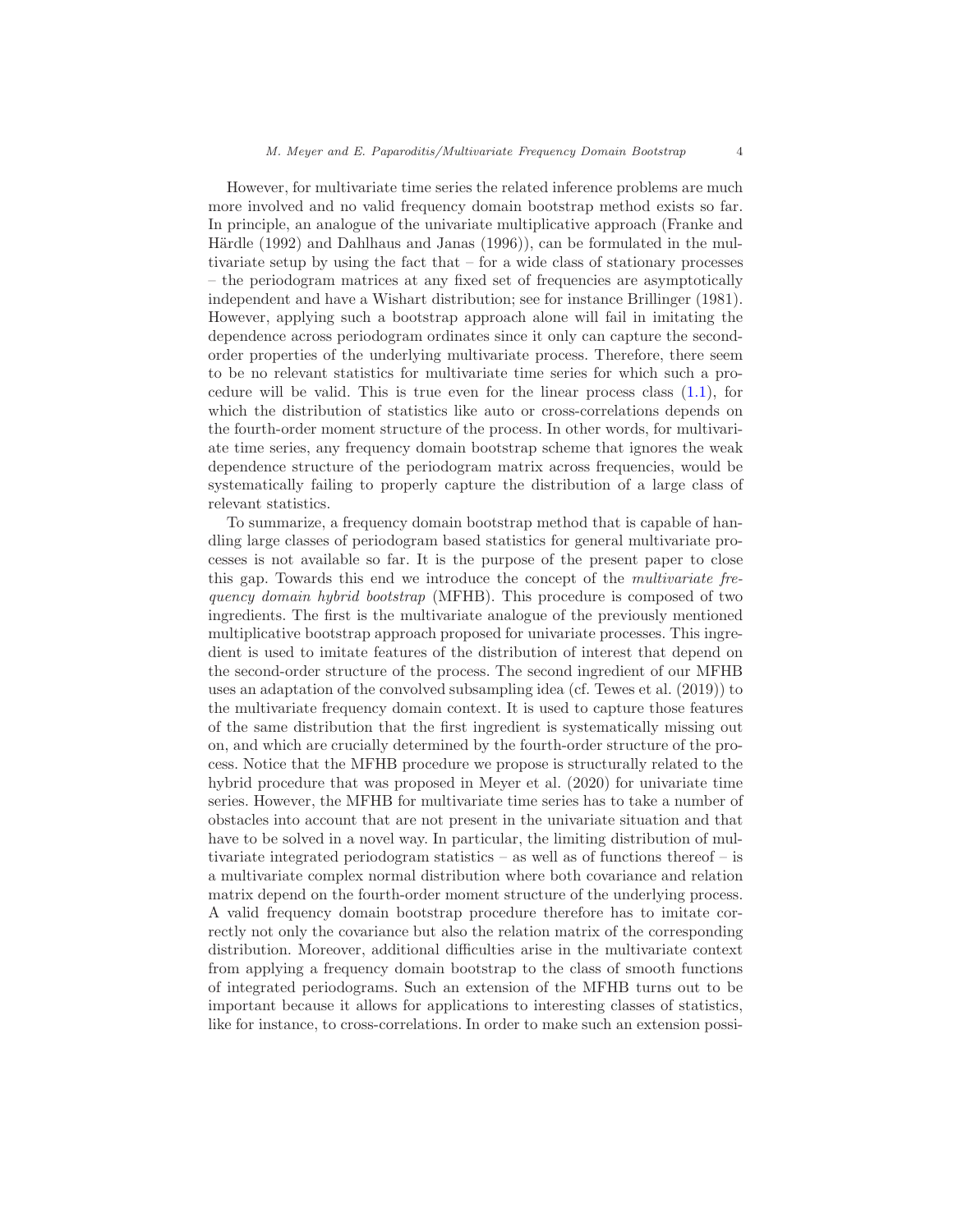However, for multivariate time series the related inference problems are much more involved and no valid frequency domain bootstrap method exists so far. In principle, an analogue of the univariate multiplicative approach (Franke and Härdle (1992) and Dahlhaus and Janas (1996)), can be formulated in the multivariate setup by using the fact that – for a wide class of stationary processes – the periodogram matrices at any fixed set of frequencies are asymptotically independent and have a Wishart distribution; see for instance Brillinger (1981). However, applying such a bootstrap approach alone will fail in imitating the dependence across periodogram ordinates since it only can capture the second-order properties of the underlying multivariate process. Therefore, there seem to be no relevant statistics for multivariate time series for which such a procedure will be valid. This is true even for the linear process class (1.1), for which the distribution of statistics like auto or cross-correlations depends on the fourth-order moment structure of the process. In other words, for multivariate time series, any frequency domain bootstrap scheme that ignores the weak dependence structure of the periodogram matrix across frequencies, would be systematically failing to properly capture the distribution of a large class of relevant statistics.

To summarize, a frequency domain bootstrap method that is capable of handling large classes of periodogram based statistics for general multivariate processes is not available so far. It is the purpose of the present paper to close this gap. Towards this end we introduce the concept of the *multivariate frequency domain hybrid bootstrap* (MFHB). This procedure is composed of two ingredients. The first is the multivariate analogue of the previously mentioned multiplicative bootstrap approach proposed for univariate processes. This ingredient is used to imitate features of the distribution of interest that depend on the second-order structure of the process. The second ingredient of our MFHB uses an adaptation of the convolved subsampling idea (cf. Tewes et al. (2019)) to the multivariate frequency domain context. It is used to capture those features of the same distribution that the first ingredient is systematically missing out on, and which are crucially determined by the fourth-order structure of the process. Notice that the MFHB procedure we propose is structurally related to the hybrid procedure that was proposed in Meyer et al. (2020) for univariate time series. However, the MFHB for multivariate time series has to take a number of obstacles into account that are not present in the univariate situation and that have to be solved in a novel way. In particular, the limiting distribution of multivariate integrated periodogram statistics – as well as of functions thereof – is a multivariate complex normal distribution where both covariance and relation matrix depend on the fourth-order moment structure of the underlying process. A valid frequency domain bootstrap procedure therefore has to imitate correctly not only the covariance but also the relation matrix of the corresponding distribution. Moreover, additional difficulties arise in the multivariate context from applying a frequency domain bootstrap to the class of smooth functions of integrated periodograms. Such an extension of the MFHB turns out to be important because it allows for applications to interesting classes of statistics, like for instance, to cross-correlations. In order to make such an extension possi-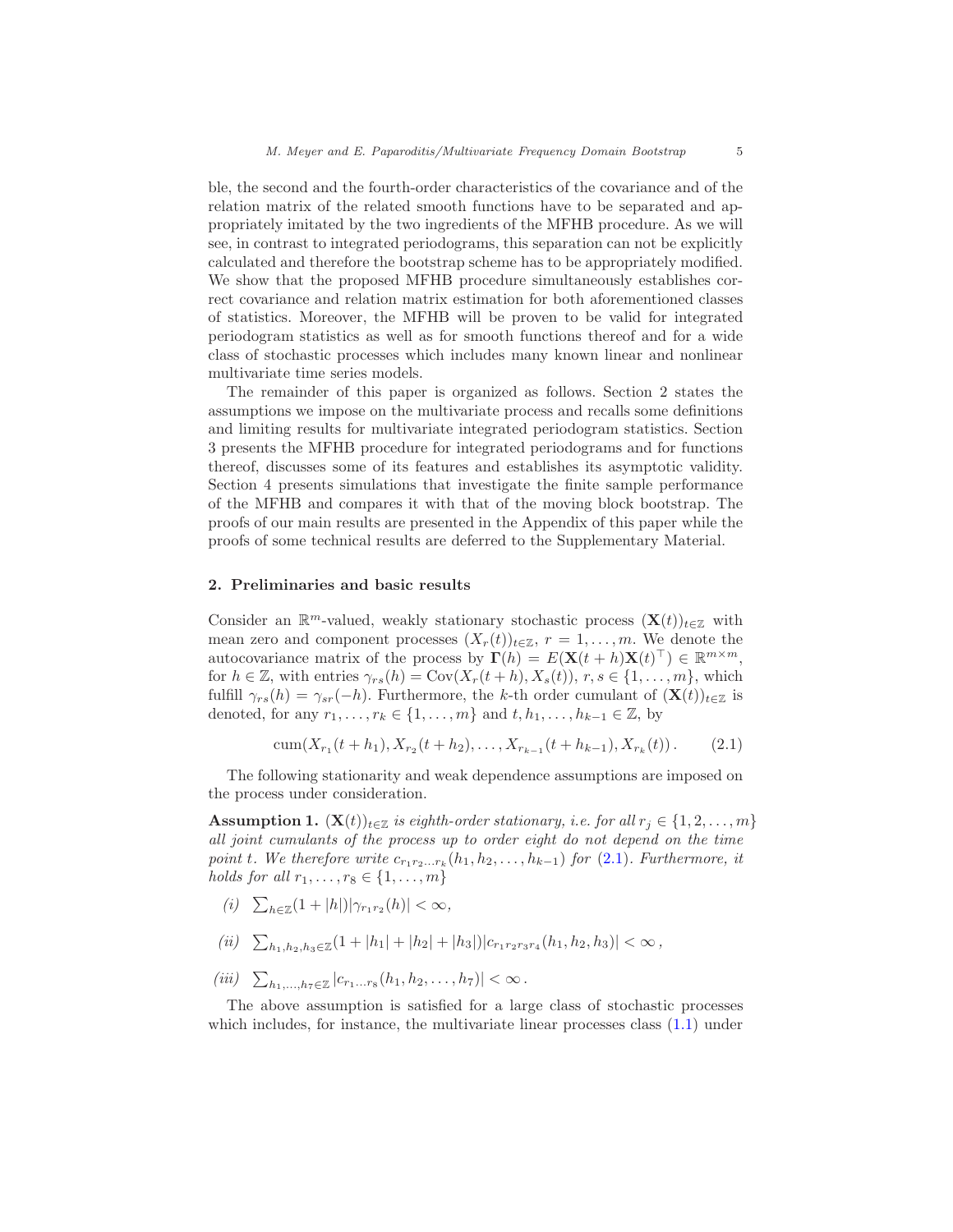ble, the second and the fourth-order characteristics of the covariance and of the relation matrix of the related smooth functions have to be separated and appropriately imitated by the two ingredients of the MFHB procedure. As we will see, in contrast to integrated periodograms, this separation can not be explicitly calculated and therefore the bootstrap scheme has to be appropriately modified. We show that the proposed MFHB procedure simultaneously establishes correct covariance and relation matrix estimation for both aforementioned classes of statistics. Moreover, the MFHB will be proven to be valid for integrated periodogram statistics as well as for smooth functions thereof and for a wide class of stochastic processes which includes many known linear and nonlinear multivariate time series models.

The remainder of this paper is organized as follows. Section 2 states the assumptions we impose on the multivariate process and recalls some definitions and limiting results for multivariate integrated periodogram statistics. Section 3 presents the MFHB procedure for integrated periodograms and for functions thereof, discusses some of its features and establishes its asymptotic validity. Section 4 presents simulations that investigate the finite sample performance of the MFHB and compares it with that of the moving block bootstrap. The proofs of our main results are presented in the Appendix of this paper while the proofs of some technical results are deferred to the Supplementary Material.

## 2. Preliminaries and basic results

Consider an $\mathbb{R}^m$-valued, weakly stationary stochastic process $(\mathbf{X}(t))_{t\in\mathbb{Z}}$ with mean zero and component processes $(X_r(t))_{t\in\mathbb{Z}}$, $r = 1,\ldots,m$. We denote the autocovariance matrix of the process by $\mathbf{\Gamma}(h) = E(\mathbf{X}(t+h)\mathbf{X}(t)^\top) \in \mathbb{R}^{m\times m}$, for $h \in \mathbb{Z}$, with entries $\gamma_{rs}(h) = \mathrm{Cov}(X_r(t+h), X_s(t))$, $r, s \in \{1,\ldots,m\}$, which fulfill $\gamma_{rs}(h) = \gamma_{sr}(-h)$. Furthermore, the $k$-th order cumulant of $(\mathbf{X}(t))_{t\in\mathbb{Z}}$ is denoted, for any $r_1,\ldots,r_k \in \{1,\ldots,m\}$ and $t, h_1,\ldots,h_{k-1} \in \mathbb{Z}$, by

$$\mathrm{cum}(X_{r_1}(t+h_1), X_{r_2}(t+h_2), \ldots, X_{r_{k-1}}(t+h_{k-1}), X_{r_k}(t)) \,. \qquad (2.1)$$

The following stationarity and weak dependence assumptions are imposed on the process under consideration.

**Assumption 1.** *$(\mathbf{X}(t))_{t\in\mathbb{Z}}$ is eighth-order stationary, i.e. for all $r_j \in \{1,2,\ldots,m\}$ all joint cumulants of the process up to order eight do not depend on the time point $t$. We therefore write $c_{r_1r_2\ldots r_k}(h_1,h_2,\ldots,h_{k-1})$ for (2.1). Furthermore, it holds for all $r_1,\ldots,r_8 \in \{1,\ldots,m\}$*

*(i)* $\sum_{h\in\mathbb{Z}}(1+|h|)|\gamma_{r_1r_2}(h)| < \infty$,

*(ii)* $\sum_{h_1,h_2,h_3\in\mathbb{Z}}(1+|h_1|+|h_2|+|h_3|)|c_{r_1r_2r_3r_4}(h_1,h_2,h_3)| < \infty\,,$

*(iii)* $\sum_{h_1,\ldots,h_7\in\mathbb{Z}}|c_{r_1\ldots r_8}(h_1,h_2,\ldots,h_7)| < \infty\,.$

The above assumption is satisfied for a large class of stochastic processes which includes, for instance, the multivariate linear processes class (1.1) under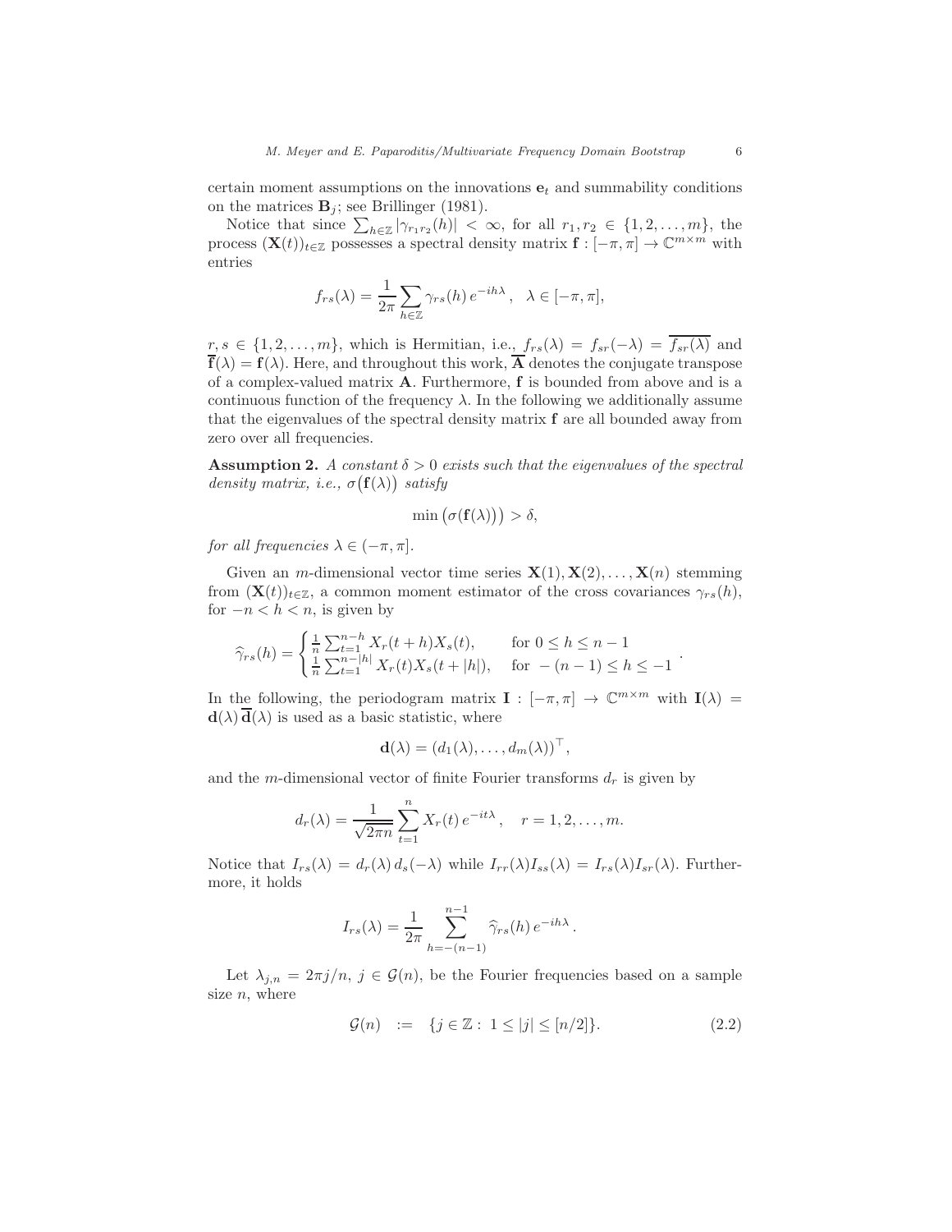certain moment assumptions on the innovations $\mathbf{e}_t$ and summability conditions on the matrices $\mathbf{B}_j$; see Brillinger (1981).

Notice that since $\sum_{h\in\mathbb{Z}} |\gamma_{r_1 r_2}(h)| < \infty$, for all $r_1, r_2 \in \{1, 2, \ldots, m\}$, the process $(\mathbf{X}(t))_{t\in\mathbb{Z}}$ possesses a spectral density matrix $\mathbf{f} : [-\pi, \pi] \to \mathbb{C}^{m\times m}$ with entries

$$f_{rs}(\lambda) = \frac{1}{2\pi} \sum_{h\in\mathbb{Z}} \gamma_{rs}(h)\, e^{-ih\lambda}, \quad \lambda \in [-\pi, \pi],$$

$r, s \in \{1, 2, \ldots, m\}$, which is Hermitian, i.e., $f_{rs}(\lambda) = f_{sr}(-\lambda) = \overline{f_{sr}(\lambda)}$ and $\overline{\mathbf{f}}(\lambda) = \mathbf{f}(\lambda)$. Here, and throughout this work, $\overline{\mathbf{A}}$ denotes the conjugate transpose of a complex-valued matrix $\mathbf{A}$. Furthermore, $\mathbf{f}$ is bounded from above and is a continuous function of the frequency $\lambda$. In the following we additionally assume that the eigenvalues of the spectral density matrix $\mathbf{f}$ are all bounded away from zero over all frequencies.

**Assumption 2.** *A constant $\delta > 0$ exists such that the eigenvalues of the spectral density matrix, i.e., $\sigma\big(\mathbf{f}(\lambda)\big)$ satisfy*

$$\min\big(\sigma(\mathbf{f}(\lambda))\big) > \delta,$$

*for all frequencies $\lambda \in (-\pi, \pi]$.*

Given an $m$-dimensional vector time series $\mathbf{X}(1), \mathbf{X}(2), \ldots, \mathbf{X}(n)$ stemming from $(\mathbf{X}(t))_{t\in\mathbb{Z}}$, a common moment estimator of the cross covariances $\gamma_{rs}(h)$, for $-n < h < n$, is given by

$$\widehat{\gamma}_{rs}(h) = \begin{cases} \frac{1}{n}\sum_{t=1}^{n-h} X_r(t+h) X_s(t), & \text{for } 0 \le h \le n-1 \\ \frac{1}{n}\sum_{t=1}^{n-|h|} X_r(t) X_s(t+|h|), & \text{for } -(n-1) \le h \le -1 \end{cases}.$$

In the following, the periodogram matrix $\mathbf{I} : [-\pi, \pi] \to \mathbb{C}^{m\times m}$ with $\mathbf{I}(\lambda) = \mathbf{d}(\lambda)\,\overline{\mathbf{d}}(\lambda)$ is used as a basic statistic, where

$$\mathbf{d}(\lambda) = (d_1(\lambda), \ldots, d_m(\lambda))^\top,$$

and the $m$-dimensional vector of finite Fourier transforms $d_r$ is given by

$$d_r(\lambda) = \frac{1}{\sqrt{2\pi n}} \sum_{t=1}^{n} X_r(t)\, e^{-it\lambda}, \quad r = 1, 2, \ldots, m.$$

Notice that $I_{rs}(\lambda) = d_r(\lambda)\, d_s(-\lambda)$ while $I_{rr}(\lambda) I_{ss}(\lambda) = I_{rs}(\lambda) I_{sr}(\lambda)$. Furthermore, it holds

$$I_{rs}(\lambda) = \frac{1}{2\pi} \sum_{h=-(n-1)}^{n-1} \widehat{\gamma}_{rs}(h)\, e^{-ih\lambda}.$$

Let $\lambda_{j,n} = 2\pi j/n$, $j \in \mathcal{G}(n)$, be the Fourier frequencies based on a sample size $n$, where

$$\mathcal{G}(n) \quad := \quad \{j \in \mathbb{Z} :\ 1 \le |j| \le [n/2]\}. \tag{2.2}$$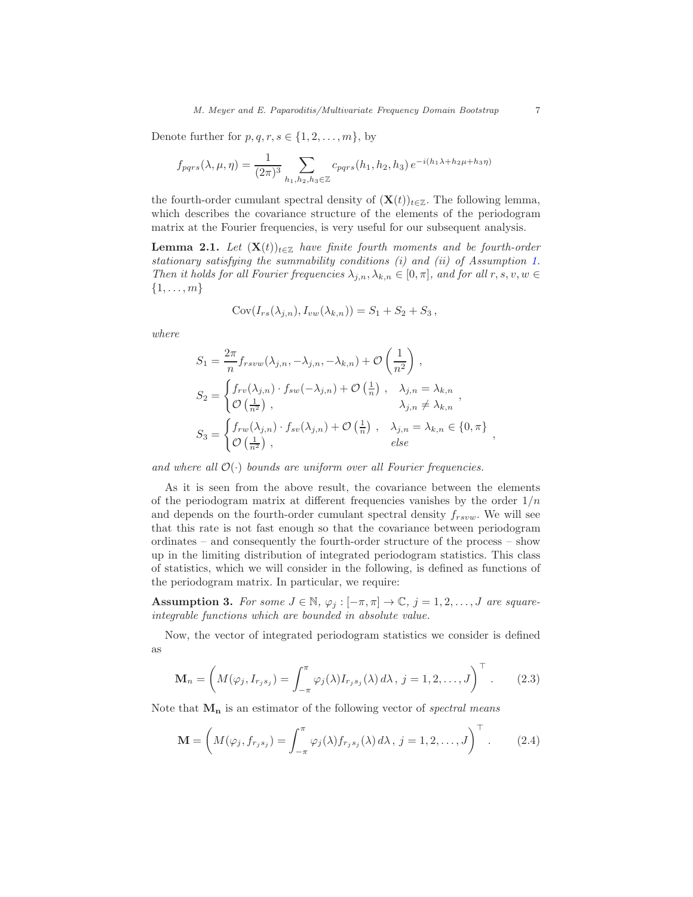Denote further for $p, q, r, s \in \{1, 2, \ldots, m\}$, by

$$f_{pqrs}(\lambda, \mu, \eta) = \frac{1}{(2\pi)^3} \sum_{h_1, h_2, h_3 \in \mathbb{Z}} c_{pqrs}(h_1, h_2, h_3)\, e^{-i(h_1\lambda + h_2\mu + h_3\eta)}$$

the fourth-order cumulant spectral density of $(\mathbf{X}(t))_{t\in\mathbb{Z}}$. The following lemma, which describes the covariance structure of the elements of the periodogram matrix at the Fourier frequencies, is very useful for our subsequent analysis.

**Lemma 2.1.** *Let $(\mathbf{X}(t))_{t\in\mathbb{Z}}$ have finite fourth moments and be fourth-order stationary satisfying the summability conditions (i) and (ii) of Assumption 1. Then it holds for all Fourier frequencies $\lambda_{j,n}, \lambda_{k,n} \in [0, \pi]$, and for all $r, s, v, w \in \{1, \ldots, m\}$*

$$\mathrm{Cov}(I_{rs}(\lambda_{j,n}), I_{vw}(\lambda_{k,n})) = S_1 + S_2 + S_3\,,$$

*where*

$$S_1 = \frac{2\pi}{n} f_{rsvw}(\lambda_{j,n}, -\lambda_{j,n}, -\lambda_{k,n}) + \mathcal{O}\left(\frac{1}{n^2}\right)\,,$$

$$S_2 = \begin{cases} f_{rv}(\lambda_{j,n}) \cdot f_{sw}(-\lambda_{j,n}) + \mathcal{O}\left(\frac{1}{n}\right)\,, & \lambda_{j,n} = \lambda_{k,n} \\ \mathcal{O}\left(\frac{1}{n^2}\right)\,, & \lambda_{j,n} \neq \lambda_{k,n} \end{cases}\,,$$

$$S_3 = \begin{cases} f_{rw}(\lambda_{j,n}) \cdot f_{sv}(\lambda_{j,n}) + \mathcal{O}\left(\frac{1}{n}\right)\,, & \lambda_{j,n} = \lambda_{k,n} \in \{0, \pi\} \\ \mathcal{O}\left(\frac{1}{n^2}\right)\,, & \text{else} \end{cases}\,,$$

*and where all $\mathcal{O}(\cdot)$ bounds are uniform over all Fourier frequencies.*

As it is seen from the above result, the covariance between the elements of the periodogram matrix at different frequencies vanishes by the order $1/n$ and depends on the fourth-order cumulant spectral density $f_{rsvw}$. We will see that this rate is not fast enough so that the covariance between periodogram ordinates – and consequently the fourth-order structure of the process – show up in the limiting distribution of integrated periodogram statistics. This class of statistics, which we will consider in the following, is defined as functions of the periodogram matrix. In particular, we require:

**Assumption 3.** *For some $J \in \mathbb{N}$, $\varphi_j : [-\pi, \pi] \to \mathbb{C}$, $j = 1, 2, \ldots, J$ are square-integrable functions which are bounded in absolute value.*

Now, the vector of integrated periodogram statistics we consider is defined as

$$\mathbf{M}_n = \left( M(\varphi_j, I_{r_j s_j}) = \int_{-\pi}^{\pi} \varphi_j(\lambda) I_{r_j s_j}(\lambda)\, d\lambda\,,\ j = 1, 2, \ldots, J \right)^\top. \tag{2.3}$$

Note that $\mathbf{M_n}$ is an estimator of the following vector of *spectral means*

$$\mathbf{M} = \left( M(\varphi_j, f_{r_j s_j}) = \int_{-\pi}^{\pi} \varphi_j(\lambda) f_{r_j s_j}(\lambda)\, d\lambda\,,\ j = 1, 2, \ldots, J \right)^\top. \tag{2.4}$$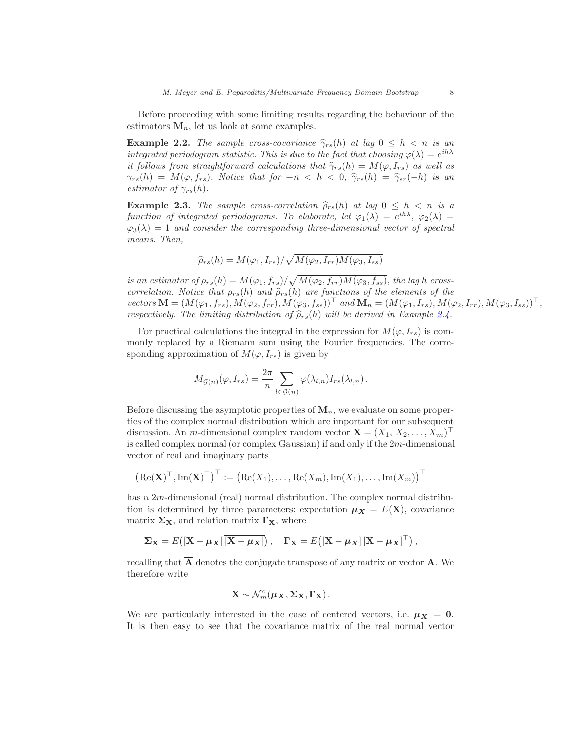Before proceeding with some limiting results regarding the behaviour of the estimators $\mathbf{M}_n$, let us look at some examples.

**Example 2.2.** *The sample cross-covariance $\widehat{\gamma}_{rs}(h)$ at lag $0 \leq h < n$ is an integrated periodogram statistic. This is due to the fact that choosing $\varphi(\lambda) = e^{ih\lambda}$ it follows from straightforward calculations that $\widehat{\gamma}_{rs}(h) = M(\varphi, I_{rs})$ as well as $\gamma_{rs}(h) = M(\varphi, f_{rs})$. Notice that for $-n < h < 0$, $\widehat{\gamma}_{rs}(h) = \widehat{\gamma}_{sr}(-h)$ is an estimator of $\gamma_{rs}(h)$.*

**Example 2.3.** *The sample cross-correlation $\widehat{\rho}_{rs}(h)$ at lag $0 \leq h < n$ is a function of integrated periodograms. To elaborate, let $\varphi_1(\lambda) = e^{ih\lambda}$, $\varphi_2(\lambda) = \varphi_3(\lambda) = 1$ and consider the corresponding three-dimensional vector of spectral means. Then,*

$$\widehat{\rho}_{rs}(h) = M(\varphi_1, I_{rs})/\sqrt{M(\varphi_2, I_{rr})M(\varphi_3, I_{ss})}$$

*is an estimator of $\rho_{rs}(h) = M(\varphi_1, f_{rs})/\sqrt{M(\varphi_2, f_{rr})M(\varphi_3, f_{ss})}$, the lag $h$ cross-correlation. Notice that $\rho_{rs}(h)$ and $\widehat{\rho}_{rs}(h)$ are functions of the elements of the vectors $\mathbf{M} = (M(\varphi_1, f_{rs}), M(\varphi_2, f_{rr}), M(\varphi_3, f_{ss}))^\top$ and $\mathbf{M}_n = (M(\varphi_1, I_{rs}), M(\varphi_2, I_{rr}), M(\varphi_3, I_{ss}))^\top$, respectively. The limiting distribution of $\widehat{\rho}_{rs}(h)$ will be derived in Example 2.4.*

For practical calculations the integral in the expression for $M(\varphi, I_{rs})$ is commonly replaced by a Riemann sum using the Fourier frequencies. The corresponding approximation of $M(\varphi, I_{rs})$ is given by

$$M_{\mathcal{G}(n)}(\varphi, I_{rs}) = \frac{2\pi}{n} \sum_{l \in \mathcal{G}(n)} \varphi(\lambda_{l,n}) I_{rs}(\lambda_{l,n}) \, .$$

Before discussing the asymptotic properties of $\mathbf{M}_n$, we evaluate on some properties of the complex normal distribution which are important for our subsequent discussion. An $m$-dimensional complex random vector $\mathbf{X} = (X_1, X_2, \ldots, X_m)^\top$ is called complex normal (or complex Gaussian) if and only if the $2m$-dimensional vector of real and imaginary parts

$$\left(\mathrm{Re}(\mathbf{X})^\top, \mathrm{Im}(\mathbf{X})^\top\right)^\top := \left(\mathrm{Re}(X_1), \ldots, \mathrm{Re}(X_m), \mathrm{Im}(X_1), \ldots, \mathrm{Im}(X_m)\right)^\top$$

has a $2m$-dimensional (real) normal distribution. The complex normal distribution is determined by three parameters: expectation $\boldsymbol{\mu}_{\boldsymbol{X}} = E(\mathbf{X})$, covariance matrix $\mathbf{\Sigma}_{\mathbf{X}}$, and relation matrix $\mathbf{\Gamma}_{\mathbf{X}}$, where

$$\mathbf{\Sigma}_{\mathbf{X}} = E\big([\mathbf{X} - \boldsymbol{\mu}_{\boldsymbol{X}}]\,\overline{[\mathbf{X} - \boldsymbol{\mu}_{\boldsymbol{X}}]}\big)\,, \quad \mathbf{\Gamma}_{\mathbf{X}} = E\big([\mathbf{X} - \boldsymbol{\mu}_{\boldsymbol{X}}]\,[\mathbf{X} - \boldsymbol{\mu}_{\boldsymbol{X}}]^\top\big)\,,$$

recalling that $\overline{\mathbf{A}}$ denotes the conjugate transpose of any matrix or vector $\mathbf{A}$. We therefore write

$$\mathbf{X} \sim \mathcal{N}_m^c(\boldsymbol{\mu}_{\boldsymbol{X}}, \mathbf{\Sigma}_{\mathbf{X}}, \mathbf{\Gamma}_{\mathbf{X}})\,.$$

We are particularly interested in the case of centered vectors, i.e. $\boldsymbol{\mu}_{\boldsymbol{X}} = \mathbf{0}$. It is then easy to see that the covariance matrix of the real normal vector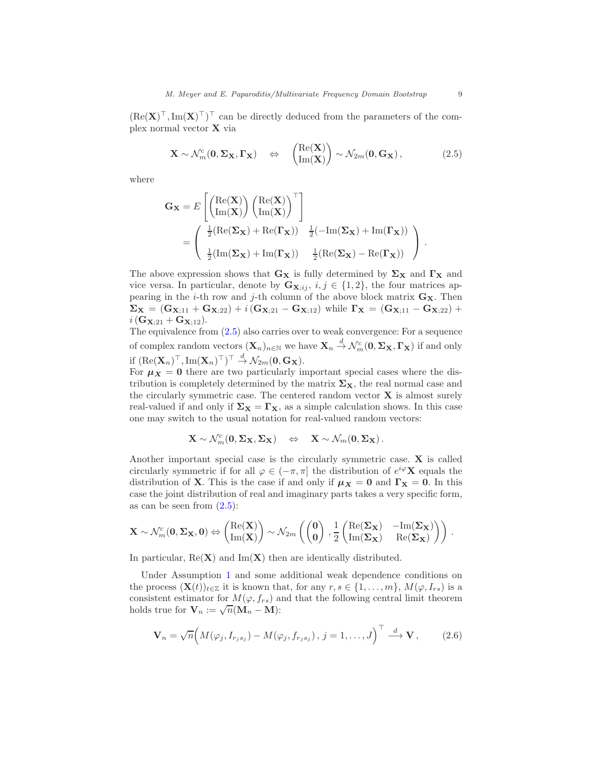$(\mathrm{Re}(\mathbf{X})^\top, \mathrm{Im}(\mathbf{X})^\top)^\top$ can be directly deduced from the parameters of the complex normal vector $\mathbf{X}$ via

$$\mathbf{X} \sim \mathcal{N}_m^c(\mathbf{0}, \mathbf{\Sigma_X}, \mathbf{\Gamma_X}) \quad \Leftrightarrow \quad \begin{pmatrix} \mathrm{Re}(\mathbf{X}) \\ \mathrm{Im}(\mathbf{X}) \end{pmatrix} \sim \mathcal{N}_{2m}(\mathbf{0}, \mathbf{G_X}), \tag{2.5}$$

where

$$\begin{aligned} \mathbf{G_X} &= E\left[ \begin{pmatrix} \mathrm{Re}(\mathbf{X}) \\ \mathrm{Im}(\mathbf{X}) \end{pmatrix} \begin{pmatrix} \mathrm{Re}(\mathbf{X}) \\ \mathrm{Im}(\mathbf{X}) \end{pmatrix}^\top \right] \\ &= \begin{pmatrix} \frac{1}{2}(\mathrm{Re}(\mathbf{\Sigma_X}) + \mathrm{Re}(\mathbf{\Gamma_X})) & \frac{1}{2}(-\mathrm{Im}(\mathbf{\Sigma_X}) + \mathrm{Im}(\mathbf{\Gamma_X})) \\ \\ \frac{1}{2}(\mathrm{Im}(\mathbf{\Sigma_X}) + \mathrm{Im}(\mathbf{\Gamma_X})) & \frac{1}{2}(\mathrm{Re}(\mathbf{\Sigma_X}) - \mathrm{Re}(\mathbf{\Gamma_X})) \end{pmatrix}. \end{aligned}$$

The above expression shows that $\mathbf{G_X}$ is fully determined by $\mathbf{\Sigma_X}$ and $\mathbf{\Gamma_X}$ and vice versa. In particular, denote by $\mathbf{G}_{\mathbf{X};ij}$, $i,j \in \{1,2\}$, the four matrices appearing in the $i$-th row and $j$-th column of the above block matrix $\mathbf{G_X}$. Then $\mathbf{\Sigma_X} = (\mathbf{G}_{\mathbf{X};11} + \mathbf{G}_{\mathbf{X};22}) + i\,(\mathbf{G}_{\mathbf{X};21} - \mathbf{G}_{\mathbf{X};12})$ while $\mathbf{\Gamma_X} = (\mathbf{G}_{\mathbf{X};11} - \mathbf{G}_{\mathbf{X};22}) + i\,(\mathbf{G}_{\mathbf{X};21} + \mathbf{G}_{\mathbf{X};12})$.

The equivalence from (2.5) also carries over to weak convergence: For a sequence of complex random vectors $(\mathbf{X}_n)_{n\in\mathbb{N}}$ we have $\mathbf{X}_n \xrightarrow{d} \mathcal{N}_m^c(\mathbf{0}, \mathbf{\Sigma_X}, \mathbf{\Gamma_X})$ if and only if $(\mathrm{Re}(\mathbf{X}_n)^\top, \mathrm{Im}(\mathbf{X}_n)^\top)^\top \xrightarrow{d} \mathcal{N}_{2m}(\mathbf{0}, \mathbf{G_X})$.

For $\boldsymbol{\mu}_\mathbf{X} = \mathbf{0}$ there are two particularly important special cases where the distribution is completely determined by the matrix $\mathbf{\Sigma_X}$, the real normal case and the circularly symmetric case. The centered random vector $\mathbf{X}$ is almost surely real-valued if and only if $\mathbf{\Sigma_X} = \mathbf{\Gamma_X}$, as a simple calculation shows. In this case one may switch to the usual notation for real-valued random vectors:

$$\mathbf{X} \sim \mathcal{N}_m^c(\mathbf{0}, \mathbf{\Sigma_X}, \mathbf{\Sigma_X}) \quad \Leftrightarrow \quad \mathbf{X} \sim \mathcal{N}_m(\mathbf{0}, \mathbf{\Sigma_X}).$$

Another important special case is the circularly symmetric case. $\mathbf{X}$ is called circularly symmetric if for all $\varphi \in (-\pi, \pi]$ the distribution of $e^{i\varphi}\mathbf{X}$ equals the distribution of $\mathbf{X}$. This is the case if and only if $\boldsymbol{\mu}_\mathbf{X} = \mathbf{0}$ and $\mathbf{\Gamma_X} = \mathbf{0}$. In this case the joint distribution of real and imaginary parts takes a very specific form, as can be seen from (2.5):

$$\mathbf{X} \sim \mathcal{N}_m^c(\mathbf{0}, \mathbf{\Sigma_X}, \mathbf{0}) \Leftrightarrow \begin{pmatrix} \mathrm{Re}(\mathbf{X}) \\ \mathrm{Im}(\mathbf{X}) \end{pmatrix} \sim \mathcal{N}_{2m}\left( \begin{pmatrix} \mathbf{0} \\ \mathbf{0} \end{pmatrix}, \frac{1}{2} \begin{pmatrix} \mathrm{Re}(\mathbf{\Sigma_X}) & -\mathrm{Im}(\mathbf{\Sigma_X}) \\ \mathrm{Im}(\mathbf{\Sigma_X}) & \mathrm{Re}(\mathbf{\Sigma_X}) \end{pmatrix} \right).$$

In particular, $\mathrm{Re}(\mathbf{X})$ and $\mathrm{Im}(\mathbf{X})$ then are identically distributed.

Under Assumption 1 and some additional weak dependence conditions on the process $(\mathbf{X}(t))_{t\in\mathbb{Z}}$ it is known that, for any $r,s \in \{1,\ldots,m\}$, $M(\varphi, I_{rs})$ is a consistent estimator for $M(\varphi, f_{rs})$ and that the following central limit theorem holds true for $\mathbf{V}_n := \sqrt{n}(\mathbf{M}_n - \mathbf{M})$:

$$\mathbf{V}_n = \sqrt{n}\Big( M(\varphi_j, I_{r_j s_j}) - M(\varphi_j, f_{r_j s_j}),\, j = 1, \ldots, J \Big)^\top \xrightarrow{d} \mathbf{V}, \tag{2.6}$$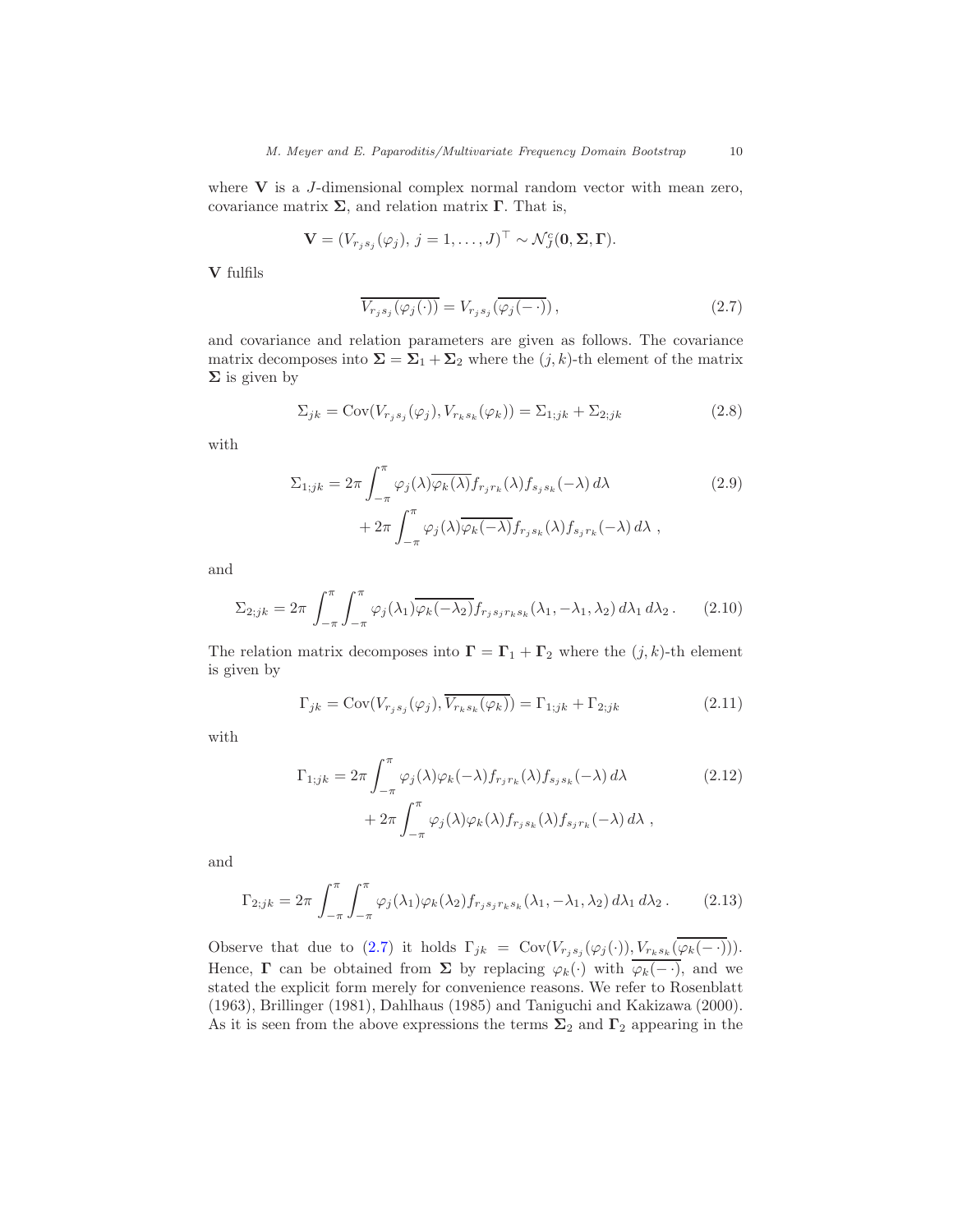where $\mathbf{V}$ is a $J$-dimensional complex normal random vector with mean zero, covariance matrix $\mathbf{\Sigma}$, and relation matrix $\mathbf{\Gamma}$. That is,

$$
\mathbf{V} = (V_{r_j s_j}(\varphi_j),\, j = 1, \ldots, J)^\top \sim \mathcal{N}_J^c(\mathbf{0}, \mathbf{\Sigma}, \mathbf{\Gamma}).
$$

$\mathbf{V}$ fulfils

$$
\overline{V_{r_j s_j}(\varphi_j(\cdot))} = V_{r_j s_j}(\overline{\varphi_j(-\cdot)}), \tag{2.7}
$$

and covariance and relation parameters are given as follows. The covariance matrix decomposes into $\mathbf{\Sigma} = \mathbf{\Sigma}_1 + \mathbf{\Sigma}_2$ where the $(j,k)$-th element of the matrix $\mathbf{\Sigma}$ is given by

$$
\Sigma_{jk} = \operatorname{Cov}(V_{r_j s_j}(\varphi_j), V_{r_k s_k}(\varphi_k)) = \Sigma_{1;jk} + \Sigma_{2;jk} \tag{2.8}
$$

with

$$
\begin{aligned}
\Sigma_{1;jk} = {} & 2\pi \int_{-\pi}^{\pi} \varphi_j(\lambda)\overline{\varphi_k(\lambda)} f_{r_j r_k}(\lambda) f_{s_j s_k}(-\lambda)\, d\lambda \\
& + 2\pi \int_{-\pi}^{\pi} \varphi_j(\lambda)\overline{\varphi_k(-\lambda)} f_{r_j s_k}(\lambda) f_{s_j r_k}(-\lambda)\, d\lambda \;,
\end{aligned} \tag{2.9}
$$

and

$$
\Sigma_{2;jk} = 2\pi \int_{-\pi}^{\pi}\int_{-\pi}^{\pi} \varphi_j(\lambda_1)\overline{\varphi_k(-\lambda_2)} f_{r_j s_j r_k s_k}(\lambda_1, -\lambda_1, \lambda_2)\, d\lambda_1\, d\lambda_2 \,. \tag{2.10}
$$

The relation matrix decomposes into $\mathbf{\Gamma} = \mathbf{\Gamma}_1 + \mathbf{\Gamma}_2$ where the $(j,k)$-th element is given by

$$
\Gamma_{jk} = \operatorname{Cov}(V_{r_j s_j}(\varphi_j), \overline{V_{r_k s_k}(\varphi_k)}) = \Gamma_{1;jk} + \Gamma_{2;jk} \tag{2.11}
$$

with

$$
\begin{aligned}
\Gamma_{1;jk} = {} & 2\pi \int_{-\pi}^{\pi} \varphi_j(\lambda)\varphi_k(-\lambda) f_{r_j r_k}(\lambda) f_{s_j s_k}(-\lambda)\, d\lambda \\
& + 2\pi \int_{-\pi}^{\pi} \varphi_j(\lambda)\varphi_k(\lambda) f_{r_j s_k}(\lambda) f_{s_j r_k}(-\lambda)\, d\lambda \;,
\end{aligned} \tag{2.12}
$$

and

$$
\Gamma_{2;jk} = 2\pi \int_{-\pi}^{\pi}\int_{-\pi}^{\pi} \varphi_j(\lambda_1)\varphi_k(\lambda_2) f_{r_j s_j r_k s_k}(\lambda_1, -\lambda_1, \lambda_2)\, d\lambda_1\, d\lambda_2 \,. \tag{2.13}
$$

Observe that due to (2.7) it holds $\Gamma_{jk} = \operatorname{Cov}(V_{r_j s_j}(\varphi_j(\cdot)), V_{r_k s_k}(\overline{\varphi_k(-\cdot)}))$. Hence, $\mathbf{\Gamma}$ can be obtained from $\mathbf{\Sigma}$ by replacing $\varphi_k(\cdot)$ with $\overline{\varphi_k(-\cdot)}$, and we stated the explicit form merely for convenience reasons. We refer to Rosenblatt (1963), Brillinger (1981), Dahlhaus (1985) and Taniguchi and Kakizawa (2000). As it is seen from the above expressions the terms $\mathbf{\Sigma}_2$ and $\mathbf{\Gamma}_2$ appearing in the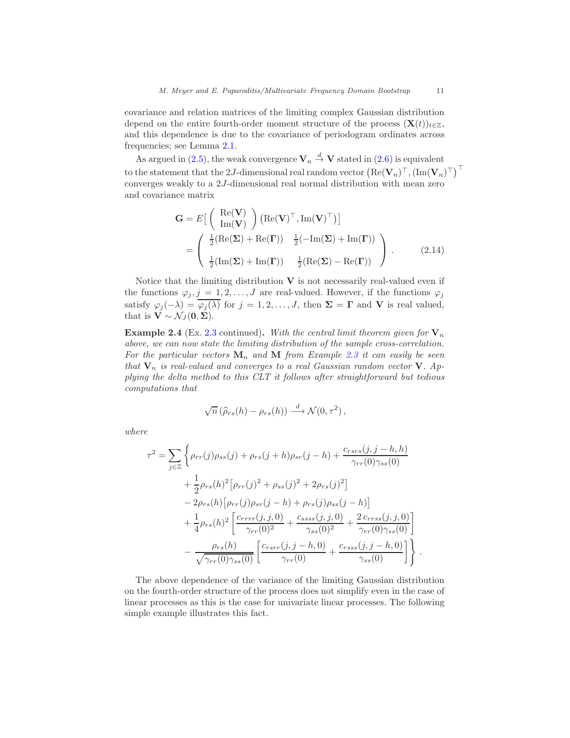covariance and relation matrices of the limiting complex Gaussian distribution depend on the entire fourth-order moment structure of the process $(\mathbf{X}(t))_{t\in\mathbb{Z}}$, and this dependence is due to the covariance of periodogram ordinates across frequencies; see Lemma 2.1.

As argued in (2.5), the weak convergence $\mathbf{V}_n \stackrel{d}{\to} \mathbf{V}$ stated in (2.6) is equivalent to the statement that the $2J$-dimensional real random vector $\big(\mathrm{Re}(\mathbf{V}_n)^\top, (\mathrm{Im}(\mathbf{V}_n)^\top)\big)^\top$ converges weakly to a $2J$-dimensional real normal distribution with mean zero and covariance matrix

$$
\begin{aligned}
\mathbf{G} &= E\Big[\begin{pmatrix} \mathrm{Re}(\mathbf{V}) \\ \mathrm{Im}(\mathbf{V}) \end{pmatrix} \big(\mathrm{Re}(\mathbf{V})^\top, \mathrm{Im}(\mathbf{V})^\top\big)\Big] \\
&= \begin{pmatrix} \frac{1}{2}(\mathrm{Re}(\boldsymbol{\Sigma}) + \mathrm{Re}(\boldsymbol{\Gamma})) & \frac{1}{2}(-\mathrm{Im}(\boldsymbol{\Sigma}) + \mathrm{Im}(\boldsymbol{\Gamma})) \\[2ex] \frac{1}{2}(\mathrm{Im}(\boldsymbol{\Sigma}) + \mathrm{Im}(\boldsymbol{\Gamma})) & \frac{1}{2}(\mathrm{Re}(\boldsymbol{\Sigma}) - \mathrm{Re}(\boldsymbol{\Gamma})) \end{pmatrix}. \qquad (2.14)
\end{aligned}
$$

Notice that the limiting distribution $\mathbf{V}$ is not necessarily real-valued even if the functions $\varphi_j, j = 1, 2, \ldots, J$ are real-valued. However, if the functions $\varphi_j$ satisfy $\varphi_j(-\lambda) = \overline{\varphi_j(\lambda)}$ for $j = 1, 2, \ldots, J$, then $\boldsymbol{\Sigma} = \boldsymbol{\Gamma}$ and $\mathbf{V}$ is real valued, that is $\mathbf{V} \sim \mathcal{N}_J(\mathbf{0}, \boldsymbol{\Sigma})$.

**Example 2.4** (Ex. 2.3 continued)**.** *With the central limit theorem given for $\mathbf{V}_n$ above, we can now state the limiting distribution of the sample cross-correlation. For the particular vectors $\mathbf{M}_n$ and $\mathbf{M}$ from Example 2.3 it can easily be seen that $\mathbf{V}_n$ is real-valued and converges to a real Gaussian random vector $\mathbf{V}$. Applying the delta method to this CLT it follows after straightforward but tedious computations that*

$$
\sqrt{n}\,(\widehat{\rho}_{rs}(h) - \rho_{rs}(h)) \stackrel{d}{\longrightarrow} \mathcal{N}(0, \tau^2)\,,
$$

*where*

$$
\begin{aligned}
\tau^2 = \sum_{j\in\mathbb{Z}} \Bigg\{ & \rho_{rr}(j)\rho_{ss}(j) + \rho_{rs}(j+h)\rho_{sr}(j-h) + \frac{c_{rsrs}(j, j-h, h)}{\gamma_{rr}(0)\gamma_{ss}(0)} \\
& + \frac{1}{2}\rho_{rs}(h)^2\big[\rho_{rr}(j)^2 + \rho_{ss}(j)^2 + 2\rho_{rs}(j)^2\big] \\
& - 2\rho_{rs}(h)\big[\rho_{rr}(j)\rho_{sr}(j-h) + \rho_{rs}(j)\rho_{ss}(j-h)\big] \\
& + \frac{1}{4}\rho_{rs}(h)^2\left[\frac{c_{rrrr}(j,j,0)}{\gamma_{rr}(0)^2} + \frac{c_{ssss}(j,j,0)}{\gamma_{ss}(0)^2} + \frac{2\,c_{rrss}(j,j,0)}{\gamma_{rr}(0)\gamma_{ss}(0)}\right] \\
& - \frac{\rho_{rs}(h)}{\sqrt{\gamma_{rr}(0)\gamma_{ss}(0)}}\left[\frac{c_{rsrr}(j,j-h,0)}{\gamma_{rr}(0)} + \frac{c_{rsss}(j,j-h,0)}{\gamma_{ss}(0)}\right]\Bigg\}\,.
\end{aligned}
$$

The above dependence of the variance of the limiting Gaussian distribution on the fourth-order structure of the process does not simplify even in the case of linear processes as this is the case for univariate linear processes. The following simple example illustrates this fact.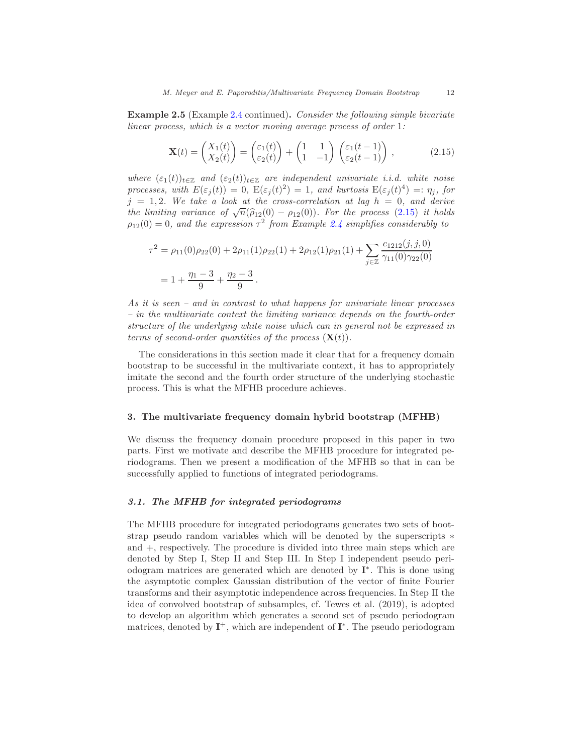**Example 2.5** (Example 2.4 continued)**.** *Consider the following simple bivariate linear process, which is a vector moving average process of order* 1*:*

$$
\mathbf{X}(t) = \begin{pmatrix} X_1(t) \\ X_2(t) \end{pmatrix} = \begin{pmatrix} \varepsilon_1(t) \\ \varepsilon_2(t) \end{pmatrix} + \begin{pmatrix} 1 & 1 \\ 1 & -1 \end{pmatrix} \begin{pmatrix} \varepsilon_1(t-1) \\ \varepsilon_2(t-1) \end{pmatrix} , \tag{2.15}
$$

*where $(\varepsilon_1(t))_{t\in\mathbb{Z}}$ and $(\varepsilon_2(t))_{t\in\mathbb{Z}}$ are independent univariate i.i.d. white noise processes, with $E(\varepsilon_j(t)) = 0$, $\mathrm{E}(\varepsilon_j(t)^2) = 1$, and kurtosis $\mathrm{E}(\varepsilon_j(t)^4) =: \eta_j$, for $j = 1, 2$. We take a look at the cross-correlation at lag $h = 0$, and derive the limiting variance of $\sqrt{n}(\widehat{\rho}_{12}(0) - \rho_{12}(0))$. For the process (2.15) it holds $\rho_{12}(0) = 0$, and the expression $\tau^2$ from Example 2.4 simplifies considerably to*

$$
\begin{aligned}
\tau^2 &= \rho_{11}(0)\rho_{22}(0) + 2\rho_{11}(1)\rho_{22}(1) + 2\rho_{12}(1)\rho_{21}(1) + \sum_{j\in\mathbb{Z}} \frac{c_{1212}(j,j,0)}{\gamma_{11}(0)\gamma_{22}(0)} \\
&= 1 + \frac{\eta_1 - 3}{9} + \frac{\eta_2 - 3}{9} \,.
\end{aligned}
$$

*As it is seen – and in contrast to what happens for univariate linear processes – in the multivariate context the limiting variance depends on the fourth-order structure of the underlying white noise which can in general not be expressed in terms of second-order quantities of the process $(\mathbf{X}(t))$.*

The considerations in this section made it clear that for a frequency domain bootstrap to be successful in the multivariate context, it has to appropriately imitate the second and the fourth order structure of the underlying stochastic process. This is what the MFHB procedure achieves.

## 3. The multivariate frequency domain hybrid bootstrap (MFHB)

We discuss the frequency domain procedure proposed in this paper in two parts. First we motivate and describe the MFHB procedure for integrated periodograms. Then we present a modification of the MFHB so that in can be successfully applied to functions of integrated periodograms.

### 3.1. The MFHB for integrated periodograms

The MFHB procedure for integrated periodograms generates two sets of bootstrap pseudo random variables which will be denoted by the superscripts $*$ and $+$, respectively. The procedure is divided into three main steps which are denoted by Step I, Step II and Step III. In Step I independent pseudo periodogram matrices are generated which are denoted by $\mathbf{I}^*$. This is done using the asymptotic complex Gaussian distribution of the vector of finite Fourier transforms and their asymptotic independence across frequencies. In Step II the idea of convolved bootstrap of subsamples, cf. Tewes et al. (2019), is adopted to develop an algorithm which generates a second set of pseudo periodogram matrices, denoted by $\mathbf{I}^+$, which are independent of $\mathbf{I}^*$. The pseudo periodogram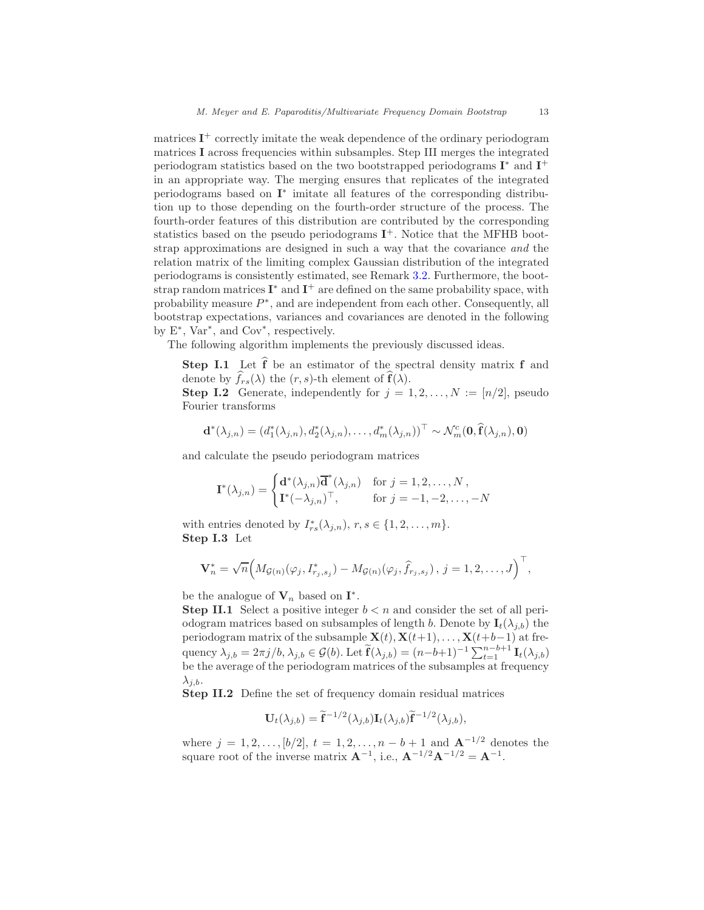matrices $\mathbf{I}^+$ correctly imitate the weak dependence of the ordinary periodogram matrices $\mathbf{I}$ across frequencies within subsamples. Step III merges the integrated periodogram statistics based on the two bootstrapped periodograms $\mathbf{I}^*$ and $\mathbf{I}^+$ in an appropriate way. The merging ensures that replicates of the integrated periodograms based on $\mathbf{I}^*$ imitate all features of the corresponding distribution up to those depending on the fourth-order structure of the process. The fourth-order features of this distribution are contributed by the corresponding statistics based on the pseudo periodograms $\mathbf{I}^+$. Notice that the MFHB bootstrap approximations are designed in such a way that the covariance *and* the relation matrix of the limiting complex Gaussian distribution of the integrated periodograms is consistently estimated, see Remark 3.2. Furthermore, the bootstrap random matrices $\mathbf{I}^*$ and $\mathbf{I}^+$ are defined on the same probability space, with probability measure $P^*$, and are independent from each other. Consequently, all bootstrap expectations, variances and covariances are denoted in the following by $\mathrm{E}^*$, $\mathrm{Var}^*$, and $\mathrm{Cov}^*$, respectively.

The following algorithm implements the previously discussed ideas.

**Step I.1** Let $\widehat{\mathbf{f}}$ be an estimator of the spectral density matrix $\mathbf{f}$ and denote by $\widehat{f}_{rs}(\lambda)$ the $(r,s)$-th element of $\widehat{\mathbf{f}}(\lambda)$.

**Step I.2** Generate, independently for $j = 1, 2, \ldots, N := [n/2]$, pseudo Fourier transforms

$$\mathbf{d}^*(\lambda_{j,n}) = (d_1^*(\lambda_{j,n}), d_2^*(\lambda_{j,n}), \ldots, d_m^*(\lambda_{j,n}))^\top \sim \mathcal{N}_m^c(\mathbf{0}, \widehat{\mathbf{f}}(\lambda_{j,n}), \mathbf{0})$$

and calculate the pseudo periodogram matrices

$$\mathbf{I}^*(\lambda_{j,n}) = \begin{cases} \mathbf{d}^*(\lambda_{j,n})\overline{\mathbf{d}}^*(\lambda_{j,n}) & \text{for } j = 1, 2, \ldots, N\,, \\ \mathbf{I}^*(-\lambda_{j,n})^\top, & \text{for } j = -1, -2, \ldots, -N \end{cases}$$

with entries denoted by $I_{rs}^*(\lambda_{j,n})$, $r, s \in \{1, 2, \ldots, m\}$.

**Step I.3** Let

$$\mathbf{V}_n^* = \sqrt{n}\Big(M_{\mathcal{G}(n)}(\varphi_j, I^*_{r_j,s_j}) - M_{\mathcal{G}(n)}(\varphi_j, \widehat{f}_{r_j,s_j})\,,\, j = 1, 2, \ldots, J\Big)^\top,$$

be the analogue of $\mathbf{V}_n$ based on $\mathbf{I}^*$.

**Step II.1** Select a positive integer $b < n$ and consider the set of all periodogram matrices based on subsamples of length $b$. Denote by $\mathbf{I}_t(\lambda_{j,b})$ the periodogram matrix of the subsample $\mathbf{X}(t), \mathbf{X}(t+1), \ldots, \mathbf{X}(t+b-1)$ at frequency $\lambda_{j,b} = 2\pi j/b$, $\lambda_{j,b} \in \mathcal{G}(b)$. Let $\widetilde{\mathbf{f}}(\lambda_{j,b}) = (n-b+1)^{-1}\sum_{t=1}^{n-b+1}\mathbf{I}_t(\lambda_{j,b})$ be the average of the periodogram matrices of the subsamples at frequency $\lambda_{j,b}$.

**Step II.2** Define the set of frequency domain residual matrices

$$\mathbf{U}_t(\lambda_{j,b}) = \widetilde{\mathbf{f}}^{-1/2}(\lambda_{j,b})\mathbf{I}_t(\lambda_{j,b})\widetilde{\mathbf{f}}^{-1/2}(\lambda_{j,b}),$$

where $j = 1, 2, \ldots, [b/2]$, $t = 1, 2, \ldots, n-b+1$ and $\mathbf{A}^{-1/2}$ denotes the square root of the inverse matrix $\mathbf{A}^{-1}$, i.e., $\mathbf{A}^{-1/2}\mathbf{A}^{-1/2} = \mathbf{A}^{-1}$.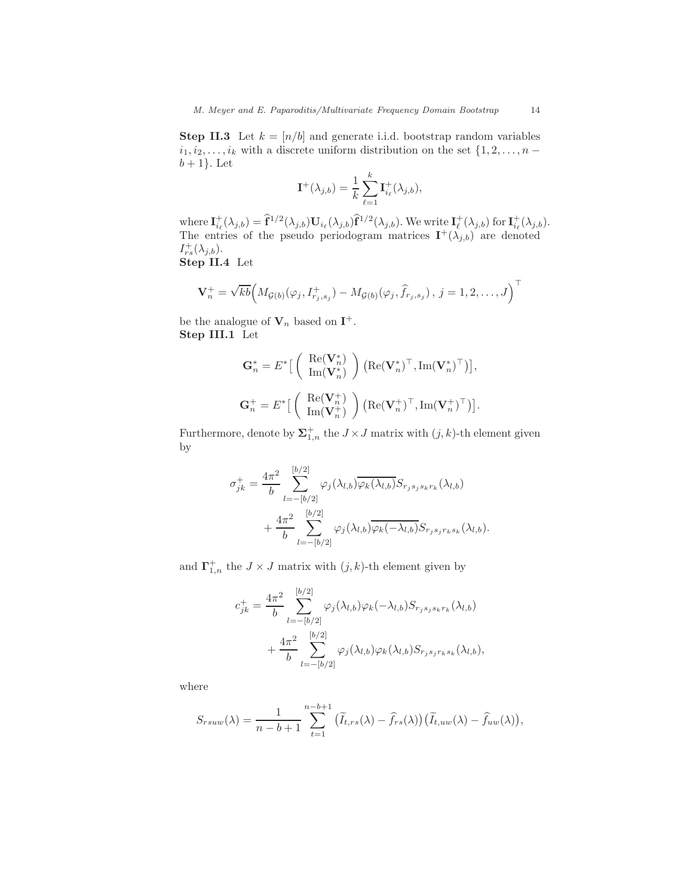**Step II.3** Let $k = [n/b]$ and generate i.i.d. bootstrap random variables $i_1, i_2, \ldots, i_k$ with a discrete uniform distribution on the set $\{1, 2, \ldots, n - b + 1\}$. Let

$$
\mathbf{I}^{+}(\lambda_{j,b}) = \frac{1}{k} \sum_{\ell=1}^{k} \mathbf{I}^{+}_{i_\ell}(\lambda_{j,b}),
$$

where $\mathbf{I}^{+}_{i_\ell}(\lambda_{j,b}) = \widehat{\mathbf{f}}^{1/2}(\lambda_{j,b}) \mathbf{U}_{i_\ell}(\lambda_{j,b}) \widehat{\mathbf{f}}^{1/2}(\lambda_{j,b})$. We write $\mathbf{I}^{+}_{\ell}(\lambda_{j,b})$ for $\mathbf{I}^{+}_{i_\ell}(\lambda_{j,b})$. The entries of the pseudo periodogram matrices $\mathbf{I}^{+}(\lambda_{j,b})$ are denoted $I^{+}_{rs}(\lambda_{j,b})$.

**Step II.4** Let

$$
\mathbf{V}^{+}_n = \sqrt{kb}\Big( M_{\mathcal{G}(b)}(\varphi_j, I^{+}_{r_j,s_j}) - M_{\mathcal{G}(b)}(\varphi_j, \widehat{f}_{r_j,s_j}) \, , \, j = 1, 2, \ldots, J \Big)^{\top}
$$

be the analogue of $\mathbf{V}_n$ based on $\mathbf{I}^{+}$.

**Step III.1** Let

$$
\mathbf{G}^{*}_n = E^{*}\Big[ \begin{pmatrix} \mathrm{Re}(\mathbf{V}^{*}_n) \\ \mathrm{Im}(\mathbf{V}^{*}_n) \end{pmatrix} \big( \mathrm{Re}(\mathbf{V}^{*}_n)^{\top}, \mathrm{Im}(\mathbf{V}^{*}_n)^{\top} \big) \Big],
$$

$$
\mathbf{G}^{+}_n = E^{*}\Big[ \begin{pmatrix} \mathrm{Re}(\mathbf{V}^{+}_n) \\ \mathrm{Im}(\mathbf{V}^{+}_n) \end{pmatrix} \big( \mathrm{Re}(\mathbf{V}^{+}_n)^{\top}, \mathrm{Im}(\mathbf{V}^{+}_n)^{\top} \big) \Big].
$$

Furthermore, denote by $\mathbf{\Sigma}^{+}_{1,n}$ the $J \times J$ matrix with $(j,k)$-th element given by

$$
\begin{aligned}
\sigma^{+}_{jk} = {} & \frac{4\pi^2}{b} \sum_{l=-[b/2]}^{[b/2]} \varphi_j(\lambda_{l,b}) \overline{\varphi_k(\lambda_{l,b})} S_{r_j s_j s_k r_k}(\lambda_{l,b}) \\
& + \frac{4\pi^2}{b} \sum_{l=-[b/2]}^{[b/2]} \varphi_j(\lambda_{l,b}) \overline{\varphi_k(-\lambda_{l,b})} S_{r_j s_j r_k s_k}(\lambda_{l,b}).
\end{aligned}
$$

and $\mathbf{\Gamma}^{+}_{1,n}$ the $J \times J$ matrix with $(j,k)$-th element given by

$$
\begin{aligned}
c^{+}_{jk} = {} & \frac{4\pi^2}{b} \sum_{l=-[b/2]}^{[b/2]} \varphi_j(\lambda_{l,b}) \varphi_k(-\lambda_{l,b}) S_{r_j s_j s_k r_k}(\lambda_{l,b}) \\
& + \frac{4\pi^2}{b} \sum_{l=-[b/2]}^{[b/2]} \varphi_j(\lambda_{l,b}) \varphi_k(\lambda_{l,b}) S_{r_j s_j r_k s_k}(\lambda_{l,b}),
\end{aligned}
$$

where

$$
S_{rsuw}(\lambda) = \frac{1}{n-b+1} \sum_{t=1}^{n-b+1} \big( \widetilde{I}_{t,rs}(\lambda) - \widehat{f}_{rs}(\lambda) \big) \big( \widetilde{I}_{t,uw}(\lambda) - \widehat{f}_{uw}(\lambda) \big),
$$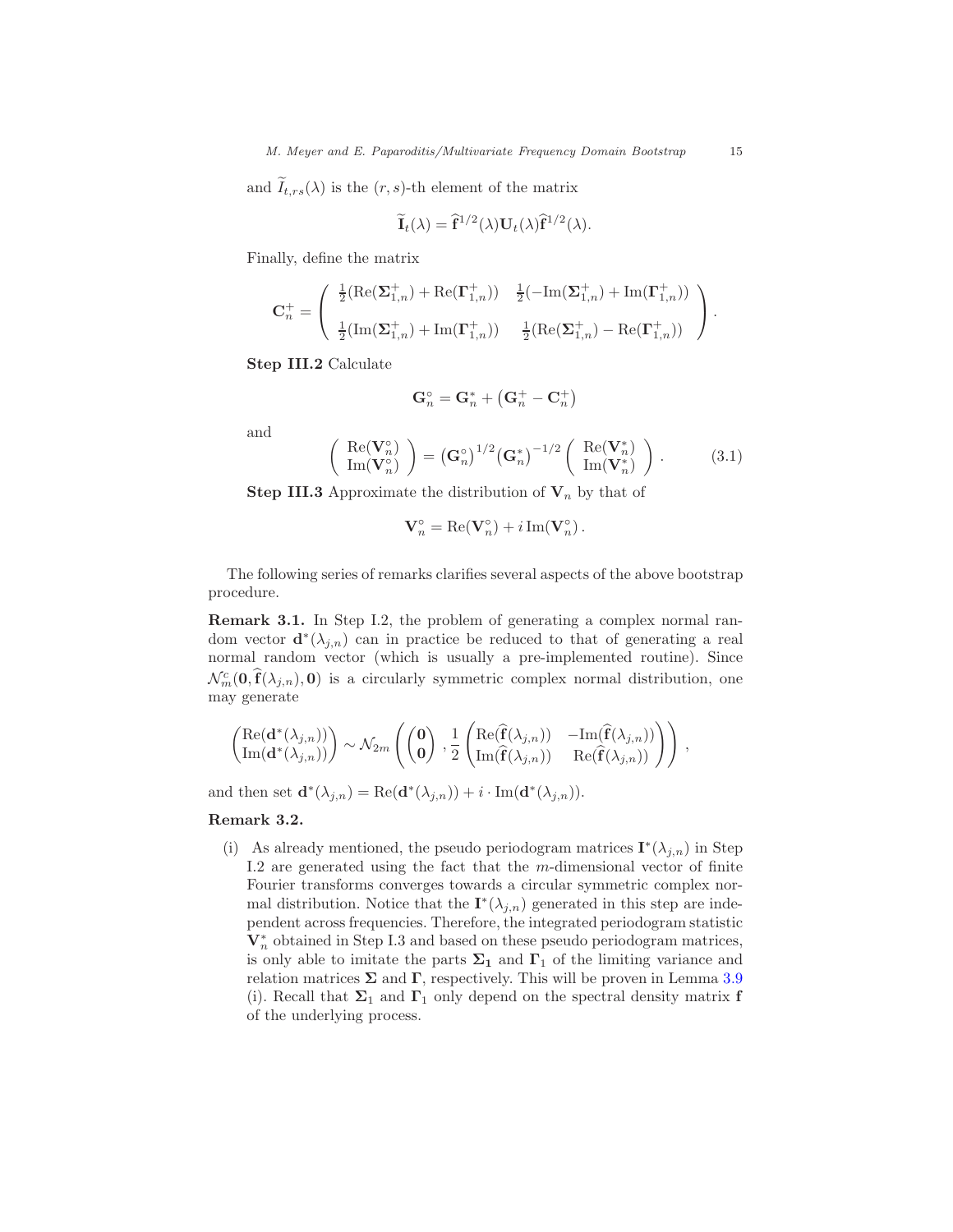and $\widetilde{I}_{t,rs}(\lambda)$ is the $(r,s)$-th element of the matrix

$$\widetilde{\mathbf{I}}_t(\lambda) = \widehat{\mathbf{f}}^{1/2}(\lambda)\mathbf{U}_t(\lambda)\widehat{\mathbf{f}}^{1/2}(\lambda).$$

Finally, define the matrix

$$\mathbf{C}_n^+ = \begin{pmatrix} \frac{1}{2}(\mathrm{Re}(\mathbf{\Sigma}_{1,n}^+) + \mathrm{Re}(\mathbf{\Gamma}_{1,n}^+)) & \frac{1}{2}(-\mathrm{Im}(\mathbf{\Sigma}_{1,n}^+) + \mathrm{Im}(\mathbf{\Gamma}_{1,n}^+)) \\ \frac{1}{2}(\mathrm{Im}(\mathbf{\Sigma}_{1,n}^+) + \mathrm{Im}(\mathbf{\Gamma}_{1,n}^+)) & \frac{1}{2}(\mathrm{Re}(\mathbf{\Sigma}_{1,n}^+) - \mathrm{Re}(\mathbf{\Gamma}_{1,n}^+)) \end{pmatrix}.$$

**Step III.2** Calculate

$$\mathbf{G}_n^\circ = \mathbf{G}_n^* + \left(\mathbf{G}_n^+ - \mathbf{C}_n^+\right)$$

and

$$\begin{pmatrix} \mathrm{Re}(\mathbf{V}_n^\circ) \\ \mathrm{Im}(\mathbf{V}_n^\circ) \end{pmatrix} = \left(\mathbf{G}_n^\circ\right)^{1/2}\left(\mathbf{G}_n^*\right)^{-1/2} \begin{pmatrix} \mathrm{Re}(\mathbf{V}_n^*) \\ \mathrm{Im}(\mathbf{V}_n^*) \end{pmatrix}. \tag{3.1}$$

**Step III.3** Approximate the distribution of $\mathbf{V}_n$ by that of

$$\mathbf{V}_n^\circ = \mathrm{Re}(\mathbf{V}_n^\circ) + i\,\mathrm{Im}(\mathbf{V}_n^\circ)\,.$$

The following series of remarks clarifies several aspects of the above bootstrap procedure.

**Remark 3.1.** In Step I.2, the problem of generating a complex normal random vector $\mathbf{d}^*(\lambda_{j,n})$ can in practice be reduced to that of generating a real normal random vector (which is usually a pre-implemented routine). Since $\mathcal{N}_m^c(\mathbf{0}, \widehat{\mathbf{f}}(\lambda_{j,n}), \mathbf{0})$ is a circularly symmetric complex normal distribution, one may generate

$$\begin{pmatrix} \mathrm{Re}(\mathbf{d}^*(\lambda_{j,n})) \\ \mathrm{Im}(\mathbf{d}^*(\lambda_{j,n})) \end{pmatrix} \sim \mathcal{N}_{2m}\left( \begin{pmatrix} \mathbf{0} \\ \mathbf{0} \end{pmatrix}, \frac{1}{2}\begin{pmatrix} \mathrm{Re}(\widehat{\mathbf{f}}(\lambda_{j,n})) & -\mathrm{Im}(\widehat{\mathbf{f}}(\lambda_{j,n})) \\ \mathrm{Im}(\widehat{\mathbf{f}}(\lambda_{j,n})) & \mathrm{Re}(\widehat{\mathbf{f}}(\lambda_{j,n})) \end{pmatrix} \right),$$

and then set $\mathbf{d}^*(\lambda_{j,n}) = \mathrm{Re}(\mathbf{d}^*(\lambda_{j,n})) + i \cdot \mathrm{Im}(\mathbf{d}^*(\lambda_{j,n}))$.

**Remark 3.2.**

(i) As already mentioned, the pseudo periodogram matrices $\mathbf{I}^*(\lambda_{j,n})$ in Step I.2 are generated using the fact that the $m$-dimensional vector of finite Fourier transforms converges towards a circular symmetric complex normal distribution. Notice that the $\mathbf{I}^*(\lambda_{j,n})$ generated in this step are independent across frequencies. Therefore, the integrated periodogram statistic $\mathbf{V}_n^*$ obtained in Step I.3 and based on these pseudo periodogram matrices, is only able to imitate the parts $\mathbf{\Sigma_1}$ and $\mathbf{\Gamma}_1$ of the limiting variance and relation matrices $\mathbf{\Sigma}$ and $\mathbf{\Gamma}$, respectively. This will be proven in Lemma 3.9 (i). Recall that $\mathbf{\Sigma}_1$ and $\mathbf{\Gamma}_1$ only depend on the spectral density matrix $\mathbf{f}$ of the underlying process.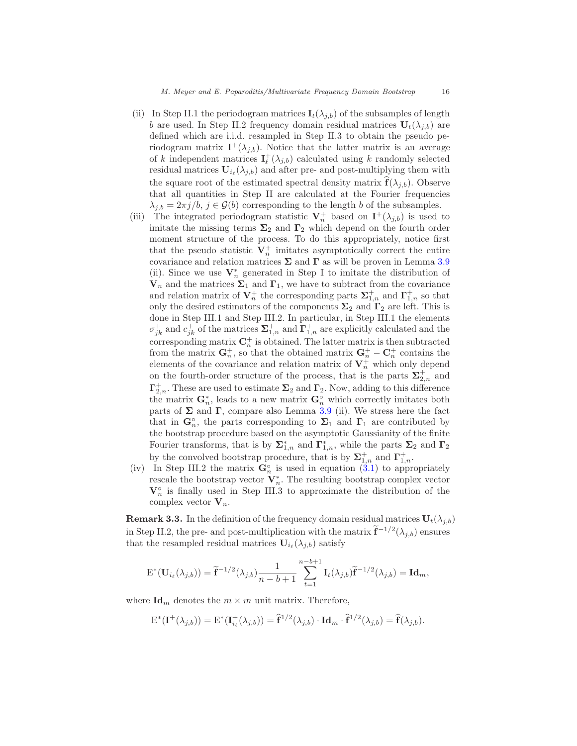(ii) In Step II.1 the periodogram matrices $\mathbf{I}_t(\lambda_{j,b})$ of the subsamples of length $b$ are used. In Step II.2 frequency domain residual matrices $\mathbf{U}_t(\lambda_{j,b})$ are defined which are i.i.d. resampled in Step II.3 to obtain the pseudo periodogram matrix $\mathbf{I}^+(\lambda_{j,b})$. Notice that the latter matrix is an average of $k$ independent matrices $\mathbf{I}^+_\ell(\lambda_{j,b})$ calculated using $k$ randomly selected residual matrices $\mathbf{U}_{i_\ell}(\lambda_{j,b})$ and after pre- and post-multiplying them with the square root of the estimated spectral density matrix $\widehat{\mathbf{f}}(\lambda_{j,b})$. Observe that all quantities in Step II are calculated at the Fourier frequencies $\lambda_{j,b} = 2\pi j/b$, $j \in \mathcal{G}(b)$ corresponding to the length $b$ of the subsamples.

(iii) The integrated periodogram statistic $\mathbf{V}^+_n$ based on $\mathbf{I}^+(\lambda_{j,b})$ is used to imitate the missing terms $\mathbf{\Sigma}_2$ and $\mathbf{\Gamma}_2$ which depend on the fourth order moment structure of the process. To do this appropriately, notice first that the pseudo statistic $\mathbf{V}^+_n$ imitates asymptotically correct the entire covariance and relation matrices $\mathbf{\Sigma}$ and $\mathbf{\Gamma}$ as will be proven in Lemma 3.9 (ii). Since we use $\mathbf{V}^*_n$ generated in Step I to imitate the distribution of $\mathbf{V}_n$ and the matrices $\mathbf{\Sigma}_1$ and $\mathbf{\Gamma}_1$, we have to subtract from the covariance and relation matrix of $\mathbf{V}^+_n$ the corresponding parts $\mathbf{\Sigma}^+_{1,n}$ and $\mathbf{\Gamma}^+_{1,n}$ so that only the desired estimators of the components $\mathbf{\Sigma}_2$ and $\mathbf{\Gamma}_2$ are left. This is done in Step III.1 and Step III.2. In particular, in Step III.1 the elements $\sigma^+_{jk}$ and $c^+_{jk}$ of the matrices $\mathbf{\Sigma}^+_{1,n}$ and $\mathbf{\Gamma}^+_{1,n}$ are explicitly calculated and the corresponding matrix $\mathbf{C}^+_n$ is obtained. The latter matrix is then subtracted from the matrix $\mathbf{G}^+_n$, so that the obtained matrix $\mathbf{G}^+_n - \mathbf{C}^+_n$ contains the elements of the covariance and relation matrix of $\mathbf{V}^+_n$ which only depend on the fourth-order structure of the process, that is the parts $\mathbf{\Sigma}^+_{2,n}$ and $\mathbf{\Gamma}^+_{2,n}$. These are used to estimate $\mathbf{\Sigma}_2$ and $\mathbf{\Gamma}_2$. Now, adding to this difference the matrix $\mathbf{G}^*_n$, leads to a new matrix $\mathbf{G}^\circ_n$ which correctly imitates both parts of $\mathbf{\Sigma}$ and $\mathbf{\Gamma}$, compare also Lemma 3.9 (ii). We stress here the fact that in $\mathbf{G}^\circ_n$, the parts corresponding to $\mathbf{\Sigma}_1$ and $\mathbf{\Gamma}_1$ are contributed by the bootstrap procedure based on the asymptotic Gaussianity of the finite Fourier transforms, that is by $\mathbf{\Sigma}^*_{1,n}$ and $\mathbf{\Gamma}^*_{1,n}$, while the parts $\mathbf{\Sigma}_2$ and $\mathbf{\Gamma}_2$ by the convolved bootstrap procedure, that is by $\mathbf{\Sigma}^+_{1,n}$ and $\mathbf{\Gamma}^+_{1,n}$.

(iv) In Step III.2 the matrix $\mathbf{G}^\circ_n$ is used in equation (3.1) to appropriately rescale the bootstrap vector $\mathbf{V}^*_n$. The resulting bootstrap complex vector $\mathbf{V}^\circ_n$ is finally used in Step III.3 to approximate the distribution of the complex vector $\mathbf{V}_n$.

**Remark 3.3.** In the definition of the frequency domain residual matrices $\mathbf{U}_t(\lambda_{j,b})$ in Step II.2, the pre- and post-multiplication with the matrix $\widetilde{\mathbf{f}}^{-1/2}(\lambda_{j,b})$ ensures that the resampled residual matrices $\mathbf{U}_{i_\ell}(\lambda_{j,b})$ satisfy

$$\mathrm{E}^*(\mathbf{U}_{i_\ell}(\lambda_{j,b})) = \widetilde{\mathbf{f}}^{-1/2}(\lambda_{j,b}) \frac{1}{n-b+1} \sum_{t=1}^{n-b+1} \mathbf{I}_t(\lambda_{j,b}) \widetilde{\mathbf{f}}^{-1/2}(\lambda_{j,b}) = \mathbf{Id}_m,$$

where $\mathbf{Id}_m$ denotes the $m \times m$ unit matrix. Therefore,

$$\mathrm{E}^*(\mathbf{I}^+(\lambda_{j,b})) = \mathrm{E}^*(\mathbf{I}^+_{i_\ell}(\lambda_{j,b})) = \widehat{\mathbf{f}}^{1/2}(\lambda_{j,b}) \cdot \mathbf{Id}_m \cdot \widehat{\mathbf{f}}^{1/2}(\lambda_{j,b}) = \widehat{\mathbf{f}}(\lambda_{j,b}).$$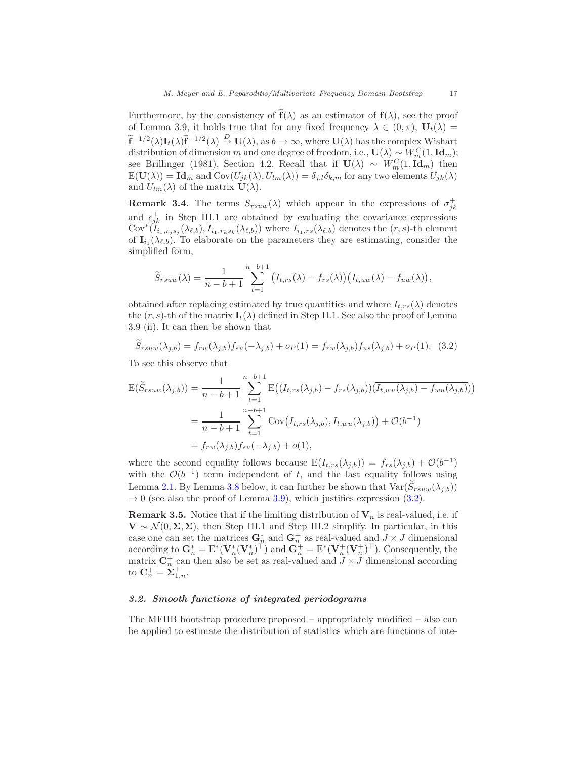Furthermore, by the consistency of $\widetilde{\mathbf{f}}(\lambda)$ as an estimator of $\mathbf{f}(\lambda)$, see the proof of Lemma 3.9, it holds true that for any fixed frequency $\lambda \in (0, \pi)$, $\mathbf{U}_t(\lambda) = \widetilde{\mathbf{f}}^{-1/2}(\lambda)\mathbf{I}_t(\lambda)\widetilde{\mathbf{f}}^{-1/2}(\lambda) \xrightarrow{D} \mathbf{U}(\lambda)$, as $b \to \infty$, where $\mathbf{U}(\lambda)$ has the complex Wishart distribution of dimension $m$ and one degree of freedom, i.e., $\mathbf{U}(\lambda) \sim W_m^C(1, \mathbf{Id}_m)$; see Brillinger (1981), Section 4.2. Recall that if $\mathbf{U}(\lambda) \sim W_m^C(1, \mathbf{Id}_m)$ then $\mathrm{E}(\mathbf{U}(\lambda)) = \mathbf{Id}_m$ and $\mathrm{Cov}(U_{jk}(\lambda), U_{lm}(\lambda)) = \delta_{j,l}\delta_{k,m}$ for any two elements $U_{jk}(\lambda)$ and $U_{lm}(\lambda)$ of the matrix $\mathbf{U}(\lambda)$.

**Remark 3.4.** The terms $S_{rsuw}(\lambda)$ which appear in the expressions of $\sigma_{jk}^+$ and $c_{jk}^+$ in Step III.1 are obtained by evaluating the covariance expressions $\mathrm{Cov}^*(I_{i_1,r_js_j}(\lambda_{\ell,b}), I_{i_1,r_ks_k}(\lambda_{\ell,b}))$ where $I_{i_1,rs}(\lambda_{\ell,b})$ denotes the $(r,s)$-th element of $\mathbf{I}_{i_1}(\lambda_{\ell,b})$. To elaborate on the parameters they are estimating, consider the simplified form,

$$\widetilde{S}_{rsuw}(\lambda) = \frac{1}{n-b+1}\sum_{t=1}^{n-b+1}\big(I_{t,rs}(\lambda) - f_{rs}(\lambda)\big)\big(I_{t,uw}(\lambda) - f_{uw}(\lambda)\big),$$

obtained after replacing estimated by true quantities and where $I_{t,rs}(\lambda)$ denotes the $(r,s)$-th of the matrix $\mathbf{I}_t(\lambda)$ defined in Step II.1. See also the proof of Lemma 3.9 (ii). It can then be shown that

$$\widetilde{S}_{rsuw}(\lambda_{j,b}) = f_{rw}(\lambda_{j,b})f_{su}(-\lambda_{j,b}) + o_P(1) = f_{rw}(\lambda_{j,b})f_{us}(\lambda_{j,b}) + o_P(1). \quad (3.2)$$

To see this observe that

$$\begin{aligned}
\mathrm{E}(\widetilde{S}_{rsuw}(\lambda_{j,b})) &= \frac{1}{n-b+1}\sum_{t=1}^{n-b+1}\mathrm{E}\big((I_{t,rs}(\lambda_{j,b}) - f_{rs}(\lambda_{j,b}))(\overline{I_{t,wu}(\lambda_{j,b}) - f_{wu}(\lambda_{j,b})})\big)\\
&= \frac{1}{n-b+1}\sum_{t=1}^{n-b+1}\mathrm{Cov}\big(I_{t,rs}(\lambda_{j,b}), I_{t,wu}(\lambda_{j,b})\big) + \mathcal{O}(b^{-1})\\
&= f_{rw}(\lambda_{j,b})f_{su}(-\lambda_{j,b}) + o(1),
\end{aligned}$$

where the second equality follows because $\mathrm{E}(I_{t,rs}(\lambda_{j,b})) = f_{rs}(\lambda_{j,b}) + \mathcal{O}(b^{-1})$ with the $\mathcal{O}(b^{-1})$ term independent of $t$, and the last equality follows using Lemma 2.1. By Lemma 3.8 below, it can further be shown that $\mathrm{Var}(\widetilde{S}_{rsuw}(\lambda_{j,b})) \to 0$ (see also the proof of Lemma 3.9), which justifies expression (3.2).

**Remark 3.5.** Notice that if the limiting distribution of $\mathbf{V}_n$ is real-valued, i.e. if $\mathbf{V} \sim \mathcal{N}(0, \mathbf{\Sigma}, \mathbf{\Sigma})$, then Step III.1 and Step III.2 simplify. In particular, in this case one can set the matrices $\mathbf{G}_n^*$ and $\mathbf{G}_n^+$ as real-valued and $J \times J$ dimensional according to $\mathbf{G}_n^* = \mathrm{E}^*(\mathbf{V}_n^*(\mathbf{V}_n^*)^\top)$ and $\mathbf{G}_n^+ = \mathrm{E}^*(\mathbf{V}_n^+(\mathbf{V}_n^+)^\top)$. Consequently, the matrix $\mathbf{C}_n^+$ can then also be set as real-valued and $J \times J$ dimensional according to $\mathbf{C}_n^+ = \mathbf{\Sigma}_{1,n}^+$.

### *3.2. Smooth functions of integrated periodograms*

The MFHB bootstrap procedure proposed – appropriately modified – also can be applied to estimate the distribution of statistics which are functions of inte-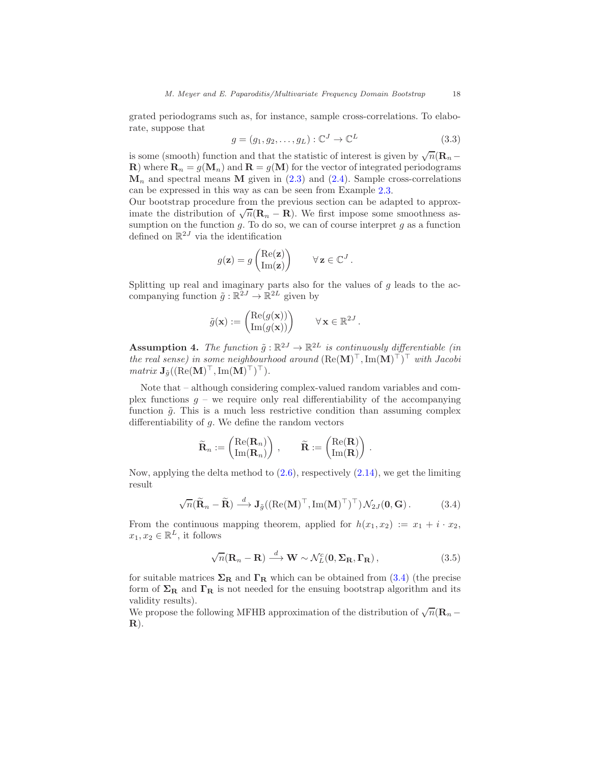grated periodograms such as, for instance, sample cross-correlations. To elaborate, suppose that

$$g = (g_1, g_2, \dots, g_L) : \mathbb{C}^J \to \mathbb{C}^L \tag{3.3}$$

is some (smooth) function and that the statistic of interest is given by $\sqrt{n}(\mathbf{R}_n - \mathbf{R})$ where $\mathbf{R}_n = g(\mathbf{M}_n)$ and $\mathbf{R} = g(\mathbf{M})$ for the vector of integrated periodograms $\mathbf{M}_n$ and spectral means $\mathbf{M}$ given in (2.3) and (2.4). Sample cross-correlations can be expressed in this way as can be seen from Example 2.3.

Our bootstrap procedure from the previous section can be adapted to approximate the distribution of $\sqrt{n}(\mathbf{R}_n - \mathbf{R})$. We first impose some smoothness assumption on the function $g$. To do so, we can of course interpret $g$ as a function defined on $\mathbb{R}^{2J}$ via the identification

$$g(\mathbf{z}) = g\begin{pmatrix}\mathrm{Re}(\mathbf{z}) \\ \mathrm{Im}(\mathbf{z})\end{pmatrix} \qquad \forall\, \mathbf{z} \in \mathbb{C}^J .$$

Splitting up real and imaginary parts also for the values of $g$ leads to the accompanying function $\tilde{g} : \mathbb{R}^{2J} \to \mathbb{R}^{2L}$ given by

$$\tilde{g}(\mathbf{x}) := \begin{pmatrix}\mathrm{Re}(g(\mathbf{x})) \\ \mathrm{Im}(g(\mathbf{x}))\end{pmatrix} \qquad \forall\, \mathbf{x} \in \mathbb{R}^{2J} .$$

**Assumption 4.** *The function $\tilde{g} : \mathbb{R}^{2J} \to \mathbb{R}^{2L}$ is continuously differentiable (in the real sense) in some neighbourhood around $(\mathrm{Re}(\mathbf{M})^\top, \mathrm{Im}(\mathbf{M})^\top)^\top$ with Jacobi matrix $\mathbf{J}_{\tilde{g}}((\mathrm{Re}(\mathbf{M})^\top, \mathrm{Im}(\mathbf{M})^\top)^\top)$.*

Note that – although considering complex-valued random variables and complex functions $g$ – we require only real differentiability of the accompanying function $\tilde{g}$. This is a much less restrictive condition than assuming complex differentiability of $g$. We define the random vectors

$$\widetilde{\mathbf{R}}_n := \begin{pmatrix}\mathrm{Re}(\mathbf{R}_n) \\ \mathrm{Im}(\mathbf{R}_n)\end{pmatrix}, \qquad \widetilde{\mathbf{R}} := \begin{pmatrix}\mathrm{Re}(\mathbf{R}) \\ \mathrm{Im}(\mathbf{R})\end{pmatrix}.$$

Now, applying the delta method to (2.6), respectively (2.14), we get the limiting result

$$\sqrt{n}(\widetilde{\mathbf{R}}_n - \widetilde{\mathbf{R}}) \xrightarrow{d} \mathbf{J}_{\tilde{g}}((\mathrm{Re}(\mathbf{M})^\top, \mathrm{Im}(\mathbf{M})^\top)^\top)\, \mathcal{N}_{2J}(\mathbf{0}, \mathbf{G}). \tag{3.4}$$

From the continuous mapping theorem, applied for $h(x_1, x_2) := x_1 + i \cdot x_2$, $x_1, x_2 \in \mathbb{R}^L$, it follows

$$\sqrt{n}(\mathbf{R}_n - \mathbf{R}) \xrightarrow{d} \mathbf{W} \sim \mathcal{N}_L^c(\mathbf{0}, \mathbf{\Sigma}_{\mathbf{R}}, \mathbf{\Gamma}_{\mathbf{R}}), \tag{3.5}$$

for suitable matrices $\mathbf{\Sigma}_{\mathbf{R}}$ and $\mathbf{\Gamma}_{\mathbf{R}}$ which can be obtained from (3.4) (the precise form of $\mathbf{\Sigma}_{\mathbf{R}}$ and $\mathbf{\Gamma}_{\mathbf{R}}$ is not needed for the ensuing bootstrap algorithm and its validity results).

We propose the following MFHB approximation of the distribution of $\sqrt{n}(\mathbf{R}_n - \mathbf{R})$.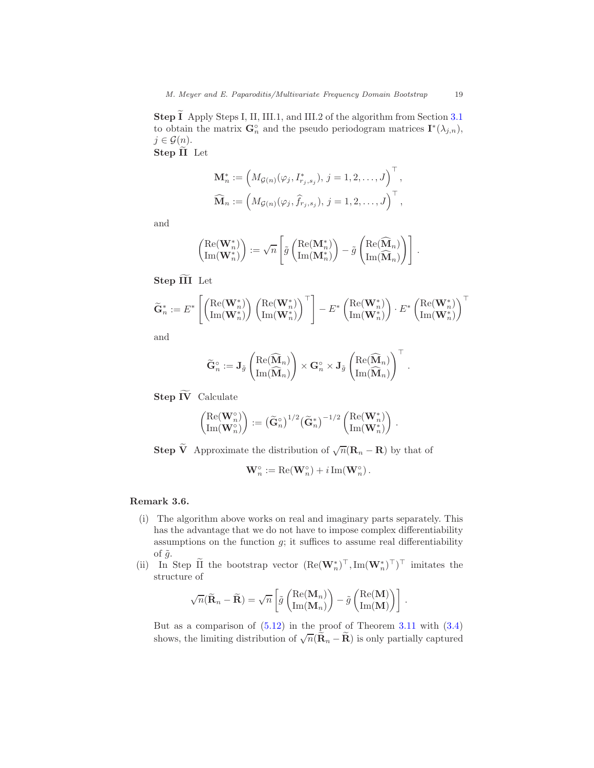**Step $\widetilde{\text{I}}$** Apply Steps I, II, III.1, and III.2 of the algorithm from Section 3.1 to obtain the matrix $\mathbf{G}_n^\circ$ and the pseudo periodogram matrices $\mathbf{I}^*(\lambda_{j,n})$, $j \in \mathcal{G}(n)$.

**Step $\widetilde{\text{II}}$** Let

$$
\mathbf{M}_n^* := \Big( M_{\mathcal{G}(n)}(\varphi_j, I^*_{r_j,s_j}),\, j = 1, 2, \ldots, J \Big)^\top ,
$$

$$
\widehat{\mathbf{M}}_n := \Big( M_{\mathcal{G}(n)}(\varphi_j, \widehat{f}_{r_j,s_j}),\, j = 1, 2, \ldots, J \Big)^\top ,
$$

and

$$
\begin{pmatrix} \mathrm{Re}(\mathbf{W}_n^*) \\ \mathrm{Im}(\mathbf{W}_n^*) \end{pmatrix} := \sqrt{n} \left[ \tilde{g} \begin{pmatrix} \mathrm{Re}(\mathbf{M}_n^*) \\ \mathrm{Im}(\mathbf{M}_n^*) \end{pmatrix} - \tilde{g} \begin{pmatrix} \mathrm{Re}(\widehat{\mathbf{M}}_n) \\ \mathrm{Im}(\widehat{\mathbf{M}}_n) \end{pmatrix} \right] .
$$

**Step $\widetilde{\text{III}}$** Let

$$
\widetilde{\mathbf{G}}_n^* := E^* \left[ \begin{pmatrix} \mathrm{Re}(\mathbf{W}_n^*) \\ \mathrm{Im}(\mathbf{W}_n^*) \end{pmatrix} \begin{pmatrix} \mathrm{Re}(\mathbf{W}_n^*) \\ \mathrm{Im}(\mathbf{W}_n^*) \end{pmatrix}^\top \right] - E^* \begin{pmatrix} \mathrm{Re}(\mathbf{W}_n^*) \\ \mathrm{Im}(\mathbf{W}_n^*) \end{pmatrix} \cdot E^* \begin{pmatrix} \mathrm{Re}(\mathbf{W}_n^*) \\ \mathrm{Im}(\mathbf{W}_n^*) \end{pmatrix}^\top
$$

and

$$
\widetilde{\mathbf{G}}_n^\circ := \mathbf{J}_{\tilde{g}} \begin{pmatrix} \mathrm{Re}(\widehat{\mathbf{M}}_n) \\ \mathrm{Im}(\widehat{\mathbf{M}}_n) \end{pmatrix} \times \mathbf{G}_n^\circ \times \mathbf{J}_{\tilde{g}} \begin{pmatrix} \mathrm{Re}(\widehat{\mathbf{M}}_n) \\ \mathrm{Im}(\widehat{\mathbf{M}}_n) \end{pmatrix}^\top .
$$

**Step $\widetilde{\text{IV}}$** Calculate

$$
\begin{pmatrix} \mathrm{Re}(\mathbf{W}_n^\circ) \\ \mathrm{Im}(\mathbf{W}_n^\circ) \end{pmatrix} := \big(\widetilde{\mathbf{G}}_n^\circ\big)^{1/2} \big(\widetilde{\mathbf{G}}_n^*\big)^{-1/2} \begin{pmatrix} \mathrm{Re}(\mathbf{W}_n^*) \\ \mathrm{Im}(\mathbf{W}_n^*) \end{pmatrix} .
$$

**Step $\widetilde{\text{V}}$** Approximate the distribution of $\sqrt{n}(\mathbf{R}_n - \mathbf{R})$ by that of

$$
\mathbf{W}_n^\circ := \mathrm{Re}(\mathbf{W}_n^\circ) + i\, \mathrm{Im}(\mathbf{W}_n^\circ) .
$$

**Remark 3.6.**

(i) The algorithm above works on real and imaginary parts separately. This has the advantage that we do not have to impose complex differentiability assumptions on the function $g$; it suffices to assume real differentiability of $\tilde{g}$.

(ii) In Step $\widetilde{\text{II}}$ the bootstrap vector $(\mathrm{Re}(\mathbf{W}_n^*)^\top, \mathrm{Im}(\mathbf{W}_n^*)^\top)^\top$ imitates the structure of

$$
\sqrt{n}(\widetilde{\mathbf{R}}_n - \widetilde{\mathbf{R}}) = \sqrt{n} \left[ \tilde{g} \begin{pmatrix} \mathrm{Re}(\mathbf{M}_n) \\ \mathrm{Im}(\mathbf{M}_n) \end{pmatrix} - \tilde{g} \begin{pmatrix} \mathrm{Re}(\mathbf{M}) \\ \mathrm{Im}(\mathbf{M}) \end{pmatrix} \right] .
$$

But as a comparison of (5.12) in the proof of Theorem 3.11 with (3.4) shows, the limiting distribution of $\sqrt{n}(\widetilde{\mathbf{R}}_n - \widetilde{\mathbf{R}})$ is only partially captured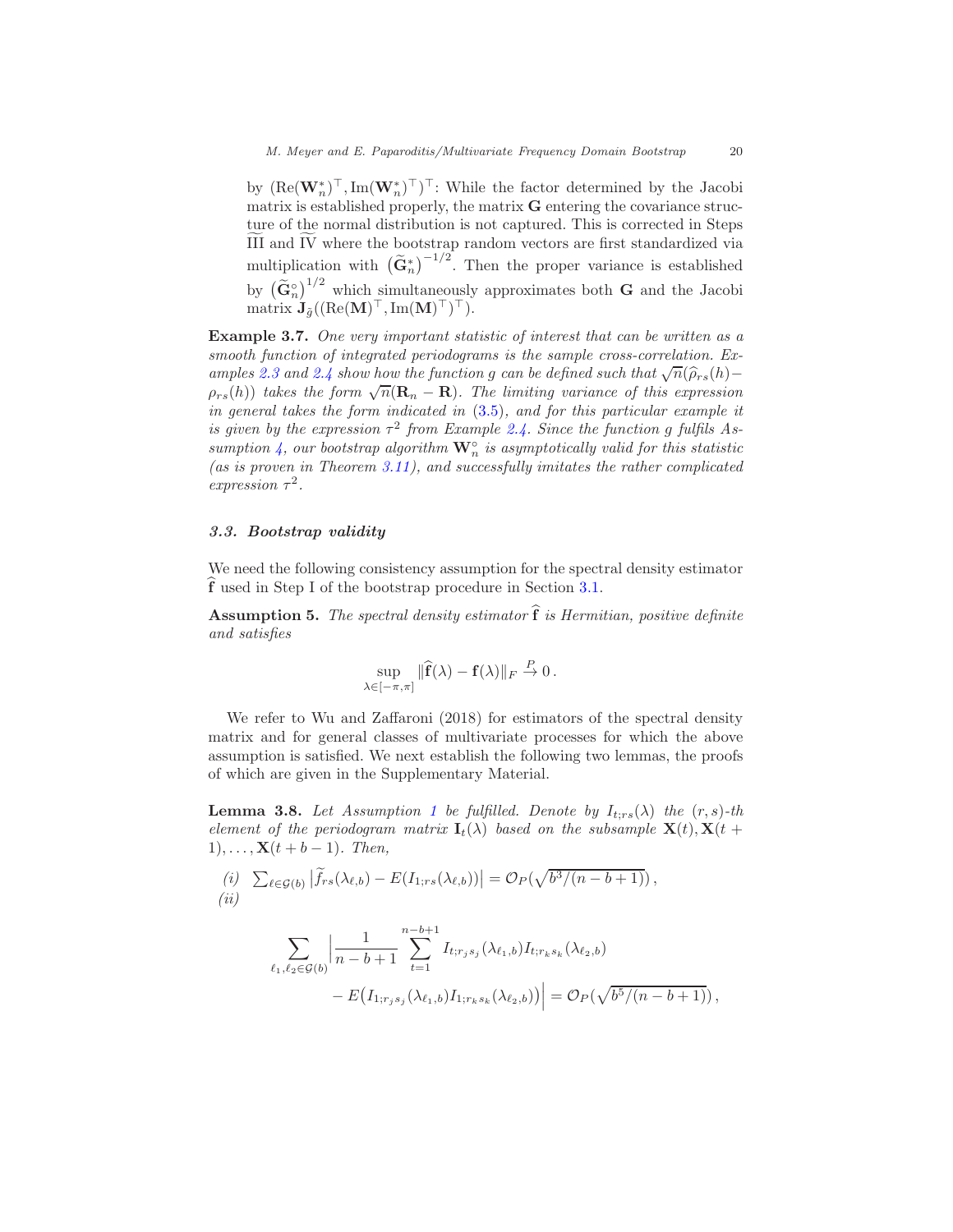by $(\mathrm{Re}(\mathbf{W}_n^*)^\top, \mathrm{Im}(\mathbf{W}_n^*)^\top)^\top$: While the factor determined by the Jacobi matrix is established properly, the matrix $\mathbf{G}$ entering the covariance structure of the normal distribution is not captured. This is corrected in Steps $\widetilde{\text{III}}$ and $\widetilde{\text{IV}}$ where the bootstrap random vectors are first standardized via multiplication with $\big(\widetilde{\mathbf{G}}_n^*\big)^{-1/2}$. Then the proper variance is established by $\big(\widetilde{\mathbf{G}}_n^\circ\big)^{1/2}$ which simultaneously approximates both $\mathbf{G}$ and the Jacobi matrix $\mathbf{J}_{\tilde{g}}((\mathrm{Re}(\mathbf{M})^\top, \mathrm{Im}(\mathbf{M})^\top)^\top)$.

**Example 3.7.** *One very important statistic of interest that can be written as a smooth function of integrated periodograms is the sample cross-correlation. Examples 2.3 and 2.4 show how the function $g$ can be defined such that $\sqrt{n}(\widehat{\rho}_{rs}(h) - \rho_{rs}(h))$ takes the form $\sqrt{n}(\mathbf{R}_n - \mathbf{R})$. The limiting variance of this expression in general takes the form indicated in (3.5), and for this particular example it is given by the expression $\tau^2$ from Example 2.4. Since the function $g$ fulfils Assumption 4, our bootstrap algorithm $\mathbf{W}_n^\circ$ is asymptotically valid for this statistic (as is proven in Theorem 3.11), and successfully imitates the rather complicated expression $\tau^2$.*

### 3.3. Bootstrap validity

We need the following consistency assumption for the spectral density estimator $\widehat{\mathbf{f}}$ used in Step I of the bootstrap procedure in Section 3.1.

**Assumption 5.** *The spectral density estimator $\widehat{\mathbf{f}}$ is Hermitian, positive definite and satisfies*

$$\sup_{\lambda\in[-\pi,\pi]} \|\widehat{\mathbf{f}}(\lambda) - \mathbf{f}(\lambda)\|_F \xrightarrow{P} 0\,.$$

We refer to Wu and Zaffaroni (2018) for estimators of the spectral density matrix and for general classes of multivariate processes for which the above assumption is satisfied. We next establish the following two lemmas, the proofs of which are given in the Supplementary Material.

**Lemma 3.8.** *Let Assumption 1 be fulfilled. Denote by $I_{t;rs}(\lambda)$ the $(r,s)$-th element of the periodogram matrix $\mathbf{I}_t(\lambda)$ based on the subsample $\mathbf{X}(t), \mathbf{X}(t+1), \ldots, \mathbf{X}(t+b-1)$. Then,*

*(i)* $\sum_{\ell\in\mathcal{G}(b)} \big|\widetilde{f}_{rs}(\lambda_{\ell,b}) - E(I_{1;rs}(\lambda_{\ell,b}))\big| = \mathcal{O}_P(\sqrt{b^3/(n-b+1)})\,,$

*(ii)*

$$\sum_{\ell_1,\ell_2\in\mathcal{G}(b)} \Big|\frac{1}{n-b+1}\sum_{t=1}^{n-b+1} I_{t;r_js_j}(\lambda_{\ell_1,b}) I_{t;r_ks_k}(\lambda_{\ell_2,b}) - E\big(I_{1;r_js_j}(\lambda_{\ell_1,b}) I_{1;r_ks_k}(\lambda_{\ell_2,b})\big)\Big| = \mathcal{O}_P(\sqrt{b^5/(n-b+1)})\,,$$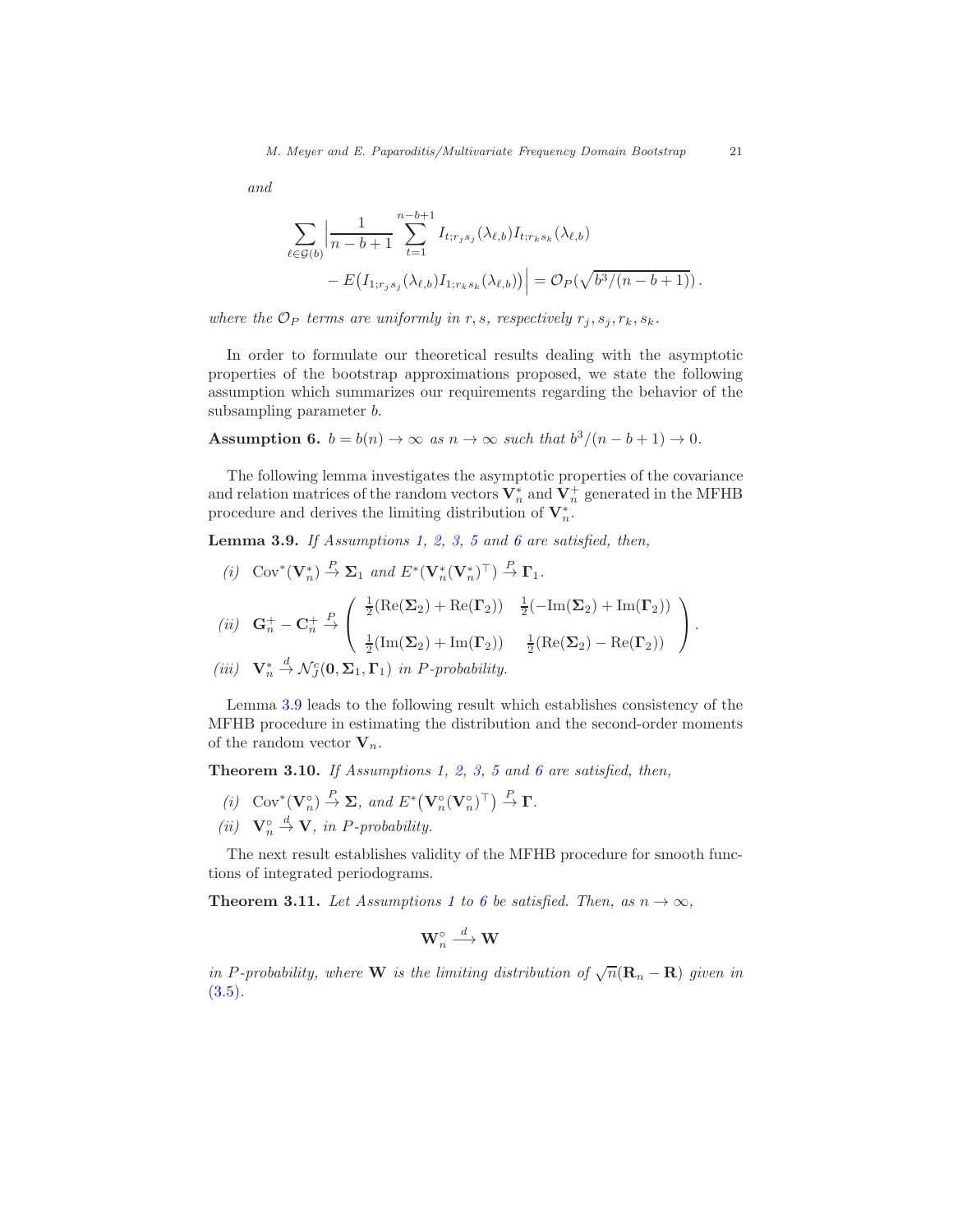*and*

$$
\sum_{\ell \in \mathcal{G}(b)} \Big| \frac{1}{n-b+1} \sum_{t=1}^{n-b+1} I_{t;r_j s_j}(\lambda_{\ell,b}) I_{t;r_k s_k}(\lambda_{\ell,b}) \\
- E\big(I_{1;r_j s_j}(\lambda_{\ell,b}) I_{1;r_k s_k}(\lambda_{\ell,b})\big)\Big| = \mathcal{O}_P(\sqrt{b^3/(n-b+1)}) .
$$

*where the $\mathcal{O}_P$ terms are uniformly in $r, s$, respectively $r_j, s_j, r_k, s_k$.*

In order to formulate our theoretical results dealing with the asymptotic properties of the bootstrap approximations proposed, we state the following assumption which summarizes our requirements regarding the behavior of the subsampling parameter $b$.

**Assumption 6.** *$b = b(n) \to \infty$ as $n \to \infty$ such that $b^3/(n-b+1) \to 0$.*

The following lemma investigates the asymptotic properties of the covariance and relation matrices of the random vectors $\mathbf{V}_n^*$ and $\mathbf{V}_n^+$ generated in the MFHB procedure and derives the limiting distribution of $\mathbf{V}_n^*$.

**Lemma 3.9.** *If Assumptions 1, 2, 3, 5 and 6 are satisfied, then,*

*(i)* $\operatorname{Cov}^*(\mathbf{V}_n^*) \xrightarrow{P} \mathbf{\Sigma}_1$ *and* $E^*(\mathbf{V}_n^*(\mathbf{V}_n^*)^\top) \xrightarrow{P} \mathbf{\Gamma}_1$.

*(ii)* $\mathbf{G}_n^+ - \mathbf{C}_n^+ \xrightarrow{P} \begin{pmatrix} \frac{1}{2}(\operatorname{Re}(\mathbf{\Sigma}_2) + \operatorname{Re}(\mathbf{\Gamma}_2)) & \frac{1}{2}(-\operatorname{Im}(\mathbf{\Sigma}_2) + \operatorname{Im}(\mathbf{\Gamma}_2)) \\ \frac{1}{2}(\operatorname{Im}(\mathbf{\Sigma}_2) + \operatorname{Im}(\mathbf{\Gamma}_2)) & \frac{1}{2}(\operatorname{Re}(\mathbf{\Sigma}_2) - \operatorname{Re}(\mathbf{\Gamma}_2)) \end{pmatrix}$.

*(iii)* $\mathbf{V}_n^* \xrightarrow{d} \mathcal{N}_J^c(\mathbf{0}, \mathbf{\Sigma}_1, \mathbf{\Gamma}_1)$ *in $P$-probability.*

Lemma 3.9 leads to the following result which establishes consistency of the MFHB procedure in estimating the distribution and the second-order moments of the random vector $\mathbf{V}_n$.

**Theorem 3.10.** *If Assumptions 1, 2, 3, 5 and 6 are satisfied, then,*

*(i)* $\operatorname{Cov}^*(\mathbf{V}_n^\circ) \xrightarrow{P} \mathbf{\Sigma}$, *and* $E^*\big(\mathbf{V}_n^\circ(\mathbf{V}_n^\circ)^\top\big) \xrightarrow{P} \mathbf{\Gamma}$.

*(ii)* $\mathbf{V}_n^\circ \xrightarrow{d} \mathbf{V}$, *in $P$-probability.*

The next result establishes validity of the MFHB procedure for smooth functions of integrated periodograms.

**Theorem 3.11.** *Let Assumptions 1 to 6 be satisfied. Then, as $n \to \infty$,*

$$
\mathbf{W}_n^\circ \xrightarrow{d} \mathbf{W}
$$

*in $P$-probability, where $\mathbf{W}$ is the limiting distribution of $\sqrt{n}(\mathbf{R}_n - \mathbf{R})$ given in (3.5).*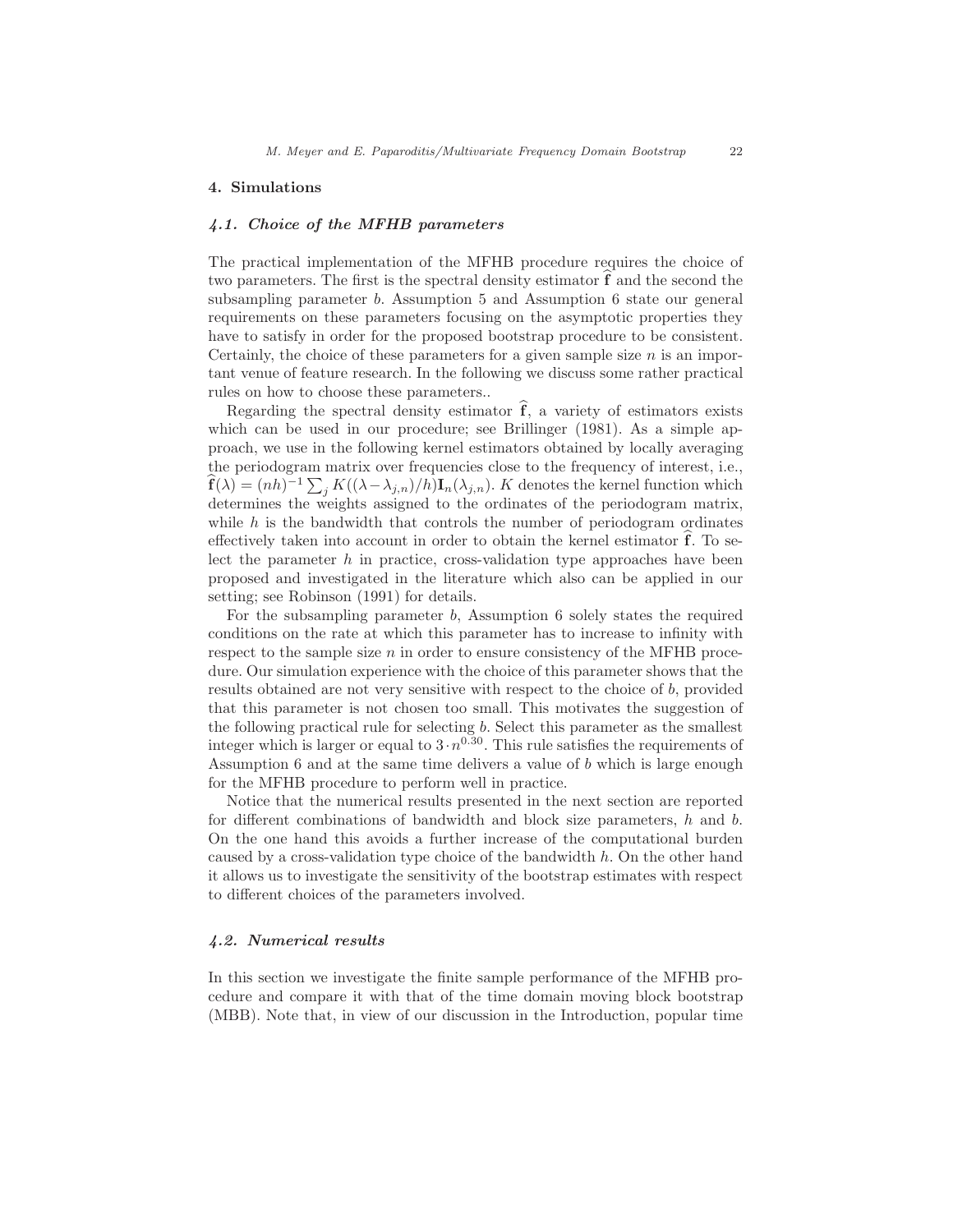## 4. Simulations

### 4.1. Choice of the MFHB parameters

The practical implementation of the MFHB procedure requires the choice of two parameters. The first is the spectral density estimator $\widehat{\mathbf{f}}$ and the second the subsampling parameter $b$. Assumption 5 and Assumption 6 state our general requirements on these parameters focusing on the asymptotic properties they have to satisfy in order for the proposed bootstrap procedure to be consistent. Certainly, the choice of these parameters for a given sample size $n$ is an important venue of feature research. In the following we discuss some rather practical rules on how to choose these parameters..

Regarding the spectral density estimator $\widehat{\mathbf{f}}$, a variety of estimators exists which can be used in our procedure; see Brillinger (1981). As a simple approach, we use in the following kernel estimators obtained by locally averaging the periodogram matrix over frequencies close to the frequency of interest, i.e., $\widehat{\mathbf{f}}(\lambda) = (nh)^{-1} \sum_j K((\lambda - \lambda_{j,n})/h) \mathbf{I}_n(\lambda_{j,n})$. $K$ denotes the kernel function which determines the weights assigned to the ordinates of the periodogram matrix, while $h$ is the bandwidth that controls the number of periodogram ordinates effectively taken into account in order to obtain the kernel estimator $\widehat{\mathbf{f}}$. To select the parameter $h$ in practice, cross-validation type approaches have been proposed and investigated in the literature which also can be applied in our setting; see Robinson (1991) for details.

For the subsampling parameter $b$, Assumption 6 solely states the required conditions on the rate at which this parameter has to increase to infinity with respect to the sample size $n$ in order to ensure consistency of the MFHB procedure. Our simulation experience with the choice of this parameter shows that the results obtained are not very sensitive with respect to the choice of $b$, provided that this parameter is not chosen too small. This motivates the suggestion of the following practical rule for selecting $b$. Select this parameter as the smallest integer which is larger or equal to $3 \cdot n^{0.30}$. This rule satisfies the requirements of Assumption 6 and at the same time delivers a value of $b$ which is large enough for the MFHB procedure to perform well in practice.

Notice that the numerical results presented in the next section are reported for different combinations of bandwidth and block size parameters, $h$ and $b$. On the one hand this avoids a further increase of the computational burden caused by a cross-validation type choice of the bandwidth $h$. On the other hand it allows us to investigate the sensitivity of the bootstrap estimates with respect to different choices of the parameters involved.

### 4.2. Numerical results

In this section we investigate the finite sample performance of the MFHB procedure and compare it with that of the time domain moving block bootstrap (MBB). Note that, in view of our discussion in the Introduction, popular time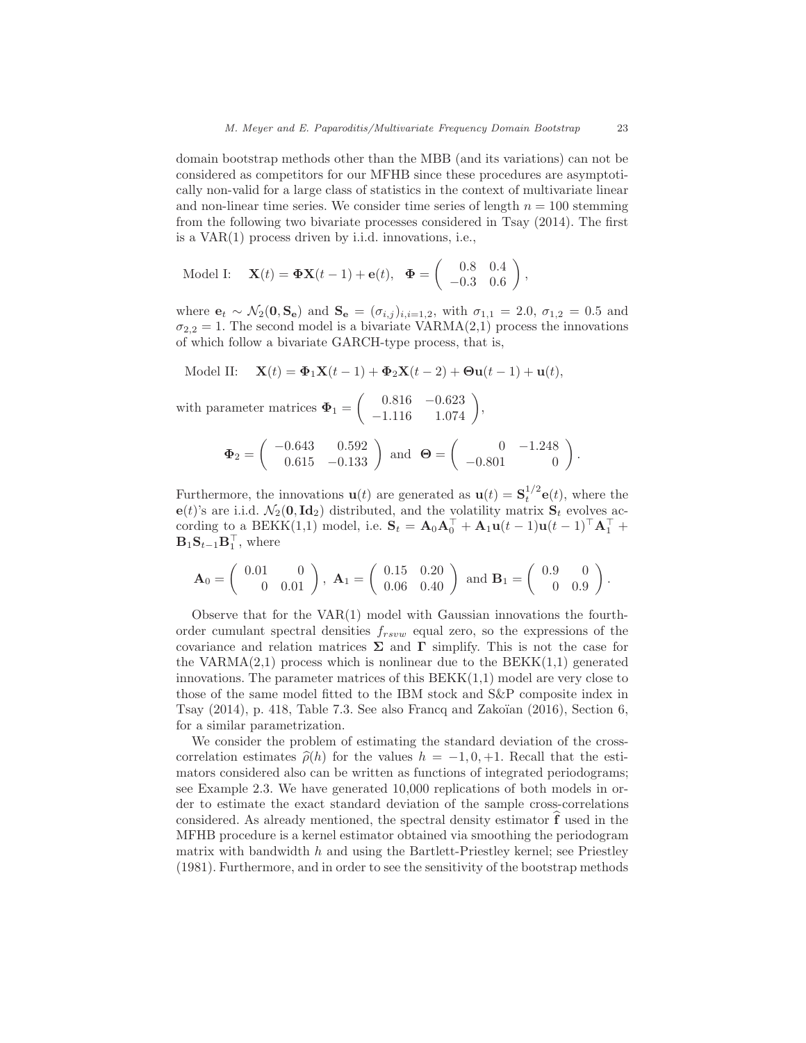domain bootstrap methods other than the MBB (and its variations) can not be considered as competitors for our MFHB since these procedures are asymptotically non-valid for a large class of statistics in the context of multivariate linear and non-linear time series. We consider time series of length $n = 100$ stemming from the following two bivariate processes considered in Tsay (2014). The first is a VAR(1) process driven by i.i.d. innovations, i.e.,

$$\text{Model I:} \quad \mathbf{X}(t) = \mathbf{\Phi}\mathbf{X}(t-1) + \mathbf{e}(t), \quad \mathbf{\Phi} = \begin{pmatrix} 0.8 & 0.4 \\ -0.3 & 0.6 \end{pmatrix},$$

where $\mathbf{e}_t \sim \mathcal{N}_2(\mathbf{0}, \mathbf{S}_\mathbf{e})$ and $\mathbf{S}_\mathbf{e} = (\sigma_{i,j})_{i,i=1,2}$, with $\sigma_{1,1} = 2.0$, $\sigma_{1,2} = 0.5$ and $\sigma_{2,2} = 1$. The second model is a bivariate VARMA(2,1) process the innovations of which follow a bivariate GARCH-type process, that is,

$$\text{Model II:} \quad \mathbf{X}(t) = \mathbf{\Phi}_1\mathbf{X}(t-1) + \mathbf{\Phi}_2\mathbf{X}(t-2) + \mathbf{\Theta}\mathbf{u}(t-1) + \mathbf{u}(t),$$

with parameter matrices $\mathbf{\Phi}_1 = \begin{pmatrix} 0.816 & -0.623 \\ -1.116 & 1.074 \end{pmatrix}$,

$$\mathbf{\Phi}_2 = \begin{pmatrix} -0.643 & 0.592 \\ 0.615 & -0.133 \end{pmatrix} \text{ and } \mathbf{\Theta} = \begin{pmatrix} 0 & -1.248 \\ -0.801 & 0 \end{pmatrix}.$$

Furthermore, the innovations $\mathbf{u}(t)$ are generated as $\mathbf{u}(t) = \mathbf{S}_t^{1/2}\mathbf{e}(t)$, where the $\mathbf{e}(t)$'s are i.i.d. $\mathcal{N}_2(\mathbf{0}, \mathbf{Id}_2)$ distributed, and the volatility matrix $\mathbf{S}_t$ evolves according to a BEKK(1,1) model, i.e. $\mathbf{S}_t = \mathbf{A}_0\mathbf{A}_0^\top + \mathbf{A}_1\mathbf{u}(t-1)\mathbf{u}(t-1)^\top\mathbf{A}_1^\top + \mathbf{B}_1\mathbf{S}_{t-1}\mathbf{B}_1^\top$, where

$$\mathbf{A}_0 = \begin{pmatrix} 0.01 & 0 \\ 0 & 0.01 \end{pmatrix}, \ \mathbf{A}_1 = \begin{pmatrix} 0.15 & 0.20 \\ 0.06 & 0.40 \end{pmatrix} \text{ and } \mathbf{B}_1 = \begin{pmatrix} 0.9 & 0 \\ 0 & 0.9 \end{pmatrix}.$$

Observe that for the VAR(1) model with Gaussian innovations the fourth-order cumulant spectral densities $f_{rsvw}$ equal zero, so the expressions of the covariance and relation matrices $\mathbf{\Sigma}$ and $\mathbf{\Gamma}$ simplify. This is not the case for the VARMA(2,1) process which is nonlinear due to the BEKK(1,1) generated innovations. The parameter matrices of this BEKK(1,1) model are very close to those of the same model fitted to the IBM stock and S&P composite index in Tsay (2014), p. 418, Table 7.3. See also Francq and Zakoïan (2016), Section 6, for a similar parametrization.

We consider the problem of estimating the standard deviation of the cross-correlation estimates $\widehat{\rho}(h)$ for the values $h = -1, 0, +1$. Recall that the estimators considered also can be written as functions of integrated periodograms; see Example 2.3. We have generated 10,000 replications of both models in order to estimate the exact standard deviation of the sample cross-correlations considered. As already mentioned, the spectral density estimator $\widehat{\mathbf{f}}$ used in the MFHB procedure is a kernel estimator obtained via smoothing the periodogram matrix with bandwidth $h$ and using the Bartlett-Priestley kernel; see Priestley (1981). Furthermore, and in order to see the sensitivity of the bootstrap methods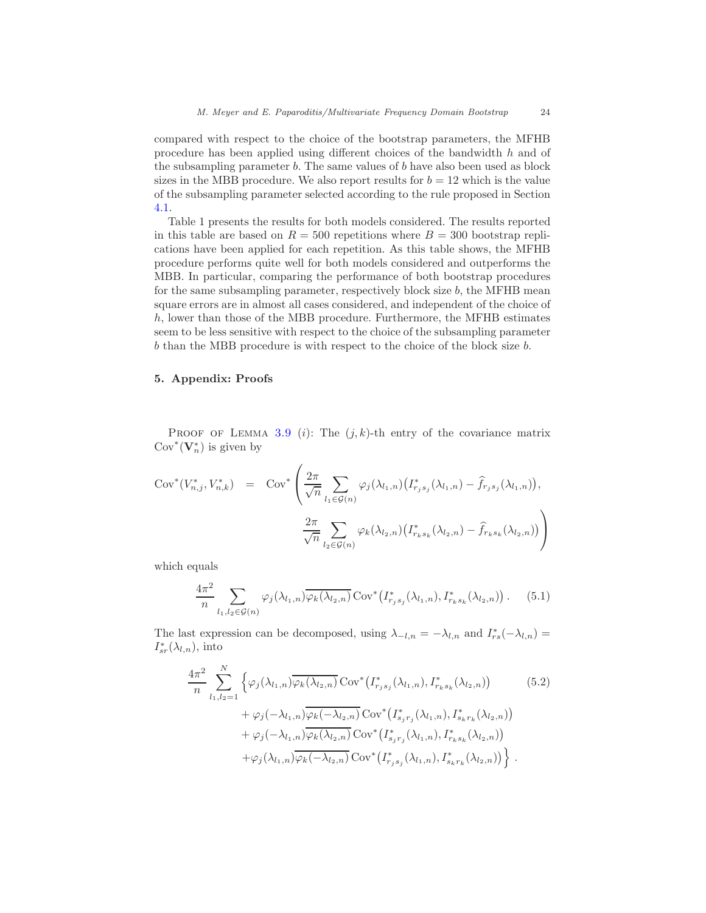compared with respect to the choice of the bootstrap parameters, the MFHB procedure has been applied using different choices of the bandwidth $h$ and of the subsampling parameter $b$. The same values of $b$ have also been used as block sizes in the MBB procedure. We also report results for $b = 12$ which is the value of the subsampling parameter selected according to the rule proposed in Section 4.1.

Table 1 presents the results for both models considered. The results reported in this table are based on $R = 500$ repetitions where $B = 300$ bootstrap replications have been applied for each repetition. As this table shows, the MFHB procedure performs quite well for both models considered and outperforms the MBB. In particular, comparing the performance of both bootstrap procedures for the same subsampling parameter, respectively block size $b$, the MFHB mean square errors are in almost all cases considered, and independent of the choice of $h$, lower than those of the MBB procedure. Furthermore, the MFHB estimates seem to be less sensitive with respect to the choice of the subsampling parameter $b$ than the MBB procedure is with respect to the choice of the block size $b$.

## 5. Appendix: Proofs

Proof of Lemma 3.9 $(i)$: The $(j,k)$-th entry of the covariance matrix $\text{Cov}^*(\mathbf{V}_n^*)$ is given by

$$
\begin{aligned}
\text{Cov}^*(V_{n,j}^*, V_{n,k}^*) \;=\; \text{Cov}^*\Bigg( & \frac{2\pi}{\sqrt{n}} \sum_{l_1 \in \mathcal{G}(n)} \varphi_j(\lambda_{l_1,n}) \big( I^*_{r_j s_j}(\lambda_{l_1,n}) - \widehat{f}_{r_j s_j}(\lambda_{l_1,n}) \big), \\
& \frac{2\pi}{\sqrt{n}} \sum_{l_2 \in \mathcal{G}(n)} \varphi_k(\lambda_{l_2,n}) \big( I^*_{r_k s_k}(\lambda_{l_2,n}) - \widehat{f}_{r_k s_k}(\lambda_{l_2,n}) \big) \Bigg)
\end{aligned}
$$

which equals

$$
\frac{4\pi^2}{n} \sum_{l_1, l_2 \in \mathcal{G}(n)} \varphi_j(\lambda_{l_1,n}) \overline{\varphi_k(\lambda_{l_2,n})} \, \text{Cov}^*\big( I^*_{r_j s_j}(\lambda_{l_1,n}), I^*_{r_k s_k}(\lambda_{l_2,n}) \big) \,. \tag{5.1}
$$

The last expression can be decomposed, using $\lambda_{-l,n} = -\lambda_{l,n}$ and $I^*_{rs}(-\lambda_{l,n}) = I^*_{sr}(\lambda_{l,n})$, into

$$
\begin{aligned}
\frac{4\pi^2}{n} \sum_{l_1, l_2 = 1}^{N} \Big\{ & \varphi_j(\lambda_{l_1,n}) \overline{\varphi_k(\lambda_{l_2,n})} \, \text{Cov}^*\big( I^*_{r_j s_j}(\lambda_{l_1,n}), I^*_{r_k s_k}(\lambda_{l_2,n}) \big) \\
& + \varphi_j(-\lambda_{l_1,n}) \overline{\varphi_k(-\lambda_{l_2,n})} \, \text{Cov}^*\big( I^*_{s_j r_j}(\lambda_{l_1,n}), I^*_{s_k r_k}(\lambda_{l_2,n}) \big) \\
& + \varphi_j(-\lambda_{l_1,n}) \overline{\varphi_k(\lambda_{l_2,n})} \, \text{Cov}^*\big( I^*_{s_j r_j}(\lambda_{l_1,n}), I^*_{r_k s_k}(\lambda_{l_2,n}) \big) \\
& + \varphi_j(\lambda_{l_1,n}) \overline{\varphi_k(-\lambda_{l_2,n})} \, \text{Cov}^*\big( I^*_{r_j s_j}(\lambda_{l_1,n}), I^*_{s_k r_k}(\lambda_{l_2,n}) \big) \Big\} \,.
\end{aligned} \tag{5.2}
$$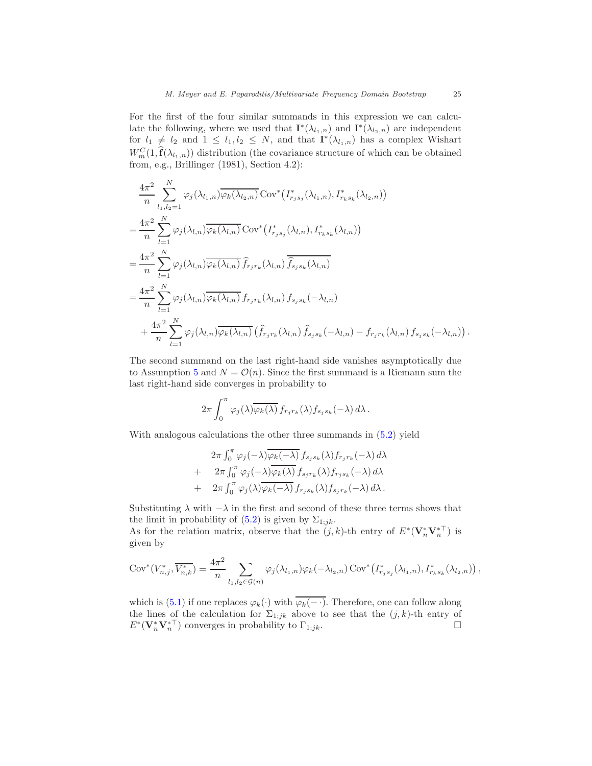For the first of the four similar summands in this expression we can calculate the following, where we used that $\mathbf{I}^*(\lambda_{l_1,n})$ and $\mathbf{I}^*(\lambda_{l_2,n})$ are independent for $l_1 \neq l_2$ and $1 \leq l_1, l_2 \leq N$, and that $\mathbf{I}^*(\lambda_{l_1,n})$ has a complex Wishart $W_m^C(1, \widehat{\mathbf{f}}(\lambda_{l_1,n}))$ distribution (the covariance structure of which can be obtained from, e.g., Brillinger (1981), Section 4.2):

$$
\begin{aligned}
&\frac{4\pi^2}{n} \sum_{l_1,l_2=1}^{N} \varphi_j(\lambda_{l_1,n}) \overline{\varphi_k(\lambda_{l_2,n})} \operatorname{Cov}^*\big(I^*_{r_j s_j}(\lambda_{l_1,n}), I^*_{r_k s_k}(\lambda_{l_2,n})\big) \\
&= \frac{4\pi^2}{n} \sum_{l=1}^{N} \varphi_j(\lambda_{l,n}) \overline{\varphi_k(\lambda_{l,n})} \operatorname{Cov}^*\big(I^*_{r_j s_j}(\lambda_{l,n}), I^*_{r_k s_k}(\lambda_{l,n})\big) \\
&= \frac{4\pi^2}{n} \sum_{l=1}^{N} \varphi_j(\lambda_{l,n}) \overline{\varphi_k(\lambda_{l,n})}\, \widehat{f}_{r_j r_k}(\lambda_{l,n})\, \overline{\widehat{f}_{s_j s_k}(\lambda_{l,n})} \\
&= \frac{4\pi^2}{n} \sum_{l=1}^{N} \varphi_j(\lambda_{l,n}) \overline{\varphi_k(\lambda_{l,n})}\, f_{r_j r_k}(\lambda_{l,n})\, f_{s_j s_k}(-\lambda_{l,n}) \\
&\quad + \frac{4\pi^2}{n} \sum_{l=1}^{N} \varphi_j(\lambda_{l,n}) \overline{\varphi_k(\lambda_{l,n})} \left( \widehat{f}_{r_j r_k}(\lambda_{l,n})\, \widehat{f}_{s_j s_k}(-\lambda_{l,n}) - f_{r_j r_k}(\lambda_{l,n})\, f_{s_j s_k}(-\lambda_{l,n}) \right).
\end{aligned}
$$

The second summand on the last right-hand side vanishes asymptotically due to Assumption 5 and $N = \mathcal{O}(n)$. Since the first summand is a Riemann sum the last right-hand side converges in probability to

$$
2\pi \int_0^{\pi} \varphi_j(\lambda) \overline{\varphi_k(\lambda)}\, f_{r_j r_k}(\lambda) f_{s_j s_k}(-\lambda)\, d\lambda .
$$

With analogous calculations the other three summands in (5.2) yield

$$
\begin{aligned}
& 2\pi \textstyle\int_0^{\pi} \varphi_j(-\lambda) \overline{\varphi_k(-\lambda)}\, f_{s_j s_k}(\lambda) f_{r_j r_k}(-\lambda)\, d\lambda \\
+ \quad & 2\pi \textstyle\int_0^{\pi} \varphi_j(-\lambda) \overline{\varphi_k(\lambda)}\, f_{s_j r_k}(\lambda) f_{r_j s_k}(-\lambda)\, d\lambda \\
+ \quad & 2\pi \textstyle\int_0^{\pi} \varphi_j(\lambda) \overline{\varphi_k(-\lambda)}\, f_{r_j s_k}(\lambda) f_{s_j r_k}(-\lambda)\, d\lambda .
\end{aligned}
$$

Substituting $\lambda$ with $-\lambda$ in the first and second of these three terms shows that the limit in probability of (5.2) is given by $\Sigma_{1;jk}$.

As for the relation matrix, observe that the $(j,k)$-th entry of $E^*(\mathbf{V}_n^* \mathbf{V}_n^{*\top})$ is given by

$$
\operatorname{Cov}^*(V^*_{n,j}, \overline{V^*_{n,k}}) = \frac{4\pi^2}{n} \sum_{l_1,l_2 \in \mathcal{G}(n)} \varphi_j(\lambda_{l_1,n}) \varphi_k(-\lambda_{l_2,n}) \operatorname{Cov}^*\big(I^*_{r_j s_j}(\lambda_{l_1,n}), I^*_{r_k s_k}(\lambda_{l_2,n})\big),
$$

which is (5.1) if one replaces $\varphi_k(\cdot)$ with $\overline{\varphi_k(-\,\cdot)}$. Therefore, one can follow along the lines of the calculation for $\Sigma_{1;jk}$ above to see that the $(j,k)$-th entry of $E^*(\mathbf{V}_n^* \mathbf{V}_n^{*\top})$ converges in probability to $\Gamma_{1;jk}$. □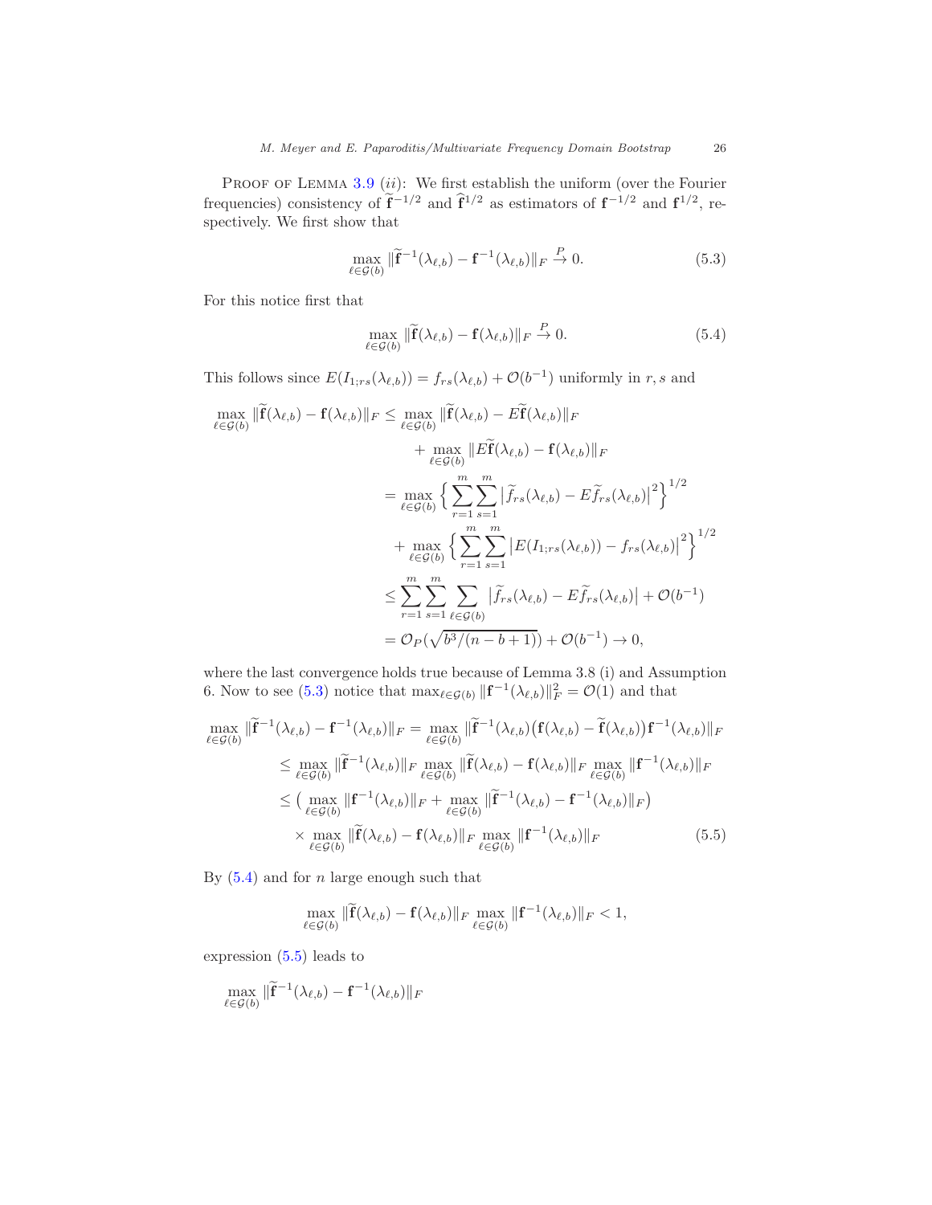**Proof of Lemma 3.9** $(ii)$: We first establish the uniform (over the Fourier frequencies) consistency of $\widetilde{\mathbf{f}}^{-1/2}$ and $\widehat{\mathbf{f}}^{1/2}$ as estimators of $\mathbf{f}^{-1/2}$ and $\mathbf{f}^{1/2}$, respectively. We first show that

$$\max_{\ell \in \mathcal{G}(b)} \|\widetilde{\mathbf{f}}^{-1}(\lambda_{\ell,b}) - \mathbf{f}^{-1}(\lambda_{\ell,b})\|_F \xrightarrow{P} 0. \tag{5.3}$$

For this notice first that

$$\max_{\ell \in \mathcal{G}(b)} \|\widetilde{\mathbf{f}}(\lambda_{\ell,b}) - \mathbf{f}(\lambda_{\ell,b})\|_F \xrightarrow{P} 0. \tag{5.4}$$

This follows since $E(I_{1;rs}(\lambda_{\ell,b})) = f_{rs}(\lambda_{\ell,b}) + \mathcal{O}(b^{-1})$ uniformly in $r, s$ and

$$\begin{aligned}
\max_{\ell \in \mathcal{G}(b)} \|\widetilde{\mathbf{f}}(\lambda_{\ell,b}) - \mathbf{f}(\lambda_{\ell,b})\|_F &\leq \max_{\ell \in \mathcal{G}(b)} \|\widetilde{\mathbf{f}}(\lambda_{\ell,b}) - E\widetilde{\mathbf{f}}(\lambda_{\ell,b})\|_F \\
&\quad + \max_{\ell \in \mathcal{G}(b)} \|E\widetilde{\mathbf{f}}(\lambda_{\ell,b}) - \mathbf{f}(\lambda_{\ell,b})\|_F \\
&= \max_{\ell \in \mathcal{G}(b)} \Big\{ \sum_{r=1}^{m} \sum_{s=1}^{m} \big| \widetilde{f}_{rs}(\lambda_{\ell,b}) - E\widetilde{f}_{rs}(\lambda_{\ell,b}) \big|^2 \Big\}^{1/2} \\
&\quad + \max_{\ell \in \mathcal{G}(b)} \Big\{ \sum_{r=1}^{m} \sum_{s=1}^{m} \big| E(I_{1;rs}(\lambda_{\ell,b})) - f_{rs}(\lambda_{\ell,b}) \big|^2 \Big\}^{1/2} \\
&\leq \sum_{r=1}^{m} \sum_{s=1}^{m} \sum_{\ell \in \mathcal{G}(b)} \big| \widetilde{f}_{rs}(\lambda_{\ell,b}) - E\widetilde{f}_{rs}(\lambda_{\ell,b}) \big| + \mathcal{O}(b^{-1}) \\
&= \mathcal{O}_P(\sqrt{b^3/(n-b+1)}) + \mathcal{O}(b^{-1}) \to 0,
\end{aligned}$$

where the last convergence holds true because of Lemma 3.8 (i) and Assumption 6. Now to see (5.3) notice that $\max_{\ell \in \mathcal{G}(b)} \|\mathbf{f}^{-1}(\lambda_{\ell,b})\|_F^2 = \mathcal{O}(1)$ and that

$$\begin{aligned}
\max_{\ell \in \mathcal{G}(b)} \|\widetilde{\mathbf{f}}^{-1}(\lambda_{\ell,b}) - \mathbf{f}^{-1}(\lambda_{\ell,b})\|_F &= \max_{\ell \in \mathcal{G}(b)} \|\widetilde{\mathbf{f}}^{-1}(\lambda_{\ell,b}) \big(\mathbf{f}(\lambda_{\ell,b}) - \widetilde{\mathbf{f}}(\lambda_{\ell,b})\big) \mathbf{f}^{-1}(\lambda_{\ell,b})\|_F \\
&\leq \max_{\ell \in \mathcal{G}(b)} \|\widetilde{\mathbf{f}}^{-1}(\lambda_{\ell,b})\|_F \max_{\ell \in \mathcal{G}(b)} \|\widetilde{\mathbf{f}}(\lambda_{\ell,b}) - \mathbf{f}(\lambda_{\ell,b})\|_F \max_{\ell \in \mathcal{G}(b)} \|\mathbf{f}^{-1}(\lambda_{\ell,b})\|_F \\
&\leq \big( \max_{\ell \in \mathcal{G}(b)} \|\mathbf{f}^{-1}(\lambda_{\ell,b})\|_F + \max_{\ell \in \mathcal{G}(b)} \|\widetilde{\mathbf{f}}^{-1}(\lambda_{\ell,b}) - \mathbf{f}^{-1}(\lambda_{\ell,b})\|_F \big) \\
&\quad \times \max_{\ell \in \mathcal{G}(b)} \|\widetilde{\mathbf{f}}(\lambda_{\ell,b}) - \mathbf{f}(\lambda_{\ell,b})\|_F \max_{\ell \in \mathcal{G}(b)} \|\mathbf{f}^{-1}(\lambda_{\ell,b})\|_F
\end{aligned} \tag{5.5}$$

By (5.4) and for $n$ large enough such that

$$\max_{\ell \in \mathcal{G}(b)} \|\widetilde{\mathbf{f}}(\lambda_{\ell,b}) - \mathbf{f}(\lambda_{\ell,b})\|_F \max_{\ell \in \mathcal{G}(b)} \|\mathbf{f}^{-1}(\lambda_{\ell,b})\|_F < 1,$$

expression (5.5) leads to

$$\max_{\ell \in \mathcal{G}(b)} \|\widetilde{\mathbf{f}}^{-1}(\lambda_{\ell,b}) - \mathbf{f}^{-1}(\lambda_{\ell,b})\|_F$$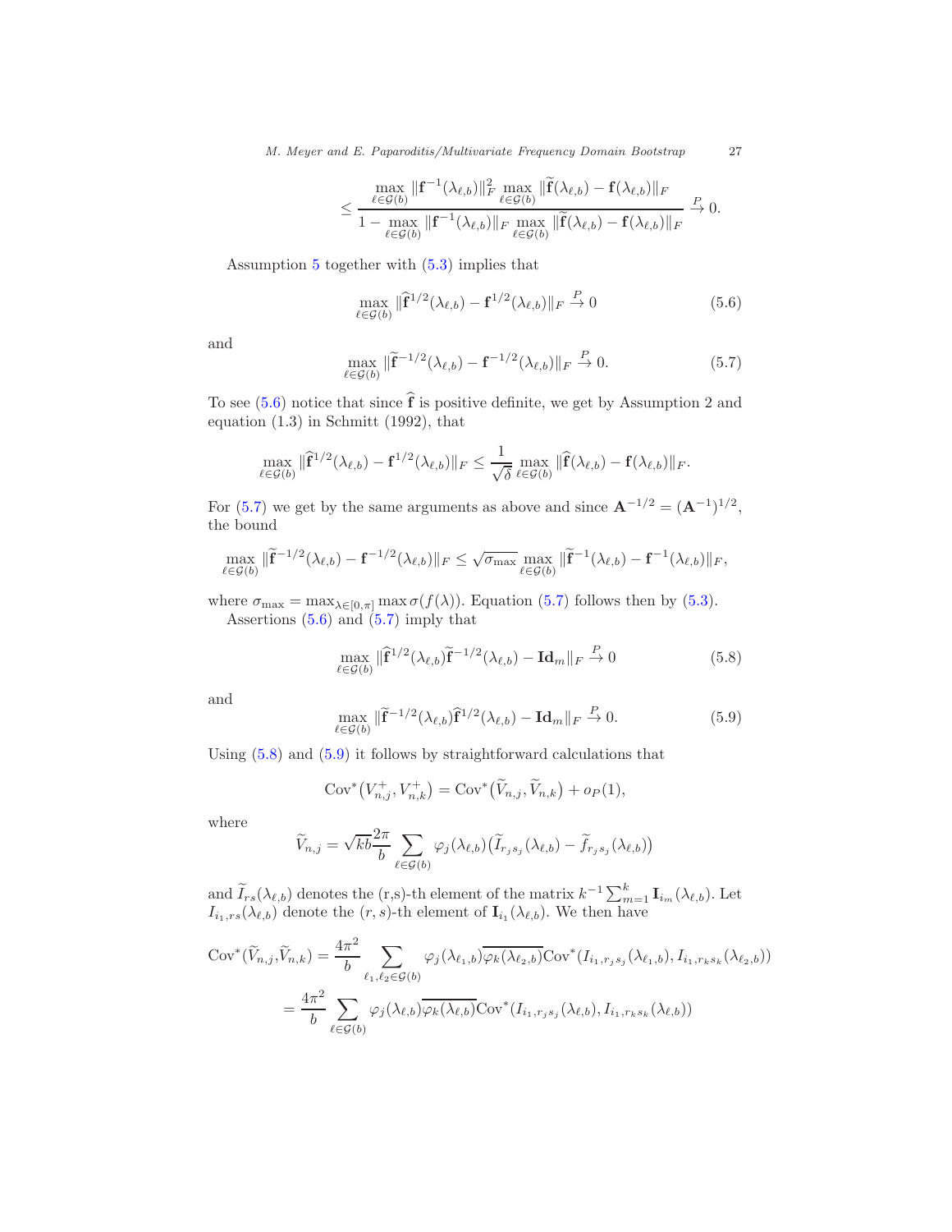$$\leq \frac{\max_{\ell\in\mathcal{G}(b)} \|\mathbf{f}^{-1}(\lambda_{\ell,b})\|_F^2 \max_{\ell\in\mathcal{G}(b)} \|\widetilde{\mathbf{f}}(\lambda_{\ell,b}) - \mathbf{f}(\lambda_{\ell,b})\|_F}{1 - \max_{\ell\in\mathcal{G}(b)} \|\mathbf{f}^{-1}(\lambda_{\ell,b})\|_F \max_{\ell\in\mathcal{G}(b)} \|\widetilde{\mathbf{f}}(\lambda_{\ell,b}) - \mathbf{f}(\lambda_{\ell,b})\|_F} \xrightarrow{P} 0.$$

Assumption 5 together with (5.3) implies that

$$\max_{\ell\in\mathcal{G}(b)} \|\widehat{\mathbf{f}}^{1/2}(\lambda_{\ell,b}) - \mathbf{f}^{1/2}(\lambda_{\ell,b})\|_F \xrightarrow{P} 0 \tag{5.6}$$

and

$$\max_{\ell\in\mathcal{G}(b)} \|\widetilde{\mathbf{f}}^{-1/2}(\lambda_{\ell,b}) - \mathbf{f}^{-1/2}(\lambda_{\ell,b})\|_F \xrightarrow{P} 0. \tag{5.7}$$

To see (5.6) notice that since $\widehat{\mathbf{f}}$ is positive definite, we get by Assumption 2 and equation (1.3) in Schmitt (1992), that

$$\max_{\ell\in\mathcal{G}(b)} \|\widehat{\mathbf{f}}^{1/2}(\lambda_{\ell,b}) - \mathbf{f}^{1/2}(\lambda_{\ell,b})\|_F \leq \frac{1}{\sqrt{\delta}} \max_{\ell\in\mathcal{G}(b)} \|\widehat{\mathbf{f}}(\lambda_{\ell,b}) - \mathbf{f}(\lambda_{\ell,b})\|_F.$$

For (5.7) we get by the same arguments as above and since $\mathbf{A}^{-1/2} = (\mathbf{A}^{-1})^{1/2}$, the bound

$$\max_{\ell\in\mathcal{G}(b)} \|\widetilde{\mathbf{f}}^{-1/2}(\lambda_{\ell,b}) - \mathbf{f}^{-1/2}(\lambda_{\ell,b})\|_F \leq \sqrt{\sigma_{\max}} \max_{\ell\in\mathcal{G}(b)} \|\widetilde{\mathbf{f}}^{-1}(\lambda_{\ell,b}) - \mathbf{f}^{-1}(\lambda_{\ell,b})\|_F,$$

where $\sigma_{\max} = \max_{\lambda\in[0,\pi]} \max \sigma(f(\lambda))$. Equation (5.7) follows then by (5.3).

Assertions (5.6) and (5.7) imply that

$$\max_{\ell\in\mathcal{G}(b)} \|\widehat{\mathbf{f}}^{1/2}(\lambda_{\ell,b})\widetilde{\mathbf{f}}^{-1/2}(\lambda_{\ell,b}) - \mathbf{Id}_m\|_F \xrightarrow{P} 0 \tag{5.8}$$

and

$$\max_{\ell\in\mathcal{G}(b)} \|\widetilde{\mathbf{f}}^{-1/2}(\lambda_{\ell,b})\widehat{\mathbf{f}}^{1/2}(\lambda_{\ell,b}) - \mathbf{Id}_m\|_F \xrightarrow{P} 0. \tag{5.9}$$

Using (5.8) and (5.9) it follows by straightforward calculations that

$$\text{Cov}^*\big(V_{n,j}^+, V_{n,k}^+\big) = \text{Cov}^*\big(\widetilde{V}_{n,j}, \widetilde{V}_{n,k}\big) + o_P(1),$$

where

$$\widetilde{V}_{n,j} = \sqrt{kb}\frac{2\pi}{b} \sum_{\ell\in\mathcal{G}(b)} \varphi_j(\lambda_{\ell,b})\big(\widetilde{I}_{r_js_j}(\lambda_{\ell,b}) - \widetilde{f}_{r_js_j}(\lambda_{\ell,b})\big)$$

and $\widetilde{I}_{rs}(\lambda_{\ell,b})$ denotes the (r,s)-th element of the matrix $k^{-1}\sum_{m=1}^k \mathbf{I}_{i_m}(\lambda_{\ell,b})$. Let $I_{i_1,rs}(\lambda_{\ell,b})$ denote the $(r,s)$-th element of $\mathbf{I}_{i_1}(\lambda_{\ell,b})$. We then have

$$\begin{aligned}
\text{Cov}^*(\widetilde{V}_{n,j}, \widetilde{V}_{n,k}) &= \frac{4\pi^2}{b} \sum_{\ell_1,\ell_2\in\mathcal{G}(b)} \varphi_j(\lambda_{\ell_1,b})\overline{\varphi_k(\lambda_{\ell_2,b})}\text{Cov}^*(I_{i_1,r_js_j}(\lambda_{\ell_1,b}), I_{i_1,r_ks_k}(\lambda_{\ell_2,b})) \\
&= \frac{4\pi^2}{b} \sum_{\ell\in\mathcal{G}(b)} \varphi_j(\lambda_{\ell,b})\overline{\varphi_k(\lambda_{\ell,b})}\text{Cov}^*(I_{i_1,r_js_j}(\lambda_{\ell,b}), I_{i_1,r_ks_k}(\lambda_{\ell,b}))
\end{aligned}$$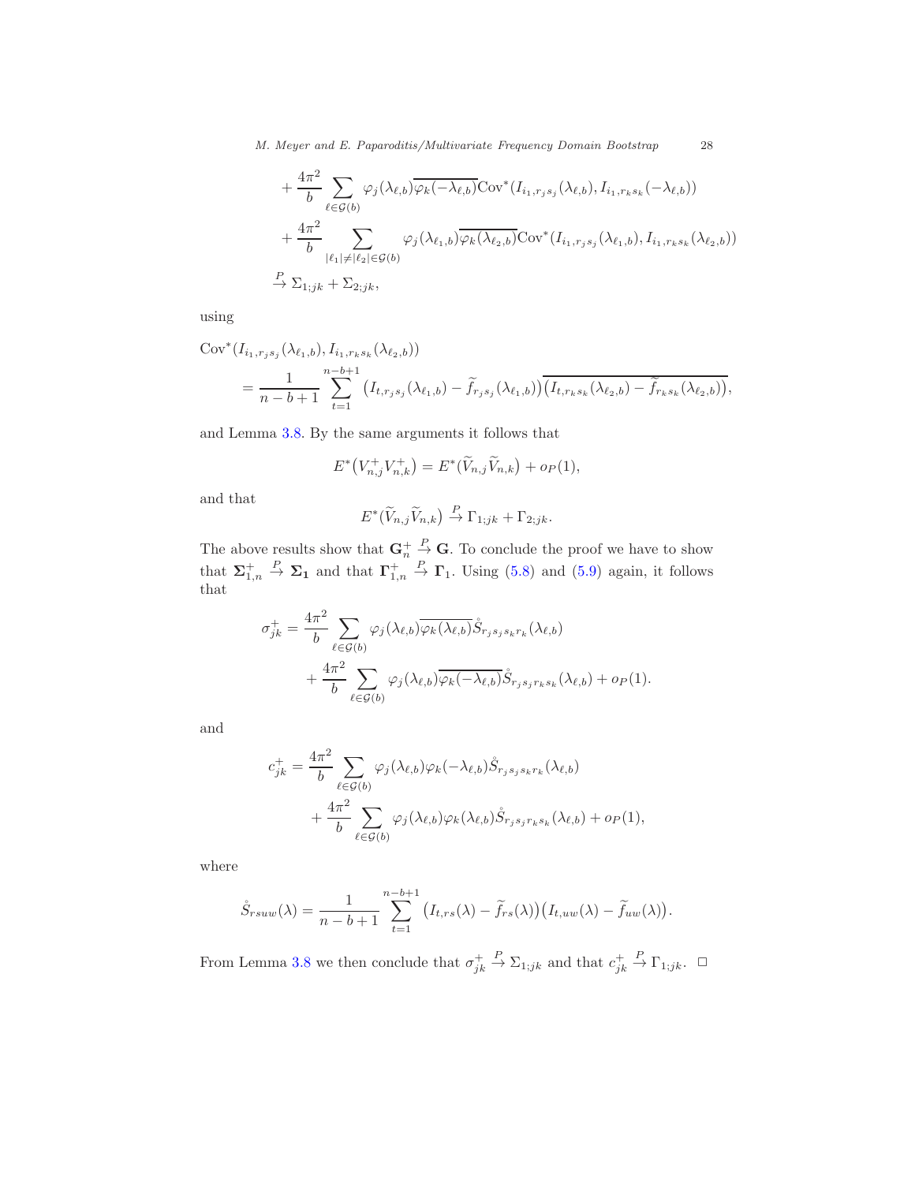$$
\begin{aligned}
&+ \frac{4\pi^2}{b} \sum_{\ell \in \mathcal{G}(b)} \varphi_j(\lambda_{\ell,b}) \overline{\varphi_k(-\lambda_{\ell,b})} \mathrm{Cov}^*(I_{i_1,r_js_j}(\lambda_{\ell,b}), I_{i_1,r_ks_k}(-\lambda_{\ell,b})) \\
&+ \frac{4\pi^2}{b} \sum_{|\ell_1| \neq |\ell_2| \in \mathcal{G}(b)} \varphi_j(\lambda_{\ell_1,b}) \overline{\varphi_k(\lambda_{\ell_2,b})} \mathrm{Cov}^*(I_{i_1,r_js_j}(\lambda_{\ell_1,b}), I_{i_1,r_ks_k}(\lambda_{\ell_2,b})) \\
&\xrightarrow{P} \Sigma_{1;jk} + \Sigma_{2;jk},
\end{aligned}
$$

using

$$
\begin{aligned}
&\mathrm{Cov}^*(I_{i_1,r_js_j}(\lambda_{\ell_1,b}), I_{i_1,r_ks_k}(\lambda_{\ell_2,b})) \\
&\quad = \frac{1}{n-b+1} \sum_{t=1}^{n-b+1} \big(I_{t,r_js_j}(\lambda_{\ell_1,b}) - \widetilde{f}_{r_js_j}(\lambda_{\ell_1,b})\big) \overline{\big(I_{t,r_ks_k}(\lambda_{\ell_2,b}) - \widetilde{f}_{r_ks_k}(\lambda_{\ell_2,b})\big)},
\end{aligned}
$$

and Lemma 3.8. By the same arguments it follows that

$$
E^*\big(V_{n,j}^+ V_{n,k}^+\big) = E^*\big(\widetilde{V}_{n,j} \widetilde{V}_{n,k}\big) + o_P(1),
$$

and that

$$
E^*\big(\widetilde{V}_{n,j} \widetilde{V}_{n,k}\big) \xrightarrow{P} \Gamma_{1;jk} + \Gamma_{2;jk}.
$$

The above results show that $\mathbf{G}_n^+ \xrightarrow{P} \mathbf{G}$. To conclude the proof we have to show that $\mathbf{\Sigma}_{1,n}^+ \xrightarrow{P} \mathbf{\Sigma_1}$ and that $\mathbf{\Gamma}_{1,n}^+ \xrightarrow{P} \mathbf{\Gamma}_1$. Using (5.8) and (5.9) again, it follows that

$$
\begin{aligned}
\sigma_{jk}^+ = &\frac{4\pi^2}{b} \sum_{\ell \in \mathcal{G}(b)} \varphi_j(\lambda_{\ell,b}) \overline{\varphi_k(\lambda_{\ell,b})} \mathring{S}_{r_js_js_kr_k}(\lambda_{\ell,b}) \\
&+ \frac{4\pi^2}{b} \sum_{\ell \in \mathcal{G}(b)} \varphi_j(\lambda_{\ell,b}) \overline{\varphi_k(-\lambda_{\ell,b})} \mathring{S}_{r_js_jr_ks_k}(\lambda_{\ell,b}) + o_P(1).
\end{aligned}
$$

and

$$
\begin{aligned}
c_{jk}^+ = &\frac{4\pi^2}{b} \sum_{\ell \in \mathcal{G}(b)} \varphi_j(\lambda_{\ell,b}) \varphi_k(-\lambda_{\ell,b}) \mathring{S}_{r_js_js_kr_k}(\lambda_{\ell,b}) \\
&+ \frac{4\pi^2}{b} \sum_{\ell \in \mathcal{G}(b)} \varphi_j(\lambda_{\ell,b}) \varphi_k(\lambda_{\ell,b}) \mathring{S}_{r_js_jr_ks_k}(\lambda_{\ell,b}) + o_P(1),
\end{aligned}
$$

where

$$
\mathring{S}_{rsuw}(\lambda) = \frac{1}{n-b+1} \sum_{t=1}^{n-b+1} \big(I_{t,rs}(\lambda) - \widetilde{f}_{rs}(\lambda)\big)\big(I_{t,uw}(\lambda) - \widetilde{f}_{uw}(\lambda)\big).
$$

From Lemma 3.8 we then conclude that $\sigma_{jk}^+ \xrightarrow{P} \Sigma_{1;jk}$ and that $c_{jk}^+ \xrightarrow{P} \Gamma_{1;jk}$. $\square$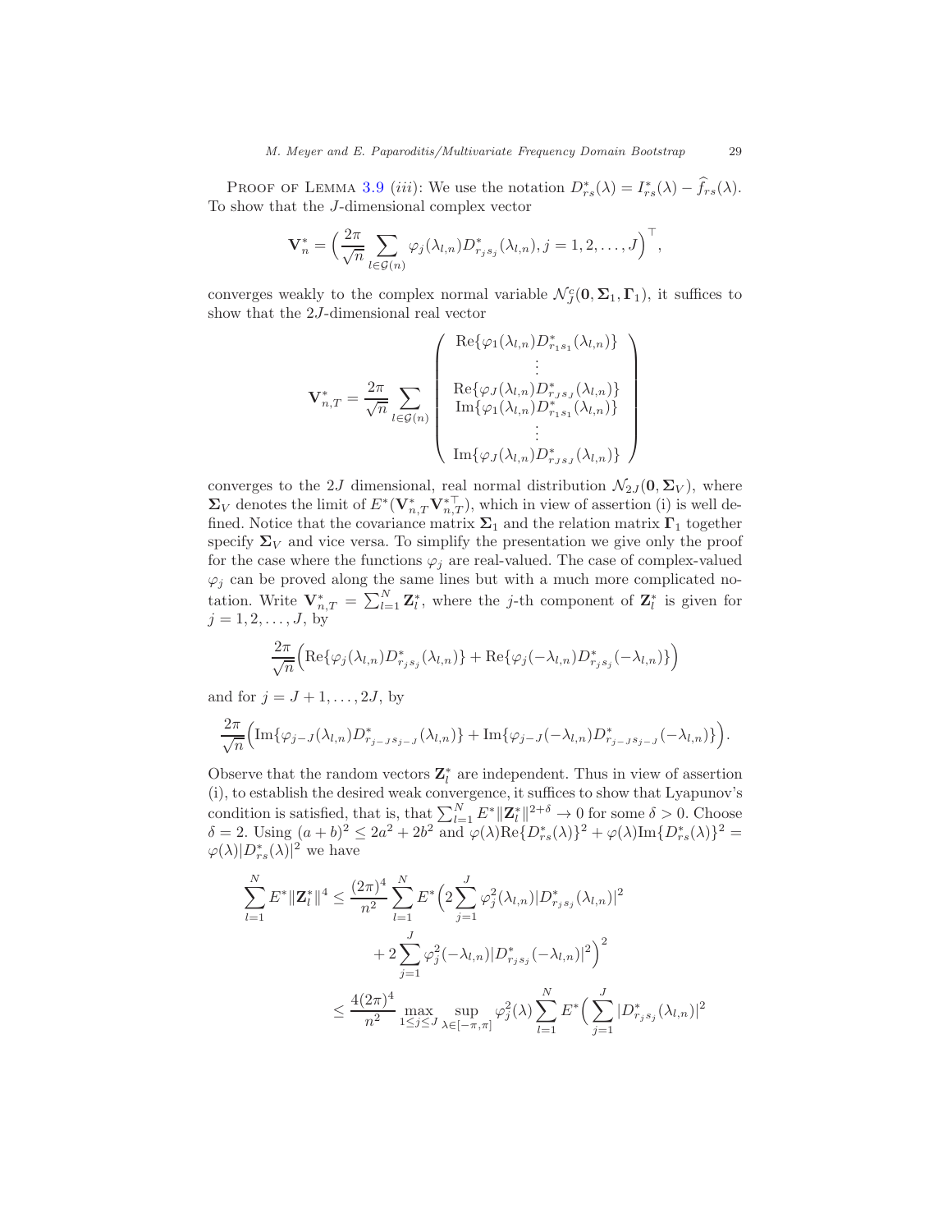Proof of Lemma 3.9 *(iii)*: We use the notation $D^*_{rs}(\lambda) = I^*_{rs}(\lambda) - \widehat{f}_{rs}(\lambda)$. To show that the $J$-dimensional complex vector

$$\mathbf{V}^*_n = \Big( \frac{2\pi}{\sqrt{n}} \sum_{l \in \mathcal{G}(n)} \varphi_j(\lambda_{l,n}) D^*_{r_j s_j}(\lambda_{l,n}), j = 1, 2, \ldots, J \Big)^\top,$$

converges weakly to the complex normal variable $\mathcal{N}^c_J(\mathbf{0}, \mathbf{\Sigma}_1, \mathbf{\Gamma}_1)$, it suffices to show that the $2J$-dimensional real vector

$$\mathbf{V}^*_{n,T} = \frac{2\pi}{\sqrt{n}} \sum_{l \in \mathcal{G}(n)} \begin{pmatrix} \mathrm{Re}\{\varphi_1(\lambda_{l,n}) D^*_{r_1 s_1}(\lambda_{l,n})\} \\ \vdots \\ \mathrm{Re}\{\varphi_J(\lambda_{l,n}) D^*_{r_J s_J}(\lambda_{l,n})\} \\ \mathrm{Im}\{\varphi_1(\lambda_{l,n}) D^*_{r_1 s_1}(\lambda_{l,n})\} \\ \vdots \\ \mathrm{Im}\{\varphi_J(\lambda_{l,n}) D^*_{r_J s_J}(\lambda_{l,n})\} \end{pmatrix}$$

converges to the $2J$ dimensional, real normal distribution $\mathcal{N}_{2J}(\mathbf{0}, \mathbf{\Sigma}_V)$, where $\mathbf{\Sigma}_V$ denotes the limit of $E^*(\mathbf{V}^*_{n,T}\mathbf{V}^{*\top}_{n,T})$, which in view of assertion (i) is well defined. Notice that the covariance matrix $\mathbf{\Sigma}_1$ and the relation matrix $\mathbf{\Gamma}_1$ together specify $\mathbf{\Sigma}_V$ and vice versa. To simplify the presentation we give only the proof for the case where the functions $\varphi_j$ are real-valued. The case of complex-valued $\varphi_j$ can be proved along the same lines but with a much more complicated notation. Write $\mathbf{V}^*_{n,T} = \sum_{l=1}^N \mathbf{Z}^*_l$, where the $j$-th component of $\mathbf{Z}^*_l$ is given for $j = 1, 2, \ldots, J$, by

$$\frac{2\pi}{\sqrt{n}} \Big( \mathrm{Re}\{\varphi_j(\lambda_{l,n}) D^*_{r_j s_j}(\lambda_{l,n})\} + \mathrm{Re}\{\varphi_j(-\lambda_{l,n}) D^*_{r_j s_j}(-\lambda_{l,n})\} \Big)$$

and for $j = J+1, \ldots, 2J$, by

$$\frac{2\pi}{\sqrt{n}} \Big( \mathrm{Im}\{\varphi_{j-J}(\lambda_{l,n}) D^*_{r_{j-J} s_{j-J}}(\lambda_{l,n})\} + \mathrm{Im}\{\varphi_{j-J}(-\lambda_{l,n}) D^*_{r_{j-J} s_{j-J}}(-\lambda_{l,n})\} \Big).$$

Observe that the random vectors $\mathbf{Z}^*_l$ are independent. Thus in view of assertion (i), to establish the desired weak convergence, it suffices to show that Lyapunov's condition is satisfied, that is, that $\sum_{l=1}^N E^* \|\mathbf{Z}^*_l\|^{2+\delta} \to 0$ for some $\delta > 0$. Choose $\delta = 2$. Using $(a+b)^2 \leq 2a^2 + 2b^2$ and $\varphi(\lambda)\mathrm{Re}\{D^*_{rs}(\lambda)\}^2 + \varphi(\lambda)\mathrm{Im}\{D^*_{rs}(\lambda)\}^2 = \varphi(\lambda)|D^*_{rs}(\lambda)|^2$ we have

$$\begin{aligned}
\sum_{l=1}^N E^* \|\mathbf{Z}^*_l\|^4 \leq{}& \frac{(2\pi)^4}{n^2} \sum_{l=1}^N E^* \Big( 2 \sum_{j=1}^J \varphi_j^2(\lambda_{l,n}) |D^*_{r_j s_j}(\lambda_{l,n})|^2 \\
&+ 2 \sum_{j=1}^J \varphi_j^2(-\lambda_{l,n}) |D^*_{r_j s_j}(-\lambda_{l,n})|^2 \Big)^2 \\
\leq{}& \frac{4(2\pi)^4}{n^2} \max_{1 \leq j \leq J} \sup_{\lambda \in [-\pi, \pi]} \varphi_j^2(\lambda) \sum_{l=1}^N E^* \Big( \sum_{j=1}^J |D^*_{r_j s_j}(\lambda_{l,n})|^2
\end{aligned}$$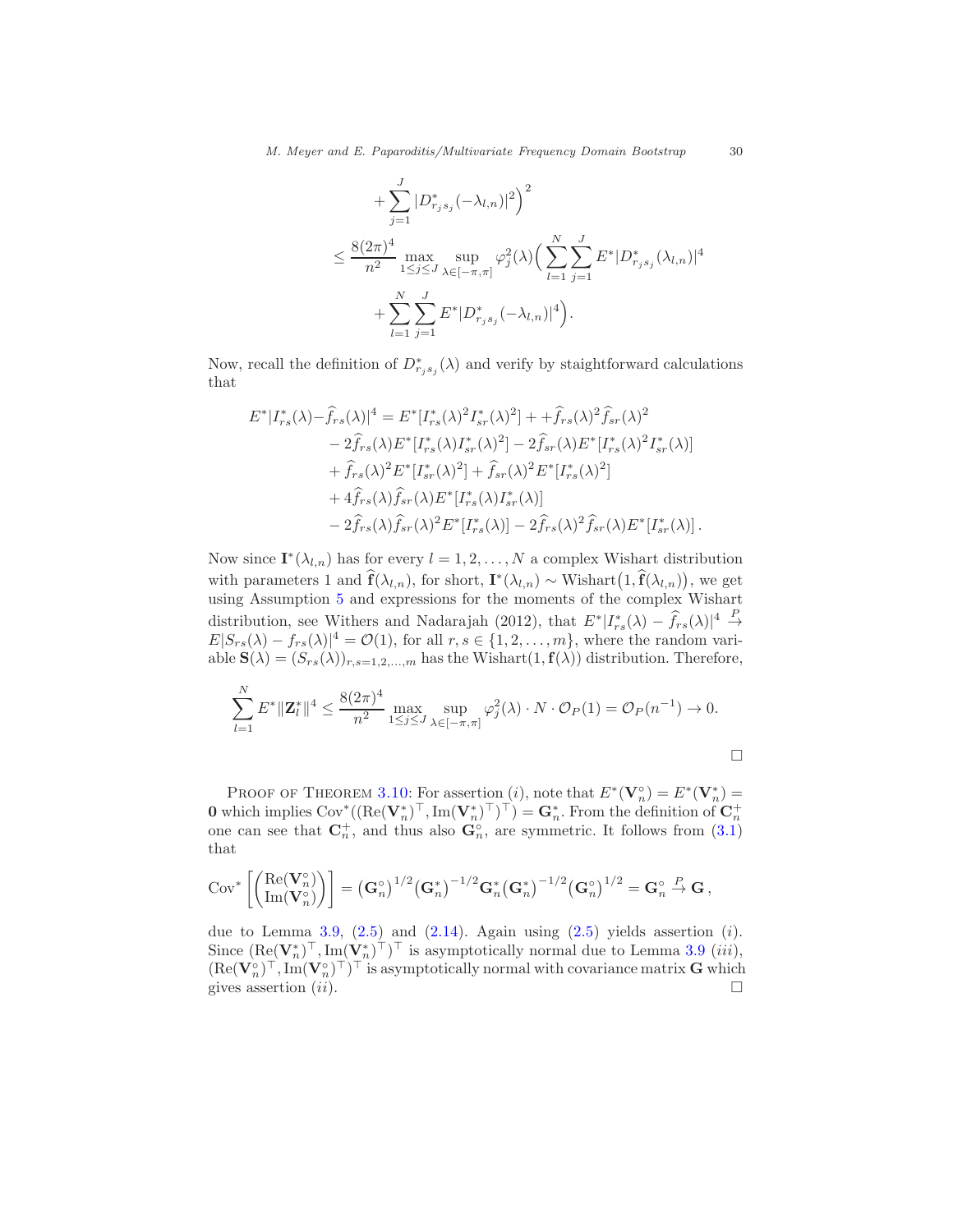$$
+\sum_{j=1}^{J} |D^*_{r_j s_j}(-\lambda_{l,n})|^2\Big)^2
$$

$$
\leq \frac{8(2\pi)^4}{n^2} \max_{1\leq j\leq J} \sup_{\lambda\in[-\pi,\pi]} \varphi_j^2(\lambda)\Big(\sum_{l=1}^{N}\sum_{j=1}^{J} E^*|D^*_{r_j s_j}(\lambda_{l,n})|^4
$$

$$
+\sum_{l=1}^{N}\sum_{j=1}^{J} E^*|D^*_{r_j s_j}(-\lambda_{l,n})|^4\Big).
$$

Now, recall the definition of $D^*_{r_j s_j}(\lambda)$ and verify by staightforward calculations that

$$
\begin{aligned}
E^*|I^*_{rs}(\lambda)-\widehat{f}_{rs}(\lambda)|^4 &= E^*[I^*_{rs}(\lambda)^2 I^*_{sr}(\lambda)^2] + +\widehat{f}_{rs}(\lambda)^2\widehat{f}_{sr}(\lambda)^2 \\
&- 2\widehat{f}_{rs}(\lambda)E^*[I^*_{rs}(\lambda)I^*_{sr}(\lambda)^2] - 2\widehat{f}_{sr}(\lambda)E^*[I^*_{rs}(\lambda)^2 I^*_{sr}(\lambda)] \\
&+ \widehat{f}_{rs}(\lambda)^2 E^*[I^*_{sr}(\lambda)^2] + \widehat{f}_{sr}(\lambda)^2 E^*[I^*_{rs}(\lambda)^2] \\
&+ 4\widehat{f}_{rs}(\lambda)\widehat{f}_{sr}(\lambda)E^*[I^*_{rs}(\lambda)I^*_{sr}(\lambda)] \\
&- 2\widehat{f}_{rs}(\lambda)\widehat{f}_{sr}(\lambda)^2 E^*[I^*_{rs}(\lambda)] - 2\widehat{f}_{rs}(\lambda)^2\widehat{f}_{sr}(\lambda)E^*[I^*_{sr}(\lambda)]\,.
\end{aligned}
$$

Now since $\mathbf{I}^*(\lambda_{l,n})$ has for every $l = 1, 2, \ldots, N$ a complex Wishart distribution with parameters 1 and $\widehat{\mathbf{f}}(\lambda_{l,n})$, for short, $\mathbf{I}^*(\lambda_{l,n}) \sim \text{Wishart}\big(1, \widehat{\mathbf{f}}(\lambda_{l,n})\big)$, we get using Assumption 5 and expressions for the moments of the complex Wishart distribution, see Withers and Nadarajah (2012), that $E^*|I^*_{rs}(\lambda) - \widehat{f}_{rs}(\lambda)|^4 \overset{P}{\to} E|S_{rs}(\lambda) - f_{rs}(\lambda)|^4 = \mathcal{O}(1)$, for all $r, s \in \{1, 2, \ldots, m\}$, where the random variable $\mathbf{S}(\lambda) = (S_{rs}(\lambda))_{r,s=1,2,\ldots,m}$ has the Wishart$(1, \mathbf{f}(\lambda))$ distribution. Therefore,

$$
\sum_{l=1}^{N} E^*\|\mathbf{Z}^*_l\|^4 \leq \frac{8(2\pi)^4}{n^2} \max_{1\leq j\leq J} \sup_{\lambda\in[-\pi,\pi]} \varphi_j^2(\lambda)\cdot N\cdot \mathcal{O}_P(1) = \mathcal{O}_P(n^{-1}) \to 0.
$$

□

Proof of Theorem 3.10: For assertion $(i)$, note that $E^*(\mathbf{V}^\circ_n) = E^*(\mathbf{V}^*_n) = \mathbf{0}$ which implies $\text{Cov}^*((\text{Re}(\mathbf{V}^*_n)^\top, \text{Im}(\mathbf{V}^*_n)^\top)^\top) = \mathbf{G}^*_n$. From the definition of $\mathbf{C}^+_n$ one can see that $\mathbf{C}^+_n$, and thus also $\mathbf{G}^\circ_n$, are symmetric. It follows from (3.1) that

$$
\text{Cov}^*\left[\begin{pmatrix}\text{Re}(\mathbf{V}^\circ_n)\\ \text{Im}(\mathbf{V}^\circ_n)\end{pmatrix}\right] = \big(\mathbf{G}^\circ_n\big)^{1/2}\big(\mathbf{G}^*_n\big)^{-1/2}\mathbf{G}^*_n\big(\mathbf{G}^*_n\big)^{-1/2}\big(\mathbf{G}^\circ_n\big)^{1/2} = \mathbf{G}^\circ_n \overset{P}{\to} \mathbf{G}\,,
$$

due to Lemma 3.9, (2.5) and (2.14). Again using (2.5) yields assertion $(i)$. Since $(\text{Re}(\mathbf{V}^*_n)^\top, \text{Im}(\mathbf{V}^*_n)^\top)^\top$ is asymptotically normal due to Lemma 3.9 $(iii)$, $(\text{Re}(\mathbf{V}^\circ_n)^\top, \text{Im}(\mathbf{V}^\circ_n)^\top)^\top$ is asymptotically normal with covariance matrix $\mathbf{G}$ which gives assertion $(ii)$. □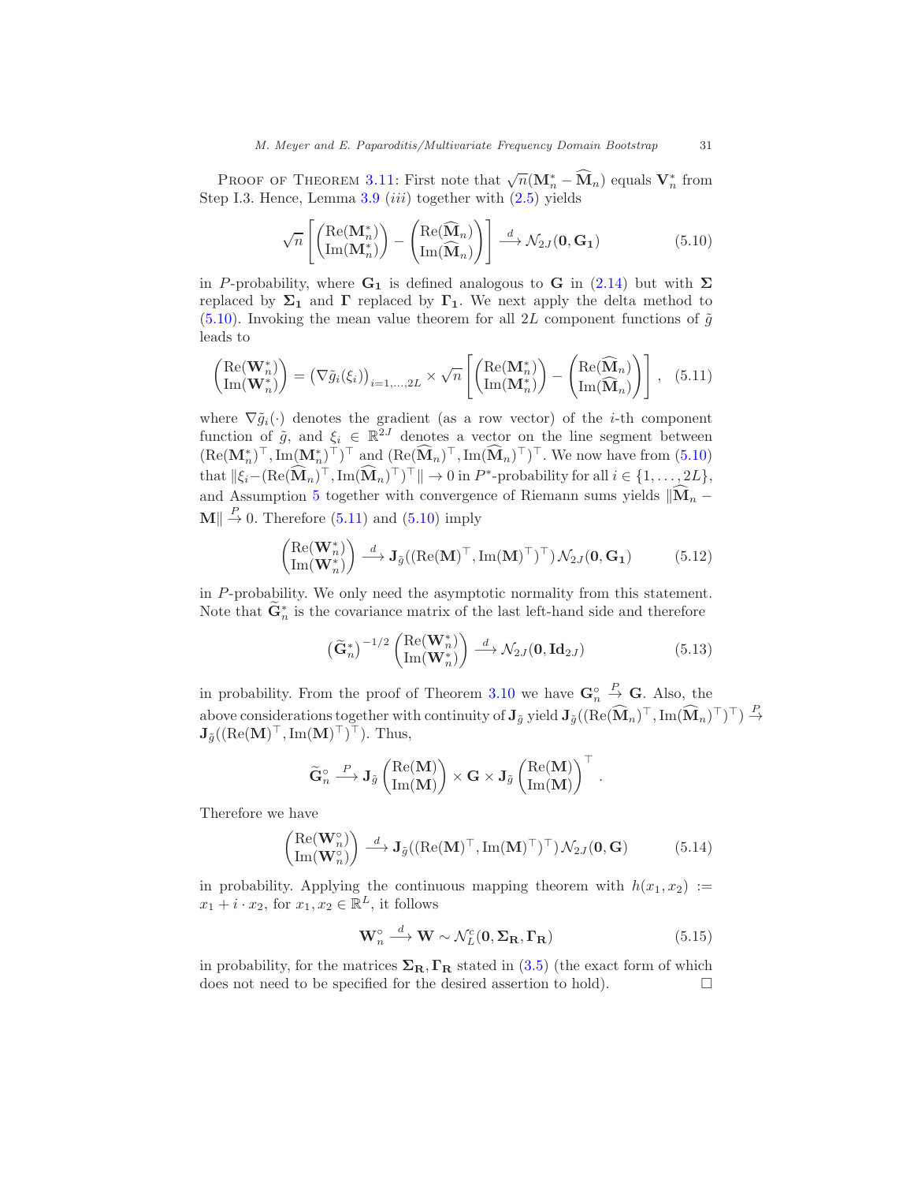Proof of Theorem 3.11: First note that $\sqrt{n}(\mathbf{M}_n^* - \widehat{\mathbf{M}}_n)$ equals $\mathbf{V}_n^*$ from Step I.3. Hence, Lemma 3.9 *(iii)* together with (2.5) yields

$$\sqrt{n}\left[\begin{pmatrix}\mathrm{Re}(\mathbf{M}_n^*)\\ \mathrm{Im}(\mathbf{M}_n^*)\end{pmatrix} - \begin{pmatrix}\mathrm{Re}(\widehat{\mathbf{M}}_n)\\ \mathrm{Im}(\widehat{\mathbf{M}}_n)\end{pmatrix}\right] \xrightarrow{d} \mathcal{N}_{2J}(\mathbf{0}, \mathbf{G_1}) \tag{5.10}$$

in $P$-probability, where $\mathbf{G_1}$ is defined analogous to $\mathbf{G}$ in (2.14) but with $\mathbf{\Sigma}$ replaced by $\mathbf{\Sigma_1}$ and $\mathbf{\Gamma}$ replaced by $\mathbf{\Gamma_1}$. We next apply the delta method to (5.10). Invoking the mean value theorem for all $2L$ component functions of $\tilde{g}$ leads to

$$\begin{pmatrix}\mathrm{Re}(\mathbf{W}_n^*)\\ \mathrm{Im}(\mathbf{W}_n^*)\end{pmatrix} = \left(\nabla\tilde{g}_i(\xi_i)\right)_{i=1,\ldots,2L} \times \sqrt{n}\left[\begin{pmatrix}\mathrm{Re}(\mathbf{M}_n^*)\\ \mathrm{Im}(\mathbf{M}_n^*)\end{pmatrix} - \begin{pmatrix}\mathrm{Re}(\widehat{\mathbf{M}}_n)\\ \mathrm{Im}(\widehat{\mathbf{M}}_n)\end{pmatrix}\right], \tag{5.11}$$

where $\nabla\tilde{g}_i(\cdot)$ denotes the gradient (as a row vector) of the $i$-th component function of $\tilde{g}$, and $\xi_i \in \mathbb{R}^{2J}$ denotes a vector on the line segment between $(\mathrm{Re}(\mathbf{M}_n^*)^\top, \mathrm{Im}(\mathbf{M}_n^*)^\top)^\top$ and $(\mathrm{Re}(\widehat{\mathbf{M}}_n)^\top, \mathrm{Im}(\widehat{\mathbf{M}}_n)^\top)^\top$. We now have from (5.10) that $\|\xi_i - (\mathrm{Re}(\widehat{\mathbf{M}}_n)^\top, \mathrm{Im}(\widehat{\mathbf{M}}_n)^\top)^\top\| \to 0$ in $P^*$-probability for all $i \in \{1,\ldots,2L\}$, and Assumption 5 together with convergence of Riemann sums yields $\|\widehat{\mathbf{M}}_n - \mathbf{M}\| \xrightarrow{P} 0$. Therefore (5.11) and (5.10) imply

$$\begin{pmatrix}\mathrm{Re}(\mathbf{W}_n^*)\\ \mathrm{Im}(\mathbf{W}_n^*)\end{pmatrix} \xrightarrow{d} \mathbf{J}_{\tilde{g}}((\mathrm{Re}(\mathbf{M})^\top, \mathrm{Im}(\mathbf{M})^\top)^\top)\,\mathcal{N}_{2J}(\mathbf{0}, \mathbf{G_1}) \tag{5.12}$$

in $P$-probability. We only need the asymptotic normality from this statement. Note that $\widetilde{\mathbf{G}}_n^*$ is the covariance matrix of the last left-hand side and therefore

$$\left(\widetilde{\mathbf{G}}_n^*\right)^{-1/2}\begin{pmatrix}\mathrm{Re}(\mathbf{W}_n^*)\\ \mathrm{Im}(\mathbf{W}_n^*)\end{pmatrix} \xrightarrow{d} \mathcal{N}_{2J}(\mathbf{0}, \mathbf{Id}_{2J}) \tag{5.13}$$

in probability. From the proof of Theorem 3.10 we have $\mathbf{G}_n^\circ \xrightarrow{P} \mathbf{G}$. Also, the above considerations together with continuity of $\mathbf{J}_{\tilde{g}}$ yield $\mathbf{J}_{\tilde{g}}((\mathrm{Re}(\widehat{\mathbf{M}}_n)^\top, \mathrm{Im}(\widehat{\mathbf{M}}_n)^\top)^\top) \xrightarrow{P} \mathbf{J}_{\tilde{g}}((\mathrm{Re}(\mathbf{M})^\top, \mathrm{Im}(\mathbf{M})^\top)^\top)$. Thus,

$$\widetilde{\mathbf{G}}_n^\circ \xrightarrow{P} \mathbf{J}_{\tilde{g}}\begin{pmatrix}\mathrm{Re}(\mathbf{M})\\ \mathrm{Im}(\mathbf{M})\end{pmatrix} \times \mathbf{G} \times \mathbf{J}_{\tilde{g}}\begin{pmatrix}\mathrm{Re}(\mathbf{M})\\ \mathrm{Im}(\mathbf{M})\end{pmatrix}^\top.$$

Therefore we have

$$\begin{pmatrix}\mathrm{Re}(\mathbf{W}_n^\circ)\\ \mathrm{Im}(\mathbf{W}_n^\circ)\end{pmatrix} \xrightarrow{d} \mathbf{J}_{\tilde{g}}((\mathrm{Re}(\mathbf{M})^\top, \mathrm{Im}(\mathbf{M})^\top)^\top)\,\mathcal{N}_{2J}(\mathbf{0}, \mathbf{G}) \tag{5.14}$$

in probability. Applying the continuous mapping theorem with $h(x_1, x_2) := x_1 + i \cdot x_2$, for $x_1, x_2 \in \mathbb{R}^L$, it follows

$$\mathbf{W}_n^\circ \xrightarrow{d} \mathbf{W} \sim \mathcal{N}_L^c(\mathbf{0}, \mathbf{\Sigma_R}, \mathbf{\Gamma_R}) \tag{5.15}$$

in probability, for the matrices $\mathbf{\Sigma_R}, \mathbf{\Gamma_R}$ stated in (3.5) (the exact form of which does not need to be specified for the desired assertion to hold). □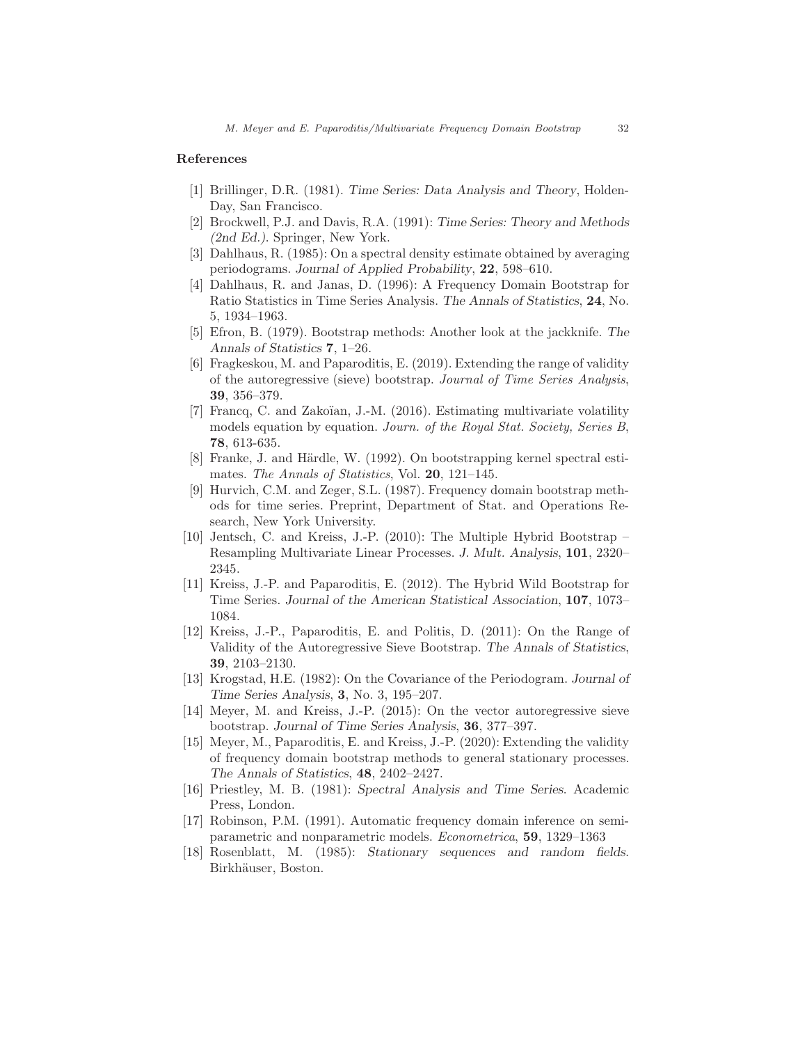## References

[1] Brillinger, D.R. (1981). *Time Series: Data Analysis and Theory*, Holden-Day, San Francisco.

[2] Brockwell, P.J. and Davis, R.A. (1991): *Time Series: Theory and Methods (2nd Ed.)*. Springer, New York.

[3] Dahlhaus, R. (1985): On a spectral density estimate obtained by averaging periodograms. *Journal of Applied Probability*, **22**, 598–610.

[4] Dahlhaus, R. and Janas, D. (1996): A Frequency Domain Bootstrap for Ratio Statistics in Time Series Analysis. *The Annals of Statistics*, **24**, No. 5, 1934–1963.

[5] Efron, B. (1979). Bootstrap methods: Another look at the jackknife. *The Annals of Statistics* **7**, 1–26.

[6] Fragkeskou, M. and Paparoditis, E. (2019). Extending the range of validity of the autoregressive (sieve) bootstrap. *Journal of Time Series Analysis*, **39**, 356–379.

[7] Francq, C. and Zakoïan, J.-M. (2016). Estimating multivariate volatility models equation by equation. *Journ. of the Royal Stat. Society, Series B*, **78**, 613-635.

[8] Franke, J. and Härdle, W. (1992). On bootstrapping kernel spectral estimates. *The Annals of Statistics*, Vol. **20**, 121–145.

[9] Hurvich, C.M. and Zeger, S.L. (1987). Frequency domain bootstrap methods for time series. Preprint, Department of Stat. and Operations Research, New York University.

[10] Jentsch, C. and Kreiss, J.-P. (2010): The Multiple Hybrid Bootstrap – Resampling Multivariate Linear Processes. *J. Mult. Analysis*, **101**, 2320–2345.

[11] Kreiss, J.-P. and Paparoditis, E. (2012). The Hybrid Wild Bootstrap for Time Series. *Journal of the American Statistical Association*, **107**, 1073–1084.

[12] Kreiss, J.-P., Paparoditis, E. and Politis, D. (2011): On the Range of Validity of the Autoregressive Sieve Bootstrap. *The Annals of Statistics*, **39**, 2103–2130.

[13] Krogstad, H.E. (1982): On the Covariance of the Periodogram. *Journal of Time Series Analysis*, **3**, No. 3, 195–207.

[14] Meyer, M. and Kreiss, J.-P. (2015): On the vector autoregressive sieve bootstrap. *Journal of Time Series Analysis*, **36**, 377–397.

[15] Meyer, M., Paparoditis, E. and Kreiss, J.-P. (2020): Extending the validity of frequency domain bootstrap methods to general stationary processes. *The Annals of Statistics*, **48**, 2402–2427.

[16] Priestley, M. B. (1981): *Spectral Analysis and Time Series*. Academic Press, London.

[17] Robinson, P.M. (1991). Automatic frequency domain inference on semi-parametric and nonparametric models. *Econometrica*, **59**, 1329–1363

[18] Rosenblatt, M. (1985): *Stationary sequences and random fields*. Birkhäuser, Boston.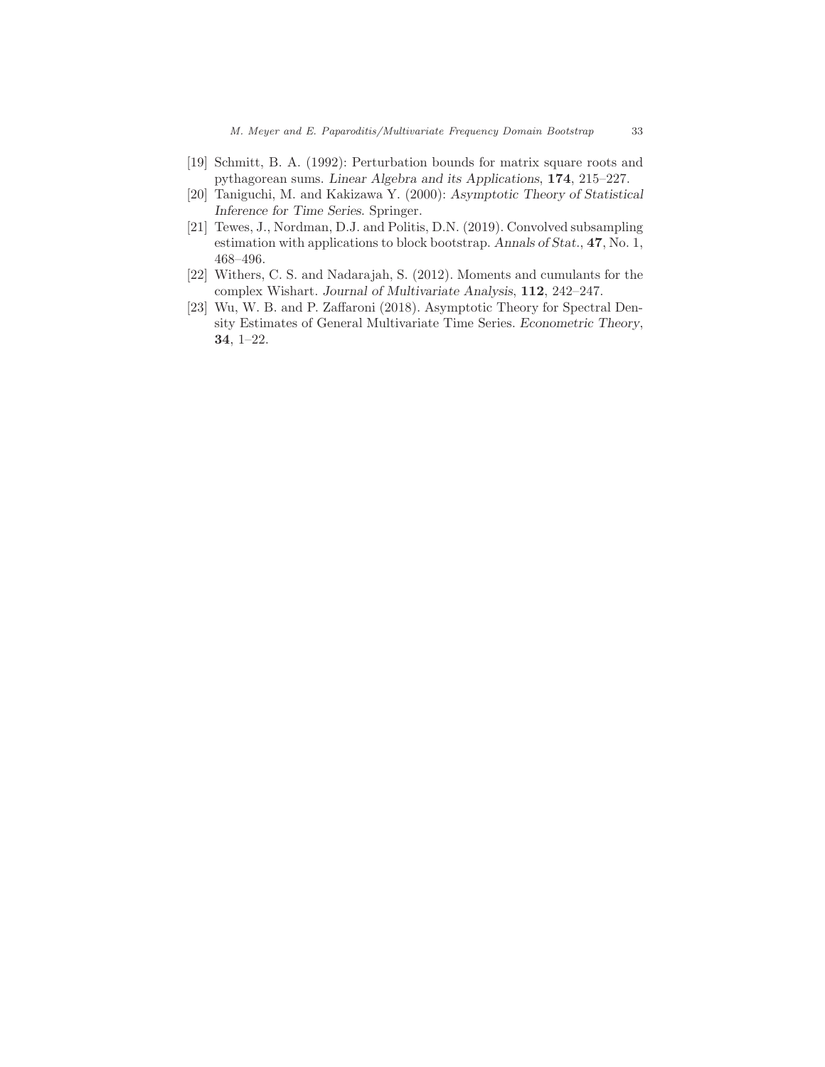[19] Schmitt, B. A. (1992): Perturbation bounds for matrix square roots and pythagorean sums. *Linear Algebra and its Applications*, **174**, 215–227.

[20] Taniguchi, M. and Kakizawa Y. (2000): *Asymptotic Theory of Statistical Inference for Time Series*. Springer.

[21] Tewes, J., Nordman, D.J. and Politis, D.N. (2019). Convolved subsampling estimation with applications to block bootstrap. *Annals of Stat.*, **47**, No. 1, 468–496.

[22] Withers, C. S. and Nadarajah, S. (2012). Moments and cumulants for the complex Wishart. *Journal of Multivariate Analysis*, **112**, 242–247.

[23] Wu, W. B. and P. Zaffaroni (2018). Asymptotic Theory for Spectral Density Estimates of General Multivariate Time Series. *Econometric Theory*, **34**, 1–22.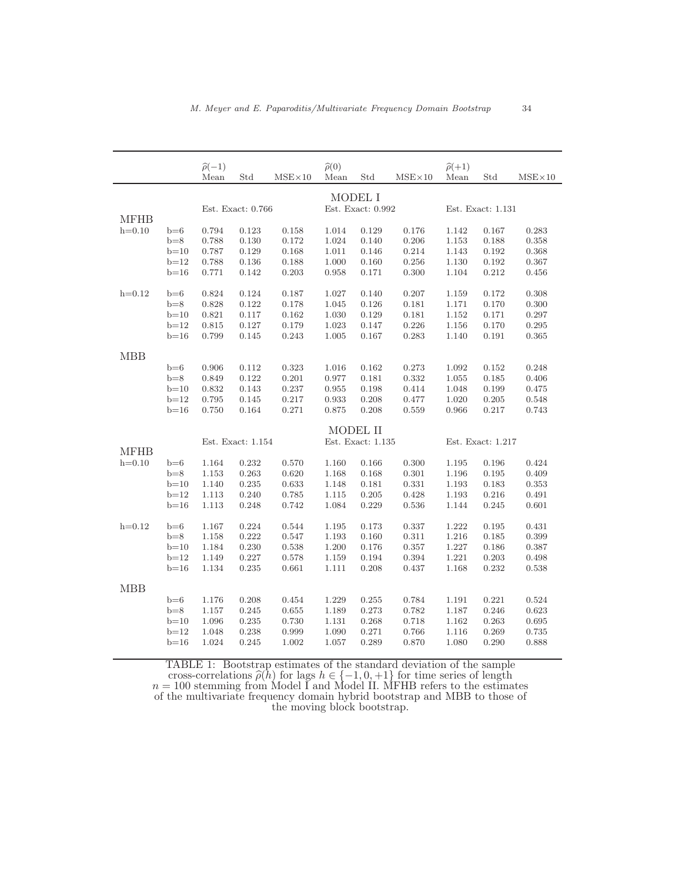| | | $\widehat{\rho}(-1)$ Mean | Std | MSE×10 | $\widehat{\rho}(0)$ Mean | Std | MSE×10 | $\widehat{\rho}(+1)$ Mean | Std | MSE×10 |
|---|---|---|---|---|---|---|---|---|---|---|
| | | | | | MODEL I | | | | | |
| | | Est. Exact: 0.766 | | | Est. Exact: 0.992 | | | Est. Exact: 1.131 | | |
| MFHB | | | | | | | | | | |
| h=0.10 | b=6 | 0.794 | 0.123 | 0.158 | 1.014 | 0.129 | 0.176 | 1.142 | 0.167 | 0.283 |
| | b=8 | 0.788 | 0.130 | 0.172 | 1.024 | 0.140 | 0.206 | 1.153 | 0.188 | 0.358 |
| | b=10 | 0.787 | 0.129 | 0.168 | 1.011 | 0.146 | 0.214 | 1.143 | 0.192 | 0.368 |
| | b=12 | 0.788 | 0.136 | 0.188 | 1.000 | 0.160 | 0.256 | 1.130 | 0.192 | 0.367 |
| | b=16 | 0.771 | 0.142 | 0.203 | 0.958 | 0.171 | 0.300 | 1.104 | 0.212 | 0.456 |
| h=0.12 | b=6 | 0.824 | 0.124 | 0.187 | 1.027 | 0.140 | 0.207 | 1.159 | 0.172 | 0.308 |
| | b=8 | 0.828 | 0.122 | 0.178 | 1.045 | 0.126 | 0.181 | 1.171 | 0.170 | 0.300 |
| | b=10 | 0.821 | 0.117 | 0.162 | 1.030 | 0.129 | 0.181 | 1.152 | 0.171 | 0.297 |
| | b=12 | 0.815 | 0.127 | 0.179 | 1.023 | 0.147 | 0.226 | 1.156 | 0.170 | 0.295 |
| | b=16 | 0.799 | 0.145 | 0.243 | 1.005 | 0.167 | 0.283 | 1.140 | 0.191 | 0.365 |
| MBB | | | | | | | | | | |
| | b=6 | 0.906 | 0.112 | 0.323 | 1.016 | 0.162 | 0.273 | 1.092 | 0.152 | 0.248 |
| | b=8 | 0.849 | 0.122 | 0.201 | 0.977 | 0.181 | 0.332 | 1.055 | 0.185 | 0.406 |
| | b=10 | 0.832 | 0.143 | 0.237 | 0.955 | 0.198 | 0.414 | 1.048 | 0.199 | 0.475 |
| | b=12 | 0.795 | 0.145 | 0.217 | 0.933 | 0.208 | 0.477 | 1.020 | 0.205 | 0.548 |
| | b=16 | 0.750 | 0.164 | 0.271 | 0.875 | 0.208 | 0.559 | 0.966 | 0.217 | 0.743 |
| | | | | | MODEL II | | | | | |
| | | Est. Exact: 1.154 | | | Est. Exact: 1.135 | | | Est. Exact: 1.217 | | |
| MFHB | | | | | | | | | | |
| h=0.10 | b=6 | 1.164 | 0.232 | 0.570 | 1.160 | 0.166 | 0.300 | 1.195 | 0.196 | 0.424 |
| | b=8 | 1.153 | 0.263 | 0.620 | 1.168 | 0.168 | 0.301 | 1.196 | 0.195 | 0.409 |
| | b=10 | 1.140 | 0.235 | 0.633 | 1.148 | 0.181 | 0.331 | 1.193 | 0.183 | 0.353 |
| | b=12 | 1.113 | 0.240 | 0.785 | 1.115 | 0.205 | 0.428 | 1.193 | 0.216 | 0.491 |
| | b=16 | 1.113 | 0.248 | 0.742 | 1.084 | 0.229 | 0.536 | 1.144 | 0.245 | 0.601 |
| h=0.12 | b=6 | 1.167 | 0.224 | 0.544 | 1.195 | 0.173 | 0.337 | 1.222 | 0.195 | 0.431 |
| | b=8 | 1.158 | 0.222 | 0.547 | 1.193 | 0.160 | 0.311 | 1.216 | 0.185 | 0.399 |
| | b=10 | 1.184 | 0.230 | 0.538 | 1.200 | 0.176 | 0.357 | 1.227 | 0.186 | 0.387 |
| | b=12 | 1.149 | 0.227 | 0.578 | 1.159 | 0.194 | 0.394 | 1.221 | 0.203 | 0.498 |
| | b=16 | 1.134 | 0.235 | 0.661 | 1.111 | 0.208 | 0.437 | 1.168 | 0.232 | 0.538 |
| MBB | | | | | | | | | | |
| | b=6 | 1.176 | 0.208 | 0.454 | 1.229 | 0.255 | 0.784 | 1.191 | 0.221 | 0.524 |
| | b=8 | 1.157 | 0.245 | 0.655 | 1.189 | 0.273 | 0.782 | 1.187 | 0.246 | 0.623 |
| | b=10 | 1.096 | 0.235 | 0.730 | 1.131 | 0.268 | 0.718 | 1.162 | 0.263 | 0.695 |
| | b=12 | 1.048 | 0.238 | 0.999 | 1.090 | 0.271 | 0.766 | 1.116 | 0.269 | 0.735 |
| | b=16 | 1.024 | 0.245 | 1.002 | 1.057 | 0.289 | 0.870 | 1.080 | 0.290 | 0.888 |

TABLE 1: Bootstrap estimates of the standard deviation of the sample cross-correlations $\widehat{\rho}(h)$ for lags $h \in \{-1, 0, +1\}$ for time series of length $n = 100$ stemming from Model I and Model II. MFHB refers to the estimates of the multivariate frequency domain hybrid bootstrap and MBB to those of the moving block bootstrap.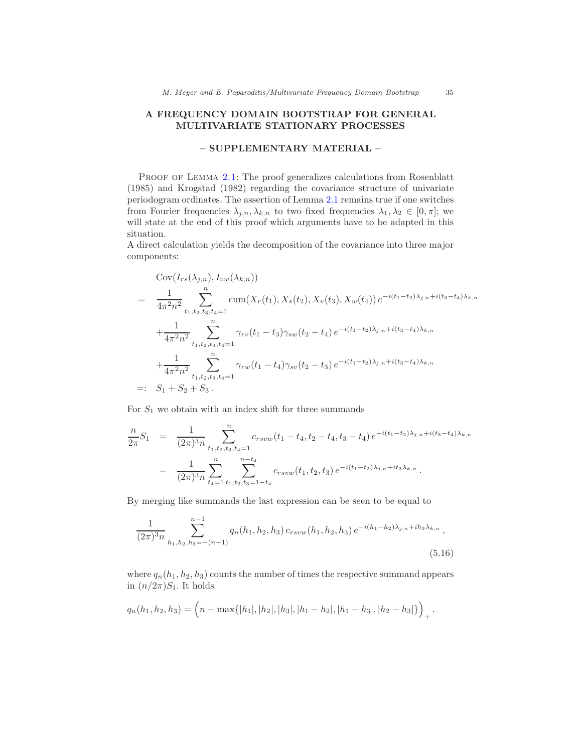## A FREQUENCY DOMAIN BOOTSTRAP FOR GENERAL MULTIVARIATE STATIONARY PROCESSES

### – SUPPLEMENTARY MATERIAL –

Proof of Lemma 2.1: The proof generalizes calculations from Rosenblatt (1985) and Krogstad (1982) regarding the covariance structure of univariate periodogram ordinates. The assertion of Lemma 2.1 remains true if one switches from Fourier frequencies $\lambda_{j,n}, \lambda_{k,n}$ to two fixed frequencies $\lambda_1, \lambda_2 \in [0, \pi]$; we will state at the end of this proof which arguments have to be adapted in this situation.
A direct calculation yields the decomposition of the covariance into three major components:

$$
\begin{aligned}
&\operatorname{Cov}(I_{rs}(\lambda_{j,n}), I_{vw}(\lambda_{k,n})) \\
= \quad & \frac{1}{4\pi^2 n^2} \sum_{t_1,t_2,t_3,t_4=1}^{n} \operatorname{cum}(X_r(t_1), X_s(t_2), X_v(t_3), X_w(t_4))\, e^{-i(t_1-t_2)\lambda_{j,n} + i(t_3-t_4)\lambda_{k,n}} \\
& + \frac{1}{4\pi^2 n^2} \sum_{t_1,t_2,t_3,t_4=1}^{n} \gamma_{rv}(t_1-t_3)\gamma_{sw}(t_2-t_4)\, e^{-i(t_1-t_2)\lambda_{j,n} + i(t_3-t_4)\lambda_{k,n}} \\
& + \frac{1}{4\pi^2 n^2} \sum_{t_1,t_2,t_3,t_4=1}^{n} \gamma_{rw}(t_1-t_4)\gamma_{sv}(t_2-t_3)\, e^{-i(t_1-t_2)\lambda_{j,n} + i(t_3-t_4)\lambda_{k,n}} \\
=: \quad & S_1 + S_2 + S_3 .
\end{aligned}
$$

For $S_1$ we obtain with an index shift for three summands

$$
\begin{aligned}
\frac{n}{2\pi} S_1 &= \frac{1}{(2\pi)^3 n} \sum_{t_1,t_2,t_3,t_4=1}^{n} c_{rsvw}(t_1-t_4, t_2-t_4, t_3-t_4)\, e^{-i(t_1-t_2)\lambda_{j,n} + i(t_3-t_4)\lambda_{k,n}} \\
&= \frac{1}{(2\pi)^3 n} \sum_{t_4=1}^{n} \sum_{t_1,t_2,t_3=1-t_4}^{n-t_4} c_{rsvw}(t_1, t_2, t_3)\, e^{-i(t_1-t_2)\lambda_{j,n} + it_3\lambda_{k,n}} .
\end{aligned}
$$

By merging like summands the last expression can be seen to be equal to

$$
\frac{1}{(2\pi)^3 n} \sum_{h_1,h_2,h_3=-(n-1)}^{n-1} q_n(h_1,h_2,h_3)\, c_{rsvw}(h_1,h_2,h_3)\, e^{-i(h_1-h_2)\lambda_{j,n} + ih_3\lambda_{k,n}} , \tag{5.16}
$$

where $q_n(h_1,h_2,h_3)$ counts the number of times the respective summand appears in $(n/2\pi)S_1$. It holds

$$
q_n(h_1,h_2,h_3) = \Big( n - \max\{|h_1|, |h_2|, |h_3|, |h_1-h_2|, |h_1-h_3|, |h_2-h_3|\} \Big)_+ .
$$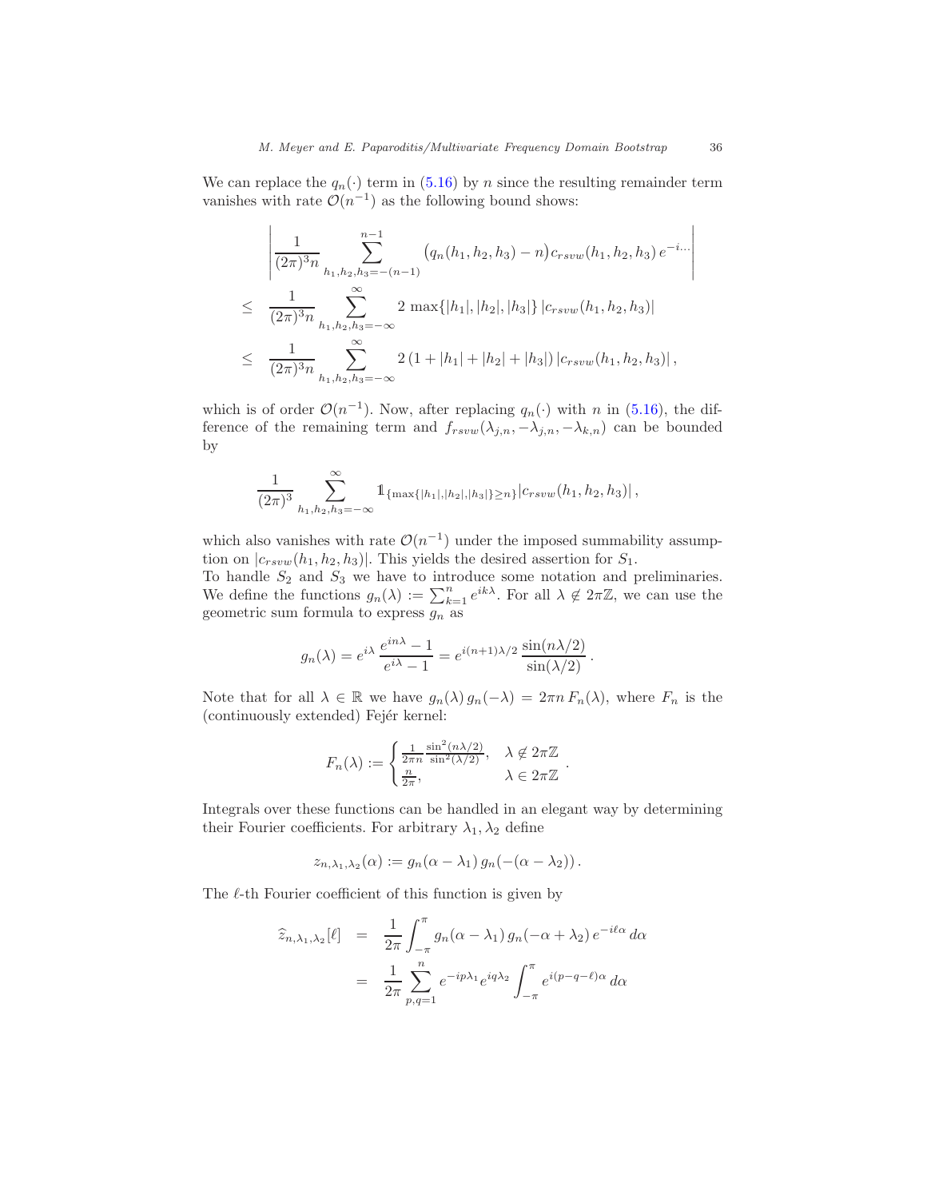We can replace the $q_n(\cdot)$ term in (5.16) by $n$ since the resulting remainder term vanishes with rate $\mathcal{O}(n^{-1})$ as the following bound shows:

$$
\begin{aligned}
&\left| \frac{1}{(2\pi)^3 n} \sum_{h_1,h_2,h_3=-(n-1)}^{n-1} \big(q_n(h_1,h_2,h_3) - n\big) c_{rsvw}(h_1,h_2,h_3)\, e^{-i\dots} \right| \\
\leq\ & \frac{1}{(2\pi)^3 n} \sum_{h_1,h_2,h_3=-\infty}^{\infty} 2 \max\{|h_1|,|h_2|,|h_3|\}\, |c_{rsvw}(h_1,h_2,h_3)| \\
\leq\ & \frac{1}{(2\pi)^3 n} \sum_{h_1,h_2,h_3=-\infty}^{\infty} 2\,(1+|h_1|+|h_2|+|h_3|)\, |c_{rsvw}(h_1,h_2,h_3)|\,,
\end{aligned}
$$

which is of order $\mathcal{O}(n^{-1})$. Now, after replacing $q_n(\cdot)$ with $n$ in (5.16), the difference of the remaining term and $f_{rsvw}(\lambda_{j,n}, -\lambda_{j,n}, -\lambda_{k,n})$ can be bounded by

$$
\frac{1}{(2\pi)^3} \sum_{h_1,h_2,h_3=-\infty}^{\infty} \mathbb{1}_{\{\max\{|h_1|,|h_2|,|h_3|\} \geq n\}} |c_{rsvw}(h_1,h_2,h_3)|\,,
$$

which also vanishes with rate $\mathcal{O}(n^{-1})$ under the imposed summability assumption on $|c_{rsvw}(h_1,h_2,h_3)|$. This yields the desired assertion for $S_1$.

To handle $S_2$ and $S_3$ we have to introduce some notation and preliminaries. We define the functions $g_n(\lambda) := \sum_{k=1}^n e^{ik\lambda}$. For all $\lambda \notin 2\pi\mathbb{Z}$, we can use the geometric sum formula to express $g_n$ as

$$
g_n(\lambda) = e^{i\lambda}\, \frac{e^{in\lambda}-1}{e^{i\lambda}-1} = e^{i(n+1)\lambda/2}\, \frac{\sin(n\lambda/2)}{\sin(\lambda/2)}\,.
$$

Note that for all $\lambda \in \mathbb{R}$ we have $g_n(\lambda)\, g_n(-\lambda) = 2\pi n\, F_n(\lambda)$, where $F_n$ is the (continuously extended) Fejér kernel:

$$
F_n(\lambda) := \begin{cases} \frac{1}{2\pi n} \frac{\sin^2(n\lambda/2)}{\sin^2(\lambda/2)}, & \lambda \notin 2\pi\mathbb{Z} \\ \frac{n}{2\pi}, & \lambda \in 2\pi\mathbb{Z} \end{cases}.
$$

Integrals over these functions can be handled in an elegant way by determining their Fourier coefficients. For arbitrary $\lambda_1, \lambda_2$ define

$$
z_{n,\lambda_1,\lambda_2}(\alpha) := g_n(\alpha - \lambda_1)\, g_n(-(\alpha - \lambda_2))\,.
$$

The $\ell$-th Fourier coefficient of this function is given by

$$
\begin{aligned}
\widehat{z}_{n,\lambda_1,\lambda_2}[\ell] &= \frac{1}{2\pi} \int_{-\pi}^{\pi} g_n(\alpha-\lambda_1)\, g_n(-\alpha+\lambda_2)\, e^{-i\ell\alpha}\, d\alpha \\
&= \frac{1}{2\pi} \sum_{p,q=1}^{n} e^{-ip\lambda_1} e^{iq\lambda_2} \int_{-\pi}^{\pi} e^{i(p-q-\ell)\alpha}\, d\alpha
\end{aligned}
$$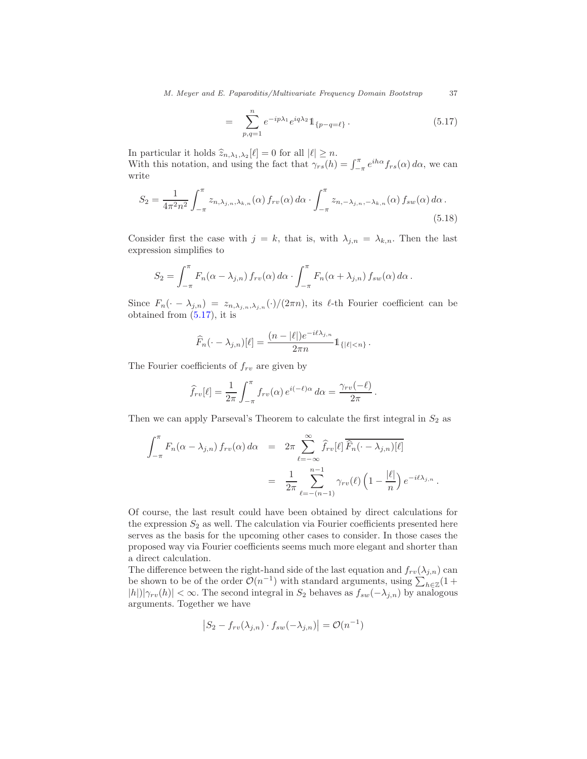$$= \sum_{p,q=1}^{n} e^{-ip\lambda_1} e^{iq\lambda_2} \mathbb{1}_{\{p-q=\ell\}} . \tag{5.17}$$

In particular it holds $\widehat{z}_{n,\lambda_1,\lambda_2}[\ell] = 0$ for all $|\ell| \geq n$.
With this notation, and using the fact that $\gamma_{rs}(h) = \int_{-\pi}^{\pi} e^{ih\alpha} f_{rs}(\alpha)\, d\alpha$, we can write

$$S_2 = \frac{1}{4\pi^2 n^2} \int_{-\pi}^{\pi} z_{n,\lambda_{j,n},\lambda_{k,n}}(\alpha)\, f_{rv}(\alpha)\, d\alpha \cdot \int_{-\pi}^{\pi} z_{n,-\lambda_{j,n},-\lambda_{k,n}}(\alpha)\, f_{sw}(\alpha)\, d\alpha . \tag{5.18}$$

Consider first the case with $j = k$, that is, with $\lambda_{j,n} = \lambda_{k,n}$. Then the last expression simplifies to

$$S_2 = \int_{-\pi}^{\pi} F_n(\alpha - \lambda_{j,n})\, f_{rv}(\alpha)\, d\alpha \cdot \int_{-\pi}^{\pi} F_n(\alpha + \lambda_{j,n})\, f_{sw}(\alpha)\, d\alpha .$$

Since $F_n(\cdot - \lambda_{j,n}) = z_{n,\lambda_{j,n},\lambda_{j,n}}(\cdot)/(2\pi n)$, its $\ell$-th Fourier coefficient can be obtained from (5.17), it is

$$\widehat{F}_n(\cdot - \lambda_{j,n})[\ell] = \frac{(n - |\ell|) e^{-i\ell\lambda_{j,n}}}{2\pi n} \mathbb{1}_{\{|\ell| < n\}} .$$

The Fourier coefficients of $f_{rv}$ are given by

$$\widehat{f}_{rv}[\ell] = \frac{1}{2\pi} \int_{-\pi}^{\pi} f_{rv}(\alpha)\, e^{i(-\ell)\alpha}\, d\alpha = \frac{\gamma_{rv}(-\ell)}{2\pi} .$$

Then we can apply Parseval's Theorem to calculate the first integral in $S_2$ as

$$\begin{aligned} \int_{-\pi}^{\pi} F_n(\alpha - \lambda_{j,n})\, f_{rv}(\alpha)\, d\alpha &= 2\pi \sum_{\ell=-\infty}^{\infty} \widehat{f}_{rv}[\ell]\, \overline{\widehat{F}_n(\cdot - \lambda_{j,n})[\ell]} \\ &= \frac{1}{2\pi} \sum_{\ell=-(n-1)}^{n-1} \gamma_{rv}(\ell) \left(1 - \frac{|\ell|}{n}\right) e^{-i\ell\lambda_{j,n}} . \end{aligned}$$

Of course, the last result could have been obtained by direct calculations for the expression $S_2$ as well. The calculation via Fourier coefficients presented here serves as the basis for the upcoming other cases to consider. In those cases the proposed way via Fourier coefficients seems much more elegant and shorter than a direct calculation.
The difference between the right-hand side of the last equation and $f_{rv}(\lambda_{j,n})$ can be shown to be of the order $\mathcal{O}(n^{-1})$ with standard arguments, using $\sum_{h\in\mathbb{Z}}(1 + |h|)|\gamma_{rv}(h)| < \infty$. The second integral in $S_2$ behaves as $f_{sw}(-\lambda_{j,n})$ by analogous arguments. Together we have

$$\left| S_2 - f_{rv}(\lambda_{j,n}) \cdot f_{sw}(-\lambda_{j,n}) \right| = \mathcal{O}(n^{-1})$$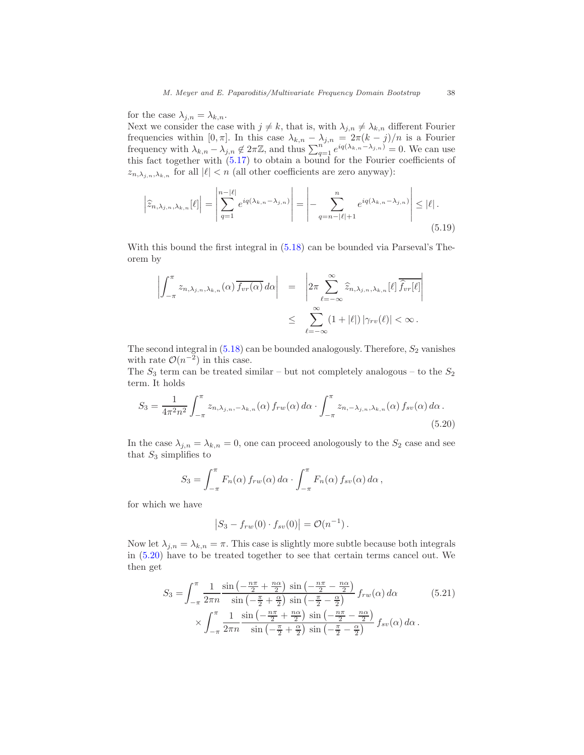for the case $\lambda_{j,n} = \lambda_{k,n}$.

Next we consider the case with $j \neq k$, that is, with $\lambda_{j,n} \neq \lambda_{k,n}$ different Fourier frequencies within $[0, \pi]$. In this case $\lambda_{k,n} - \lambda_{j,n} = 2\pi(k-j)/n$ is a Fourier frequency with $\lambda_{k,n} - \lambda_{j,n} \notin 2\pi\mathbb{Z}$, and thus $\sum_{q=1}^{n} e^{iq(\lambda_{k,n}-\lambda_{j,n})} = 0$. We can use this fact together with (5.17) to obtain a bound for the Fourier coefficients of $z_{n,\lambda_{j,n},\lambda_{k,n}}$ for all $|\ell| < n$ (all other coefficients are zero anyway):

$$\left|\widehat{z}_{n,\lambda_{j,n},\lambda_{k,n}}[\ell]\right| = \left|\sum_{q=1}^{n-|\ell|} e^{iq(\lambda_{k,n}-\lambda_{j,n})}\right| = \left|-\sum_{q=n-|\ell|+1}^{n} e^{iq(\lambda_{k,n}-\lambda_{j,n})}\right| \leq |\ell|\,. \tag{5.19}$$

With this bound the first integral in (5.18) can be bounded via Parseval's Theorem by

$$\begin{aligned}
\left|\int_{-\pi}^{\pi} z_{n,\lambda_{j,n},\lambda_{k,n}}(\alpha)\,\overline{f_{vr}(\alpha)}\,d\alpha\right| &= \left|2\pi \sum_{\ell=-\infty}^{\infty} \widehat{z}_{n,\lambda_{j,n},\lambda_{k,n}}[\ell]\,\overline{\widehat{f}_{vr}[\ell]}\right| \\
&\leq \sum_{\ell=-\infty}^{\infty} (1+|\ell|)\,|\gamma_{rv}(\ell)| < \infty\,.
\end{aligned}$$

The second integral in (5.18) can be bounded analogously. Therefore, $S_2$ vanishes with rate $\mathcal{O}(n^{-2})$ in this case.

The $S_3$ term can be treated similar – but not completely analogous – to the $S_2$ term. It holds

$$S_3 = \frac{1}{4\pi^2 n^2}\int_{-\pi}^{\pi} z_{n,\lambda_{j,n},-\lambda_{k,n}}(\alpha)\,f_{rw}(\alpha)\,d\alpha \cdot \int_{-\pi}^{\pi} z_{n,-\lambda_{j,n},\lambda_{k,n}}(\alpha)\,f_{sv}(\alpha)\,d\alpha\,. \tag{5.20}$$

In the case $\lambda_{j,n} = \lambda_{k,n} = 0$, one can proceed anologously to the $S_2$ case and see that $S_3$ simplifies to

$$S_3 = \int_{-\pi}^{\pi} F_n(\alpha)\,f_{rw}(\alpha)\,d\alpha \cdot \int_{-\pi}^{\pi} F_n(\alpha)\,f_{sv}(\alpha)\,d\alpha\,,$$

for which we have

$$\left|S_3 - f_{rw}(0)\cdot f_{sv}(0)\right| = \mathcal{O}(n^{-1})\,.$$

Now let $\lambda_{j,n} = \lambda_{k,n} = \pi$. This case is slightly more subtle because both integrals in (5.20) have to be treated together to see that certain terms cancel out. We then get

$$\begin{aligned}
S_3 = &\int_{-\pi}^{\pi} \frac{1}{2\pi n}\,\frac{\sin\left(-\frac{n\pi}{2}+\frac{n\alpha}{2}\right)\,\sin\left(-\frac{n\pi}{2}-\frac{n\alpha}{2}\right)}{\sin\left(-\frac{\pi}{2}+\frac{\alpha}{2}\right)\,\sin\left(-\frac{\pi}{2}-\frac{\alpha}{2}\right)}\,f_{rw}(\alpha)\,d\alpha \\
&\times \int_{-\pi}^{\pi} \frac{1}{2\pi n}\,\frac{\sin\left(-\frac{n\pi}{2}+\frac{n\alpha}{2}\right)\,\sin\left(-\frac{n\pi}{2}-\frac{n\alpha}{2}\right)}{\sin\left(-\frac{\pi}{2}+\frac{\alpha}{2}\right)\,\sin\left(-\frac{\pi}{2}-\frac{\alpha}{2}\right)}\,f_{sv}(\alpha)\,d\alpha\,.
\end{aligned} \tag{5.21}$$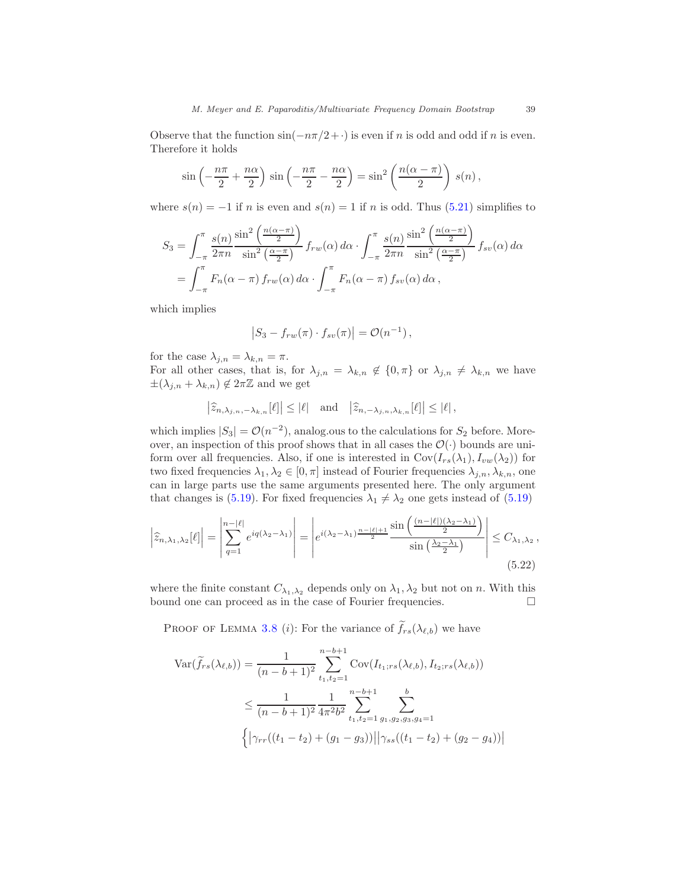Observe that the function $\sin(-n\pi/2 + \cdot)$ is even if $n$ is odd and odd if $n$ is even. Therefore it holds

$$\sin\left(-\frac{n\pi}{2} + \frac{n\alpha}{2}\right)\, \sin\left(-\frac{n\pi}{2} - \frac{n\alpha}{2}\right) = \sin^2\left(\frac{n(\alpha-\pi)}{2}\right)\, s(n)\,,$$

where $s(n) = -1$ if $n$ is even and $s(n) = 1$ if $n$ is odd. Thus (5.21) simplifies to

$$\begin{aligned}
S_3 &= \int_{-\pi}^{\pi} \frac{s(n)}{2\pi n} \frac{\sin^2\left(\frac{n(\alpha-\pi)}{2}\right)}{\sin^2\left(\frac{\alpha-\pi}{2}\right)}\, f_{rw}(\alpha)\, d\alpha \cdot \int_{-\pi}^{\pi} \frac{s(n)}{2\pi n} \frac{\sin^2\left(\frac{n(\alpha-\pi)}{2}\right)}{\sin^2\left(\frac{\alpha-\pi}{2}\right)}\, f_{sv}(\alpha)\, d\alpha \\
&= \int_{-\pi}^{\pi} F_n(\alpha - \pi)\, f_{rw}(\alpha)\, d\alpha \cdot \int_{-\pi}^{\pi} F_n(\alpha-\pi)\, f_{sv}(\alpha)\, d\alpha\,,
\end{aligned}$$

which implies

$$\left|S_3 - f_{rw}(\pi)\cdot f_{sv}(\pi)\right| = \mathcal{O}(n^{-1})\,,$$

for the case $\lambda_{j,n} = \lambda_{k,n} = \pi$.
For all other cases, that is, for $\lambda_{j,n} = \lambda_{k,n} \notin \{0, \pi\}$ or $\lambda_{j,n} \neq \lambda_{k,n}$ we have $\pm(\lambda_{j,n} + \lambda_{k,n}) \notin 2\pi\mathbb{Z}$ and we get

$$\left|\widehat{z}_{n,\lambda_{j,n},-\lambda_{k,n}}[\ell]\right| \leq |\ell| \quad \text{and} \quad \left|\widehat{z}_{n,-\lambda_{j,n},\lambda_{k,n}}[\ell]\right| \leq |\ell|\,,$$

which implies $|S_3| = \mathcal{O}(n^{-2})$, analog.ous to the calculations for $S_2$ before. Moreover, an inspection of this proof shows that in all cases the $\mathcal{O}(\cdot)$ bounds are uniform over all frequencies. Also, if one is interested in $\mathrm{Cov}(I_{rs}(\lambda_1), I_{vw}(\lambda_2))$ for two fixed frequencies $\lambda_1, \lambda_2 \in [0, \pi]$ instead of Fourier frequencies $\lambda_{j,n}, \lambda_{k,n}$, one can in large parts use the same arguments presented here. The only argument that changes is (5.19). For fixed frequencies $\lambda_1 \neq \lambda_2$ one gets instead of (5.19)

$$\left|\widehat{z}_{n,\lambda_1,\lambda_2}[\ell]\right| = \left|\sum_{q=1}^{n-|\ell|} e^{iq(\lambda_2-\lambda_1)}\right| = \left| e^{i(\lambda_2-\lambda_1)\frac{n-|\ell|+1}{2}} \frac{\sin\left(\frac{(n-|\ell|)(\lambda_2-\lambda_1)}{2}\right)}{\sin\left(\frac{\lambda_2-\lambda_1}{2}\right)}\right| \leq C_{\lambda_1,\lambda_2}\,, \tag{5.22}$$

where the finite constant $C_{\lambda_1,\lambda_2}$ depends only on $\lambda_1, \lambda_2$ but not on $n$. With this bound one can proceed as in the case of Fourier frequencies. $\square$

Proof of Lemma 3.8 *(i)*: For the variance of $\widetilde{f}_{rs}(\lambda_{\ell,b})$ we have

$$\begin{aligned}
\mathrm{Var}(\widetilde{f}_{rs}(\lambda_{\ell,b})) &= \frac{1}{(n-b+1)^2} \sum_{t_1,t_2=1}^{n-b+1} \mathrm{Cov}(I_{t_1;rs}(\lambda_{\ell,b}), I_{t_2;rs}(\lambda_{\ell,b})) \\
&\leq \frac{1}{(n-b+1)^2} \frac{1}{4\pi^2 b^2} \sum_{t_1,t_2=1}^{n-b+1} \sum_{g_1,g_2,g_3,g_4=1}^{b} \\
&\quad \Big\{ \left|\gamma_{rr}((t_1-t_2)+(g_1-g_3))\right| \left|\gamma_{ss}((t_1-t_2)+(g_2-g_4))\right|
\end{aligned}$$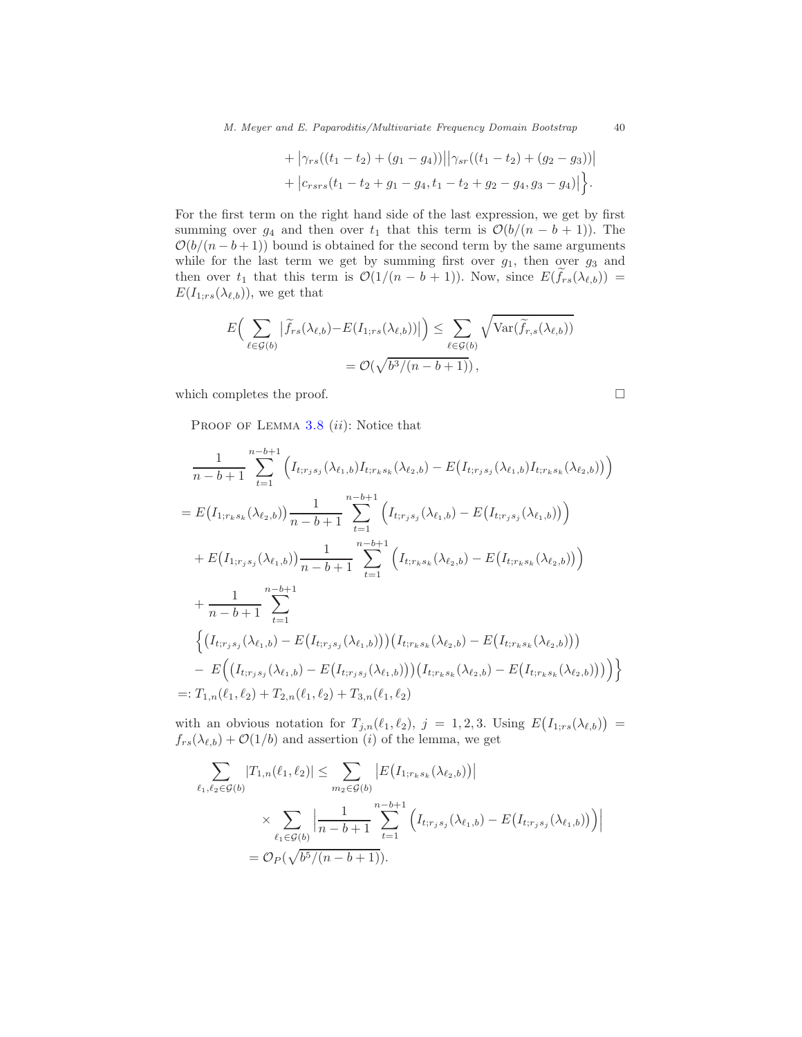$$+ \big|\gamma_{rs}((t_1-t_2)+(g_1-g_4))\big|\big|\gamma_{sr}((t_1-t_2)+(g_2-g_3))\big|$$
$$+ \big|c_{rsrs}(t_1-t_2+g_1-g_4, t_1-t_2+g_2-g_4, g_3-g_4)\big|\Big\}.$$

For the first term on the right hand side of the last expression, we get by first summing over $g_4$ and then over $t_1$ that this term is $\mathcal{O}(b/(n-b+1))$. The $\mathcal{O}(b/(n-b+1))$ bound is obtained for the second term by the same arguments while for the last term we get by summing first over $g_1$, then over $g_3$ and then over $t_1$ that this term is $\mathcal{O}(1/(n-b+1))$. Now, since $E(\widetilde{f}_{rs}(\lambda_{\ell,b})) = E(I_{1;rs}(\lambda_{\ell,b}))$, we get that

$$E\Big(\sum_{\ell\in\mathcal{G}(b)} \big|\widetilde{f}_{rs}(\lambda_{\ell,b}) - E(I_{1;rs}(\lambda_{\ell,b}))\big|\Big) \leq \sum_{\ell\in\mathcal{G}(b)} \sqrt{\operatorname{Var}(\widetilde{f}_{r,s}(\lambda_{\ell,b}))}$$
$$= \mathcal{O}(\sqrt{b^3/(n-b+1)}),$$

which completes the proof. □

Proof of Lemma 3.8 $(ii)$: Notice that

$$\frac{1}{n-b+1}\sum_{t=1}^{n-b+1}\Big(I_{t;r_js_j}(\lambda_{\ell_1,b})I_{t;r_ks_k}(\lambda_{\ell_2,b}) - E\big(I_{t;r_js_j}(\lambda_{\ell_1,b})I_{t;r_ks_k}(\lambda_{\ell_2,b})\big)\Big)$$
$$= E\big(I_{1;r_ks_k}(\lambda_{\ell_2,b})\big)\frac{1}{n-b+1}\sum_{t=1}^{n-b+1}\Big(I_{t;r_js_j}(\lambda_{\ell_1,b}) - E\big(I_{t;r_js_j}(\lambda_{\ell_1,b})\big)\Big)$$
$$+ E\big(I_{1;r_js_j}(\lambda_{\ell_1,b})\big)\frac{1}{n-b+1}\sum_{t=1}^{n-b+1}\Big(I_{t;r_ks_k}(\lambda_{\ell_2,b}) - E\big(I_{t;r_ks_k}(\lambda_{\ell_2,b})\big)\Big)$$
$$+ \frac{1}{n-b+1}\sum_{t=1}^{n-b+1}$$
$$\Big\{\big(I_{t;r_js_j}(\lambda_{\ell_1,b}) - E\big(I_{t;r_js_j}(\lambda_{\ell_1,b})\big)\big)\big(I_{t;r_ks_k}(\lambda_{\ell_2,b}) - E\big(I_{t;r_ks_k}(\lambda_{\ell_2,b})\big)\big)$$
$$-\ E\Big(\big(I_{t;r_js_j}(\lambda_{\ell_1,b}) - E\big(I_{t;r_js_j}(\lambda_{\ell_1,b})\big)\big)\big(I_{t;r_ks_k}(\lambda_{\ell_2,b}) - E\big(I_{t;r_ks_k}(\lambda_{\ell_2,b})\big)\big)\Big)\Big\}$$
$$=: T_{1,n}(\ell_1,\ell_2) + T_{2,n}(\ell_1,\ell_2) + T_{3,n}(\ell_1,\ell_2)$$

with an obvious notation for $T_{j,n}(\ell_1,\ell_2)$, $j=1,2,3$. Using $E\big(I_{1;rs}(\lambda_{\ell,b})\big) = f_{rs}(\lambda_{\ell,b}) + \mathcal{O}(1/b)$ and assertion $(i)$ of the lemma, we get

$$\sum_{\ell_1,\ell_2\in\mathcal{G}(b)} |T_{1,n}(\ell_1,\ell_2)| \leq \sum_{m_2\in\mathcal{G}(b)} \big|E\big(I_{1;r_ks_k}(\lambda_{\ell_2,b})\big)\big|$$
$$\times \sum_{\ell_1\in\mathcal{G}(b)}\Big|\frac{1}{n-b+1}\sum_{t=1}^{n-b+1}\Big(I_{t;r_js_j}(\lambda_{\ell_1,b}) - E\big(I_{t;r_js_j}(\lambda_{\ell_1,b})\big)\Big)\Big|$$
$$= \mathcal{O}_P(\sqrt{b^5/(n-b+1)}).$$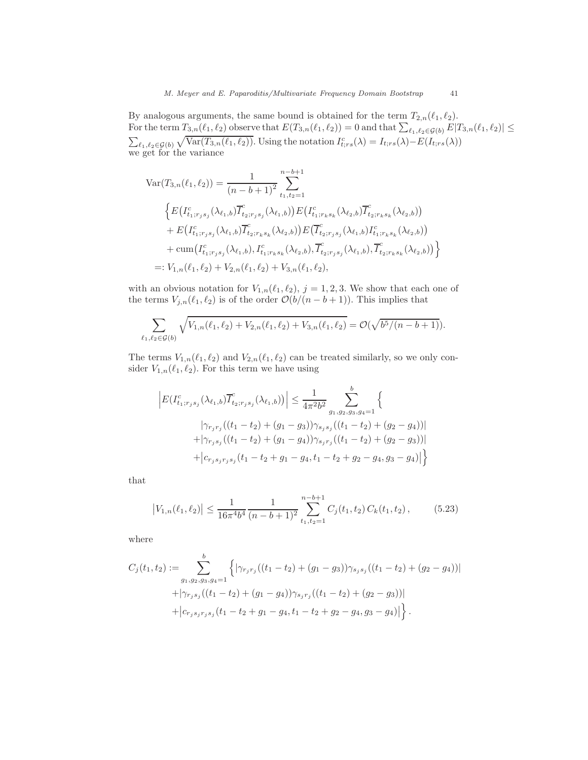By analogous arguments, the same bound is obtained for the term $T_{2,n}(\ell_1, \ell_2)$. For the term $T_{3,n}(\ell_1, \ell_2)$ observe that $E(T_{3,n}(\ell_1, \ell_2)) = 0$ and that $\sum_{\ell_1,\ell_2 \in \mathcal{G}(b)} E|T_{3,n}(\ell_1, \ell_2)| \leq \sum_{\ell_1,\ell_2 \in \mathcal{G}(b)} \sqrt{\mathrm{Var}(T_{3,n}(\ell_1, \ell_2))}$. Using the notation $I^c_{t;rs}(\lambda) = I_{t;rs}(\lambda) - E(I_{t;rs}(\lambda))$ we get for the variance

$$
\begin{aligned}
\mathrm{Var}(T_{3,n}(\ell_1, \ell_2)) &= \frac{1}{(n-b+1)^2} \sum_{t_1,t_2=1}^{n-b+1} \\
&\quad \Big\{ E\big(I^c_{t_1;r_js_j}(\lambda_{\ell_1,b}) \overline{I}^c_{t_2;r_js_j}(\lambda_{\ell_1,b})\big) E\big(I^c_{t_1;r_ks_k}(\lambda_{\ell_2,b}) \overline{I}^c_{t_2;r_ks_k}(\lambda_{\ell_2,b})\big) \\
&\quad + E\big(I^c_{t_1;r_js_j}(\lambda_{\ell_1,b}) \overline{I}^c_{t_2;r_ks_k}(\lambda_{\ell_2,b})\big) E\big(\overline{I}^c_{t_2;r_js_j}(\lambda_{\ell_1,b}) I^c_{t_1;r_ks_k}(\lambda_{\ell_2,b})\big) \\
&\quad + \mathrm{cum}\big(I^c_{t_1;r_js_j}(\lambda_{\ell_1,b}), I^c_{t_1;r_ks_k}(\lambda_{\ell_2,b}), \overline{I}^c_{t_2;r_js_j}(\lambda_{\ell_1,b}), \overline{I}^c_{t_2;r_ks_k}(\lambda_{\ell_2,b})\big) \Big\} \\
&=: V_{1,n}(\ell_1, \ell_2) + V_{2,n}(\ell_1, \ell_2) + V_{3,n}(\ell_1, \ell_2),
\end{aligned}
$$

with an obvious notation for $V_{1,n}(\ell_1, \ell_2)$, $j = 1, 2, 3$. We show that each one of the terms $V_{j,n}(\ell_1, \ell_2)$ is of the order $\mathcal{O}(b/(n-b+1))$. This implies that

$$
\sum_{\ell_1,\ell_2 \in \mathcal{G}(b)} \sqrt{V_{1,n}(\ell_1, \ell_2) + V_{2,n}(\ell_1, \ell_2) + V_{3,n}(\ell_1, \ell_2)} = \mathcal{O}(\sqrt{b^5/(n-b+1)}).
$$

The terms $V_{1,n}(\ell_1, \ell_2)$ and $V_{2,n}(\ell_1, \ell_2)$ can be treated similarly, so we only consider $V_{1,n}(\ell_1, \ell_2)$. For this term we have using

$$
\begin{aligned}
\Big| E\big(I^c_{t_1;r_js_j}(\lambda_{\ell_1,b}) \overline{I}^c_{t_2;r_js_j}(\lambda_{\ell_1,b})\big) \Big| \leq \frac{1}{4\pi^2 b^2} \sum_{g_1,g_2,g_3,g_4=1}^{b} \Big\{ \\
|\gamma_{r_jr_j}((t_1-t_2)+(g_1-g_3)) \gamma_{s_js_j}((t_1-t_2)+(g_2-g_4))| \\
+ |\gamma_{r_js_j}((t_1-t_2)+(g_1-g_4)) \gamma_{s_jr_j}((t_1-t_2)+(g_2-g_3))| \\
+ \big| c_{r_js_jr_js_j}(t_1-t_2+g_1-g_4, t_1-t_2+g_2-g_4, g_3-g_4) \big| \Big\}
\end{aligned}
$$

that

$$
\big| V_{1,n}(\ell_1, \ell_2) \big| \leq \frac{1}{16\pi^4 b^4} \frac{1}{(n-b+1)^2} \sum_{t_1,t_2=1}^{n-b+1} C_j(t_1,t_2)\, C_k(t_1,t_2), \tag{5.23}
$$

where

$$
\begin{aligned}
C_j(t_1,t_2) := \sum_{g_1,g_2,g_3,g_4=1}^{b} &\Big\{ |\gamma_{r_jr_j}((t_1-t_2)+(g_1-g_3)) \gamma_{s_js_j}((t_1-t_2)+(g_2-g_4))| \\
&+ |\gamma_{r_js_j}((t_1-t_2)+(g_1-g_4)) \gamma_{s_jr_j}((t_1-t_2)+(g_2-g_3))| \\
&+ \big| c_{r_js_jr_js_j}(t_1-t_2+g_1-g_4, t_1-t_2+g_2-g_4, g_3-g_4) \big| \Big\}.
\end{aligned}
$$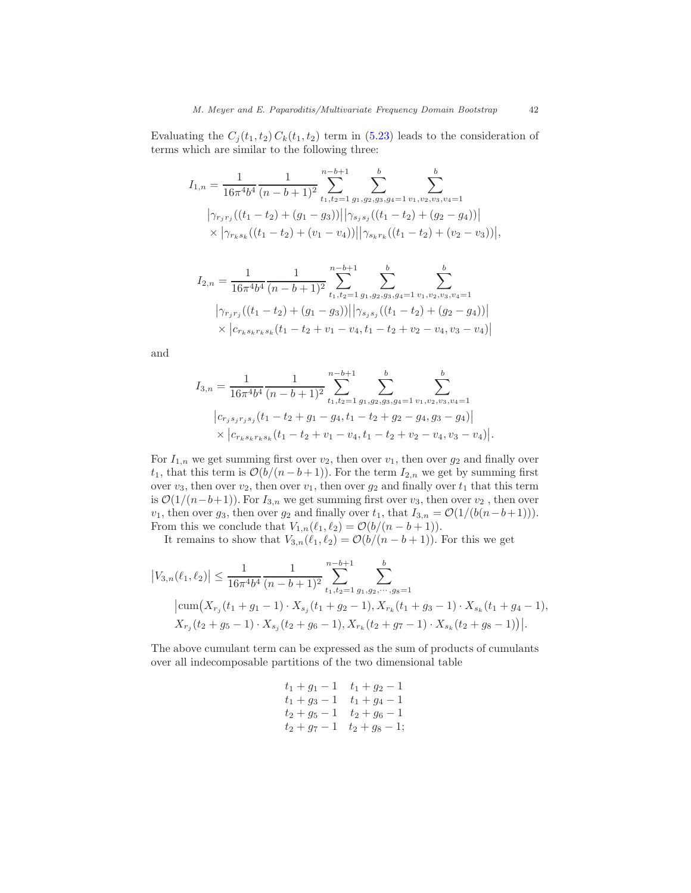Evaluating the $C_j(t_1,t_2)\,C_k(t_1,t_2)$ term in (5.23) leads to the consideration of terms which are similar to the following three:

$$
\begin{aligned}
I_{1,n} = \frac{1}{16\pi^4 b^4}\frac{1}{(n-b+1)^2}\sum_{t_1,t_2=1}^{n-b+1}\sum_{g_1,g_2,g_3,g_4=1}^{b}\sum_{v_1,v_2,v_3,v_4=1}^{b}\\
\left|\gamma_{r_j r_j}((t_1-t_2)+(g_1-g_3))\right|\left|\gamma_{s_j s_j}((t_1-t_2)+(g_2-g_4))\right|\\
\times\left|\gamma_{r_k s_k}((t_1-t_2)+(v_1-v_4))\right|\left|\gamma_{s_k r_k}((t_1-t_2)+(v_2-v_3))\right|,
\end{aligned}
$$

$$
\begin{aligned}
I_{2,n} = \frac{1}{16\pi^4 b^4}\frac{1}{(n-b+1)^2}\sum_{t_1,t_2=1}^{n-b+1}\sum_{g_1,g_2,g_3,g_4=1}^{b}\sum_{v_1,v_2,v_3,v_4=1}^{b}\\
\left|\gamma_{r_j r_j}((t_1-t_2)+(g_1-g_3))\right|\left|\gamma_{s_j s_j}((t_1-t_2)+(g_2-g_4))\right|\\
\times\left|c_{r_k s_k r_k s_k}(t_1-t_2+v_1-v_4,t_1-t_2+v_2-v_4,v_3-v_4)\right|
\end{aligned}
$$

and

$$
\begin{aligned}
I_{3,n} = \frac{1}{16\pi^4 b^4}\frac{1}{(n-b+1)^2}\sum_{t_1,t_2=1}^{n-b+1}\sum_{g_1,g_2,g_3,g_4=1}^{b}\sum_{v_1,v_2,v_3,v_4=1}^{b}\\
\left|c_{r_j s_j r_j s_j}(t_1-t_2+g_1-g_4,t_1-t_2+g_2-g_4,g_3-g_4)\right|\\
\times\left|c_{r_k s_k r_k s_k}(t_1-t_2+v_1-v_4,t_1-t_2+v_2-v_4,v_3-v_4)\right|.
\end{aligned}
$$

For $I_{1,n}$ we get summing first over $v_2$, then over $v_1$, then over $g_2$ and finally over $t_1$, that this term is $\mathcal{O}(b/(n-b+1))$. For the term $I_{2,n}$ we get by summing first over $v_3$, then over $v_2$, then over $v_1$, then over $g_2$ and finally over $t_1$ that this term is $\mathcal{O}(1/(n-b+1))$. For $I_{3,n}$ we get summing first over $v_3$, then over $v_2$, then over $v_1$, then over $g_3$, then over $g_2$ and finally over $t_1$, that $I_{3,n}=\mathcal{O}(1/(b(n-b+1)))$. From this we conclude that $V_{1,n}(\ell_1,\ell_2)=\mathcal{O}(b/(n-b+1))$.

It remains to show that $V_{3,n}(\ell_1,\ell_2)=\mathcal{O}(b/(n-b+1))$. For this we get

$$
\begin{aligned}
\left|V_{3,n}(\ell_1,\ell_2)\right| \le \frac{1}{16\pi^4 b^4}\frac{1}{(n-b+1)^2}\sum_{t_1,t_2=1}^{n-b+1}\sum_{g_1,g_2,\cdots,g_8=1}^{b}\\
\big|\mathrm{cum}\big(X_{r_j}(t_1+g_1-1)\cdot X_{s_j}(t_1+g_2-1),X_{r_k}(t_1+g_3-1)\cdot X_{s_k}(t_1+g_4-1),\\
X_{r_j}(t_2+g_5-1)\cdot X_{s_j}(t_2+g_6-1),X_{r_k}(t_2+g_7-1)\cdot X_{s_k}(t_2+g_8-1)\big)\big|.
\end{aligned}
$$

The above cumulant term can be expressed as the sum of products of cumulants over all indecomposable partitions of the two dimensional table

$$
\begin{array}{cc}
t_1+g_1-1 & t_1+g_2-1\\
t_1+g_3-1 & t_1+g_4-1\\
t_2+g_5-1 & t_2+g_6-1\\
t_2+g_7-1 & t_2+g_8-1;
\end{array}
$$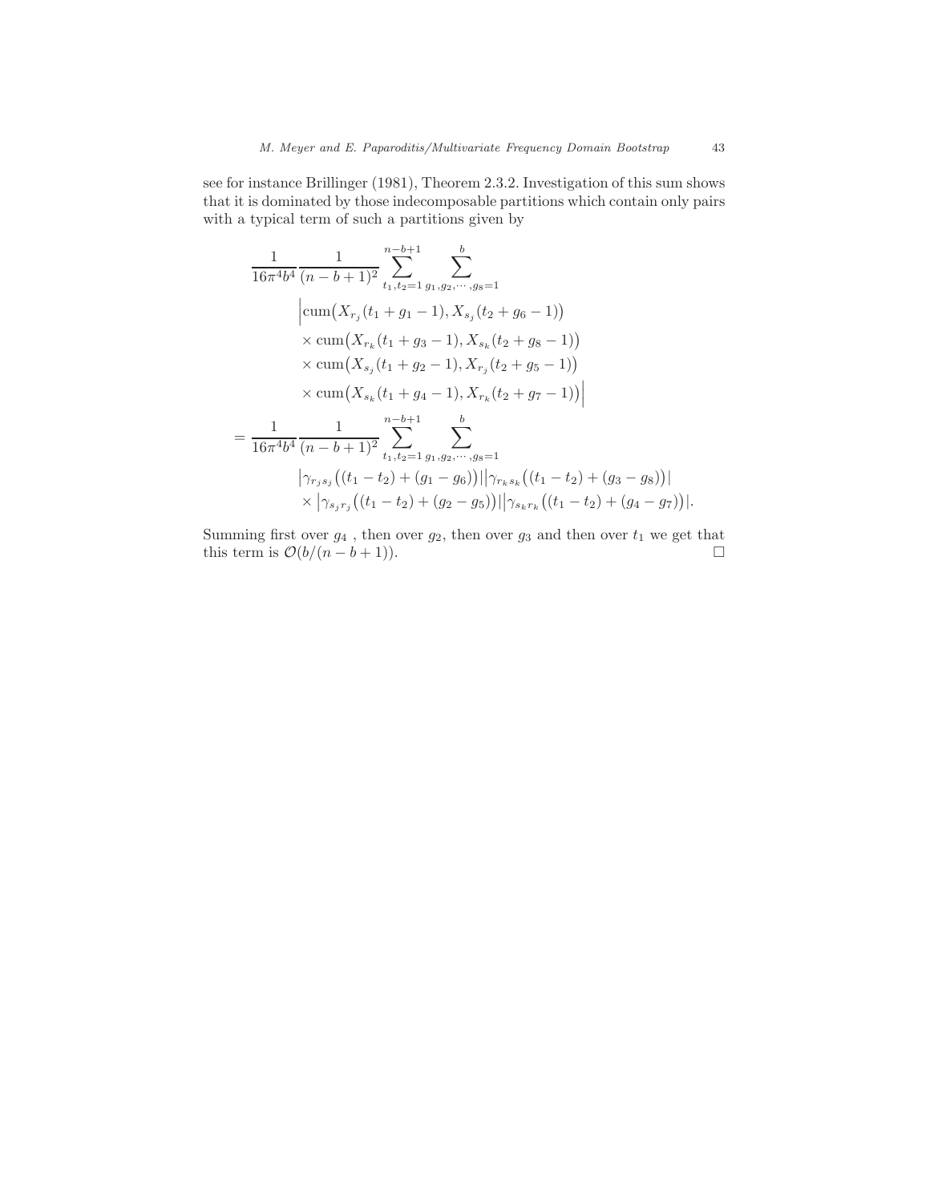see for instance Brillinger (1981), Theorem 2.3.2. Investigation of this sum shows that it is dominated by those indecomposable partitions which contain only pairs with a typical term of such a partitions given by

$$
\begin{aligned}
&\frac{1}{16\pi^4 b^4}\frac{1}{(n-b+1)^2}\sum_{t_1,t_2=1}^{n-b+1}\sum_{g_1,g_2,\cdots,g_8=1}^{b} \\
&\qquad \Big|\mathrm{cum}\big(X_{r_j}(t_1+g_1-1), X_{s_j}(t_2+g_6-1)\big) \\
&\qquad \times \mathrm{cum}\big(X_{r_k}(t_1+g_3-1), X_{s_k}(t_2+g_8-1)\big) \\
&\qquad \times \mathrm{cum}\big(X_{s_j}(t_1+g_2-1), X_{r_j}(t_2+g_5-1)\big) \\
&\qquad \times \mathrm{cum}\big(X_{s_k}(t_1+g_4-1), X_{r_k}(t_2+g_7-1)\big)\Big| \\
&= \frac{1}{16\pi^4 b^4}\frac{1}{(n-b+1)^2}\sum_{t_1,t_2=1}^{n-b+1}\sum_{g_1,g_2,\cdots,g_8=1}^{b} \\
&\qquad \big|\gamma_{r_j s_j}\big((t_1-t_2)+(g_1-g_6)\big)\big|\big|\gamma_{r_k s_k}\big((t_1-t_2)+(g_3-g_8)\big)\big| \\
&\qquad \times \big|\gamma_{s_j r_j}\big((t_1-t_2)+(g_2-g_5)\big)\big|\big|\gamma_{s_k r_k}\big((t_1-t_2)+(g_4-g_7)\big)\big|.
\end{aligned}
$$

Summing first over $g_4$ , then over $g_2$, then over $g_3$ and then over $t_1$ we get that this term is $\mathcal{O}(b/(n-b+1))$. □